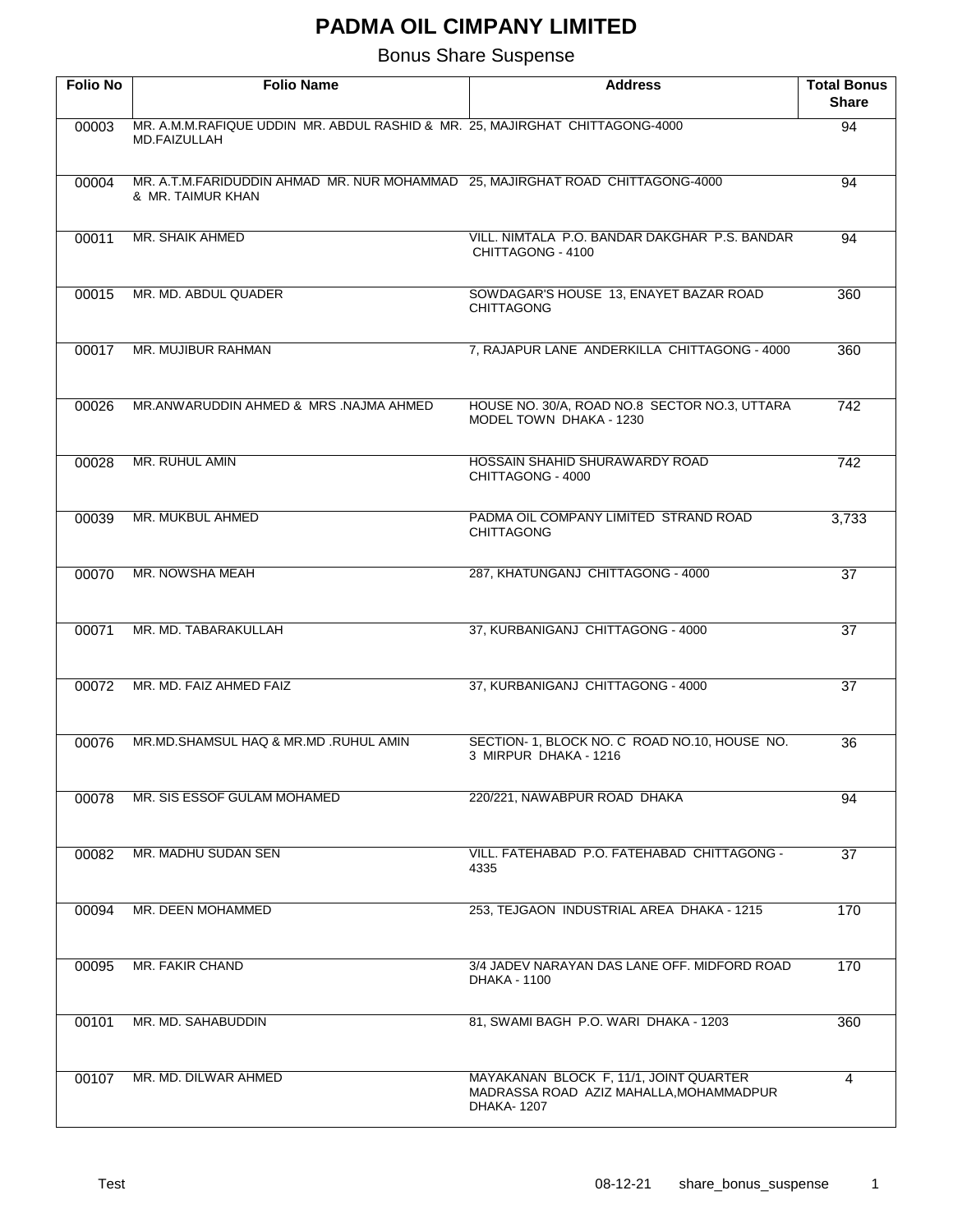# PADMA OIL CIMPANY LIMITED

## Bonus Share Suspense

| Folio No | Folio Name | Address | Total Bonus Share |
|---|---|---|---|
| 00003 | MR. A.M.M.RAFIQUE UDDIN MR. ABDUL RASHID & MR. MD.FAIZULLAH | 25, MAJIRGHAT CHITTAGONG-4000 | 94 |
| 00004 | MR. A.T.M.FARIDUDDIN AHMAD MR. NUR MOHAMMAD & MR. TAIMUR KHAN | 25, MAJIRGHAT ROAD CHITTAGONG-4000 | 94 |
| 00011 | MR. SHAIK AHMED | VILL. NIMTALA P.O. BANDAR DAKGHAR P.S. BANDAR CHITTAGONG - 4100 | 94 |
| 00015 | MR. MD. ABDUL QUADER | SOWDAGAR'S HOUSE 13, ENAYET BAZAR ROAD CHITTAGONG | 360 |
| 00017 | MR. MUJIBUR RAHMAN | 7, RAJAPUR LANE ANDERKILLA CHITTAGONG - 4000 | 360 |
| 00026 | MR.ANWARUDDIN AHMED & MRS .NAJMA AHMED | HOUSE NO. 30/A, ROAD NO.8 SECTOR NO.3, UTTARA MODEL TOWN DHAKA - 1230 | 742 |
| 00028 | MR. RUHUL AMIN | HOSSAIN SHAHID SHURAWARDY ROAD CHITTAGONG - 4000 | 742 |
| 00039 | MR. MUKBUL AHMED | PADMA OIL COMPANY LIMITED STRAND ROAD CHITTAGONG | 3,733 |
| 00070 | MR. NOWSHA MEAH | 287, KHATUNGANJ CHITTAGONG - 4000 | 37 |
| 00071 | MR. MD. TABARAKULLAH | 37, KURBANIGANJ CHITTAGONG - 4000 | 37 |
| 00072 | MR. MD. FAIZ AHMED FAIZ | 37, KURBANIGANJ CHITTAGONG - 4000 | 37 |
| 00076 | MR.MD.SHAMSUL HAQ & MR.MD .RUHUL AMIN | SECTION- 1, BLOCK NO. C ROAD NO.10, HOUSE NO. 3 MIRPUR DHAKA - 1216 | 36 |
| 00078 | MR. SIS ESSOF GULAM MOHAMED | 220/221, NAWABPUR ROAD DHAKA | 94 |
| 00082 | MR. MADHU SUDAN SEN | VILL. FATEHABAD P.O. FATEHABAD CHITTAGONG - 4335 | 37 |
| 00094 | MR. DEEN MOHAMMED | 253, TEJGAON INDUSTRIAL AREA DHAKA - 1215 | 170 |
| 00095 | MR. FAKIR CHAND | 3/4 JADEV NARAYAN DAS LANE OFF. MIDFORD ROAD DHAKA - 1100 | 170 |
| 00101 | MR. MD. SAHABUDDIN | 81, SWAMI BAGH P.O. WARI DHAKA - 1203 | 360 |
| 00107 | MR. MD. DILWAR AHMED | MAYAKANAN BLOCK F, 11/1, JOINT QUARTER MADRASSA ROAD AZIZ MAHALLA,MOHAMMADPUR DHAKA- 1207 | 4 |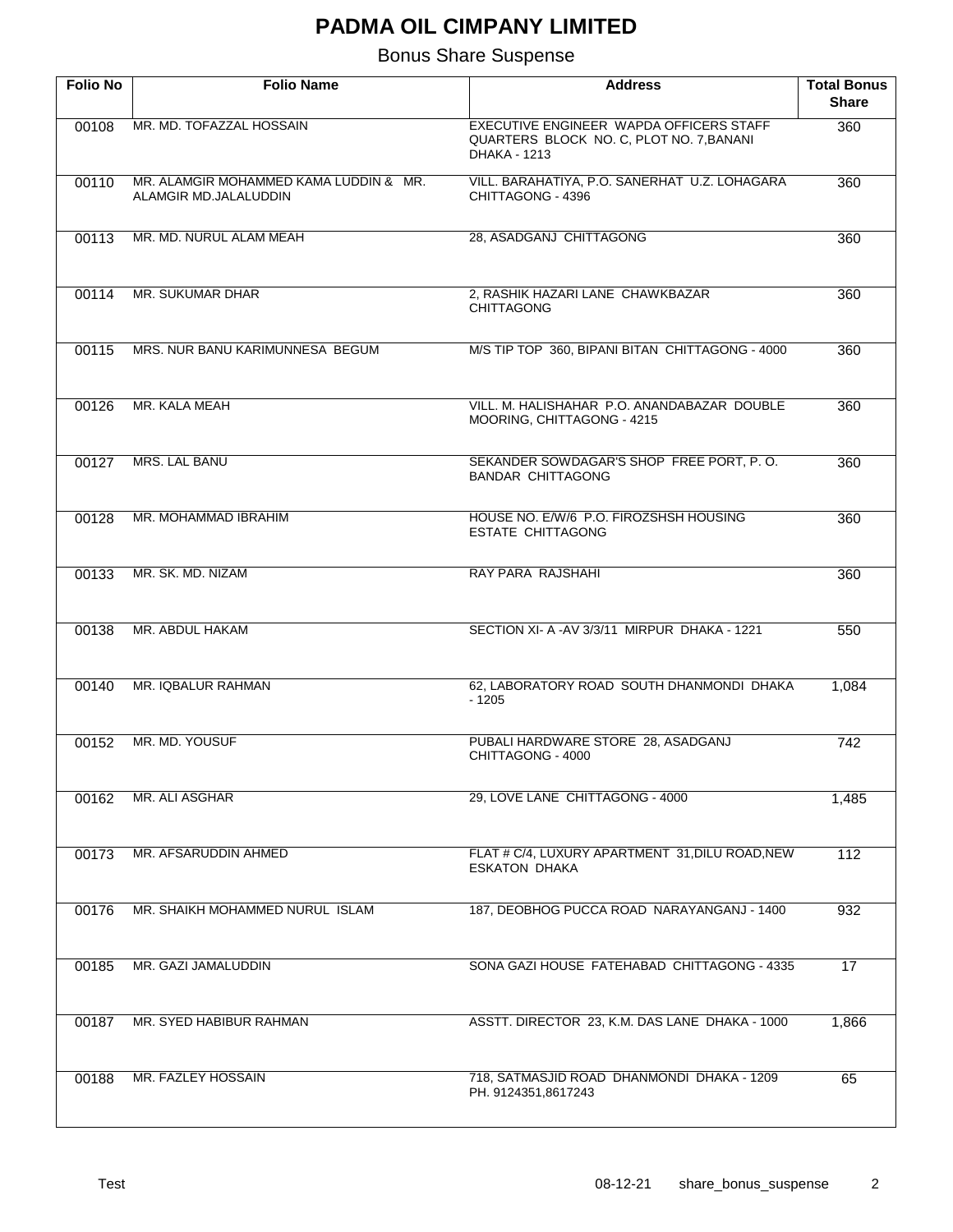# PADMA OIL CIMPANY LIMITED

## Bonus Share Suspense

| Folio No | Folio Name | Address | Total Bonus Share |
|---|---|---|---|
| 00108 | MR. MD. TOFAZZAL HOSSAIN | EXECUTIVE ENGINEER WAPDA OFFICERS STAFF QUARTERS BLOCK NO. C, PLOT NO. 7,BANANI DHAKA - 1213 | 360 |
| 00110 | MR. ALAMGIR MOHAMMED KAMA LUDDIN & MR. ALAMGIR MD.JALALUDDIN | VILL. BARAHATIYA, P.O. SANERHAT U.Z. LOHAGARA CHITTAGONG - 4396 | 360 |
| 00113 | MR. MD. NURUL ALAM MEAH | 28, ASADGANJ CHITTAGONG | 360 |
| 00114 | MR. SUKUMAR DHAR | 2, RASHIK HAZARI LANE CHAWKBAZAR CHITTAGONG | 360 |
| 00115 | MRS. NUR BANU KARIMUNNESA BEGUM | M/S TIP TOP 360, BIPANI BITAN CHITTAGONG - 4000 | 360 |
| 00126 | MR. KALA MEAH | VILL. M. HALISHAHAR P.O. ANANDABAZAR DOUBLE MOORING, CHITTAGONG - 4215 | 360 |
| 00127 | MRS. LAL BANU | SEKANDER SOWDAGAR'S SHOP FREE PORT, P. O. BANDAR CHITTAGONG | 360 |
| 00128 | MR. MOHAMMAD IBRAHIM | HOUSE NO. E/W/6 P.O. FIROZSHSH HOUSING ESTATE CHITTAGONG | 360 |
| 00133 | MR. SK. MD. NIZAM | RAY PARA RAJSHAHI | 360 |
| 00138 | MR. ABDUL HAKAM | SECTION XI- A -AV 3/3/11 MIRPUR DHAKA - 1221 | 550 |
| 00140 | MR. IQBALUR RAHMAN | 62, LABORATORY ROAD SOUTH DHANMONDI DHAKA - 1205 | 1,084 |
| 00152 | MR. MD. YOUSUF | PUBALI HARDWARE STORE 28, ASADGANJ CHITTAGONG - 4000 | 742 |
| 00162 | MR. ALI ASGHAR | 29, LOVE LANE CHITTAGONG - 4000 | 1,485 |
| 00173 | MR. AFSARUDDIN AHMED | FLAT # C/4, LUXURY APARTMENT 31,DILU ROAD,NEW ESKATON DHAKA | 112 |
| 00176 | MR. SHAIKH MOHAMMED NURUL ISLAM | 187, DEOBHOG PUCCA ROAD NARAYANGANJ - 1400 | 932 |
| 00185 | MR. GAZI JAMALUDDIN | SONA GAZI HOUSE FATEHABAD CHITTAGONG - 4335 | 17 |
| 00187 | MR. SYED HABIBUR RAHMAN | ASSTT. DIRECTOR 23, K.M. DAS LANE DHAKA - 1000 | 1,866 |
| 00188 | MR. FAZLEY HOSSAIN | 718, SATMASJID ROAD DHANMONDI DHAKA - 1209 PH. 9124351,8617243 | 65 |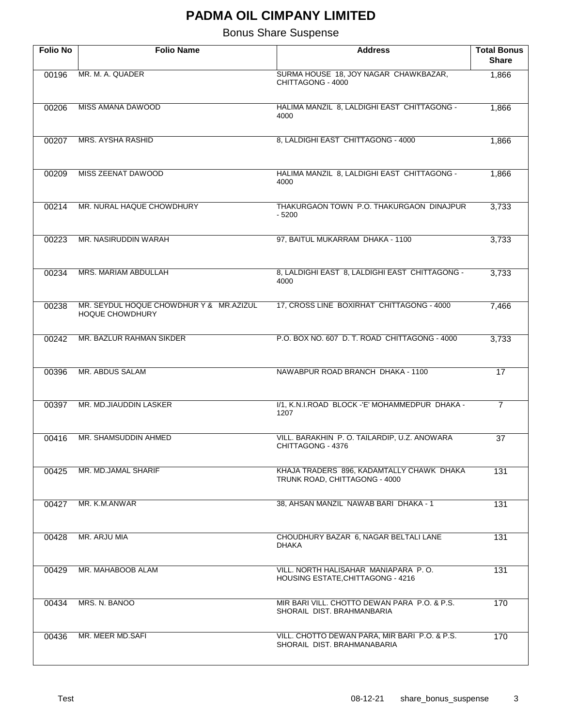# PADMA OIL CIMPANY LIMITED

## Bonus Share Suspense

| Folio No | Folio Name | Address | Total Bonus Share |
|---|---|---|---|
| 00196 | MR. M. A. QUADER | SURMA HOUSE 18, JOY NAGAR CHAWKBAZAR, CHITTAGONG - 4000 | 1,866 |
| 00206 | MISS AMANA DAWOOD | HALIMA MANZIL 8, LALDIGHI EAST CHITTAGONG - 4000 | 1,866 |
| 00207 | MRS. AYSHA RASHID | 8, LALDIGHI EAST CHITTAGONG - 4000 | 1,866 |
| 00209 | MISS ZEENAT DAWOOD | HALIMA MANZIL 8, LALDIGHI EAST CHITTAGONG - 4000 | 1,866 |
| 00214 | MR. NURAL HAQUE CHOWDHURY | THAKURGAON TOWN P.O. THAKURGAON DINAJPUR - 5200 | 3,733 |
| 00223 | MR. NASIRUDDIN WARAH | 97, BAITUL MUKARRAM DHAKA - 1100 | 3,733 |
| 00234 | MRS. MARIAM ABDULLAH | 8, LALDIGHI EAST 8, LALDIGHI EAST CHITTAGONG - 4000 | 3,733 |
| 00238 | MR. SEYDUL HOQUE CHOWDHUR Y & MR.AZIZUL HOQUE CHOWDHURY | 17, CROSS LINE BOXIRHAT CHITTAGONG - 4000 | 7,466 |
| 00242 | MR. BAZLUR RAHMAN SIKDER | P.O. BOX NO. 607 D. T. ROAD CHITTAGONG - 4000 | 3,733 |
| 00396 | MR. ABDUS SALAM | NAWABPUR ROAD BRANCH DHAKA - 1100 | 17 |
| 00397 | MR. MD.JIAUDDIN LASKER | I/1, K.N.I.ROAD BLOCK -'E' MOHAMMEDPUR DHAKA - 1207 | 7 |
| 00416 | MR. SHAMSUDDIN AHMED | VILL. BARAKHIN P. O. TAILARDIP, U.Z. ANOWARA CHITTAGONG - 4376 | 37 |
| 00425 | MR. MD.JAMAL SHARIF | KHAJA TRADERS 896, KADAMTALLY CHAWK DHAKA TRUNK ROAD, CHITTAGONG - 4000 | 131 |
| 00427 | MR. K.M.ANWAR | 38, AHSAN MANZIL NAWAB BARI DHAKA - 1 | 131 |
| 00428 | MR. ARJU MIA | CHOUDHURY BAZAR 6, NAGAR BELTALI LANE DHAKA | 131 |
| 00429 | MR. MAHABOOB ALAM | VILL. NORTH HALISAHAR MANIAPARA P. O. HOUSING ESTATE,CHITTAGONG - 4216 | 131 |
| 00434 | MRS. N. BANOO | MIR BARI VILL. CHOTTO DEWAN PARA P.O. & P.S. SHORAIL DIST. BRAHMANBARIA | 170 |
| 00436 | MR. MEER MD.SAFI | VILL. CHOTTO DEWAN PARA, MIR BARI P.O. & P.S. SHORAIL DIST. BRAHMANABARIA | 170 |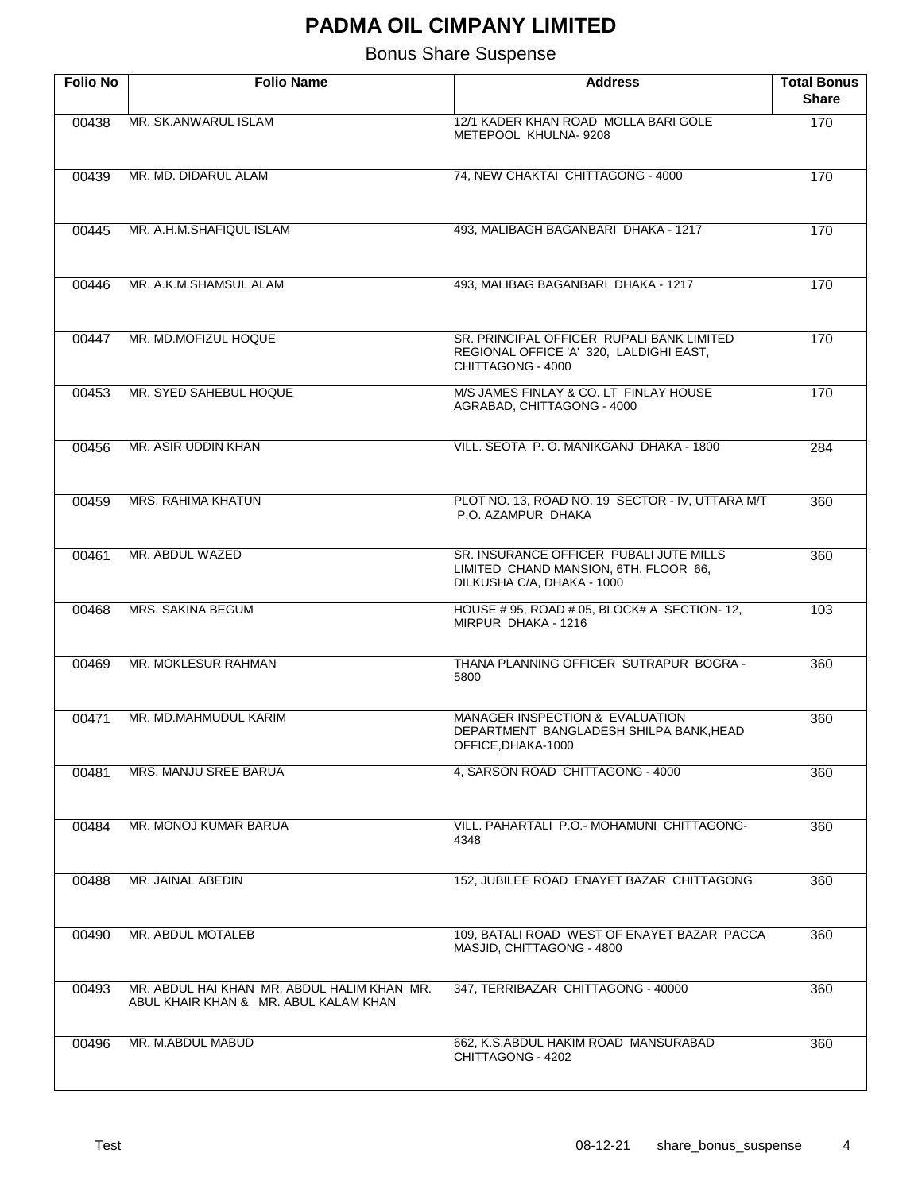# PADMA OIL CIMPANY LIMITED

Bonus Share Suspense

| Folio No | Folio Name | Address | Total Bonus Share |
|---|---|---|---|
| 00438 | MR. SK.ANWARUL ISLAM | 12/1 KADER KHAN ROAD MOLLA BARI GOLE METEPOOL KHULNA- 9208 | 170 |
| 00439 | MR. MD. DIDARUL ALAM | 74, NEW CHAKTAI CHITTAGONG - 4000 | 170 |
| 00445 | MR. A.H.M.SHAFIQUL ISLAM | 493, MALIBAGH BAGANBARI DHAKA - 1217 | 170 |
| 00446 | MR. A.K.M.SHAMSUL ALAM | 493, MALIBAG BAGANBARI DHAKA - 1217 | 170 |
| 00447 | MR. MD.MOFIZUL HOQUE | SR. PRINCIPAL OFFICER RUPALI BANK LIMITED REGIONAL OFFICE 'A' 320, LALDIGHI EAST, CHITTAGONG - 4000 | 170 |
| 00453 | MR. SYED SAHEBUL HOQUE | M/S JAMES FINLAY & CO. LT FINLAY HOUSE AGRABAD, CHITTAGONG - 4000 | 170 |
| 00456 | MR. ASIR UDDIN KHAN | VILL. SEOTA P. O. MANIKGANJ DHAKA - 1800 | 284 |
| 00459 | MRS. RAHIMA KHATUN | PLOT NO. 13, ROAD NO. 19 SECTOR - IV, UTTARA M/T P.O. AZAMPUR DHAKA | 360 |
| 00461 | MR. ABDUL WAZED | SR. INSURANCE OFFICER PUBALI JUTE MILLS LIMITED CHAND MANSION, 6TH. FLOOR 66, DILKUSHA C/A, DHAKA - 1000 | 360 |
| 00468 | MRS. SAKINA BEGUM | HOUSE # 95, ROAD # 05, BLOCK# A SECTION- 12, MIRPUR DHAKA - 1216 | 103 |
| 00469 | MR. MOKLESUR RAHMAN | THANA PLANNING OFFICER SUTRAPUR BOGRA - 5800 | 360 |
| 00471 | MR. MD.MAHMUDUL KARIM | MANAGER INSPECTION & EVALUATION DEPARTMENT BANGLADESH SHILPA BANK,HEAD OFFICE,DHAKA-1000 | 360 |
| 00481 | MRS. MANJU SREE BARUA | 4, SARSON ROAD CHITTAGONG - 4000 | 360 |
| 00484 | MR. MONOJ KUMAR BARUA | VILL. PAHARTALI P.O.- MOHAMUNI CHITTAGONG-4348 | 360 |
| 00488 | MR. JAINAL ABEDIN | 152, JUBILEE ROAD ENAYET BAZAR CHITTAGONG | 360 |
| 00490 | MR. ABDUL MOTALEB | 109, BATALI ROAD WEST OF ENAYET BAZAR PACCA MASJID, CHITTAGONG - 4800 | 360 |
| 00493 | MR. ABDUL HAI KHAN MR. ABDUL HALIM KHAN MR. ABUL KHAIR KHAN & MR. ABUL KALAM KHAN | 347, TERRIBAZAR CHITTAGONG - 40000 | 360 |
| 00496 | MR. M.ABDUL MABUD | 662, K.S.ABDUL HAKIM ROAD MANSURABAD CHITTAGONG - 4202 | 360 |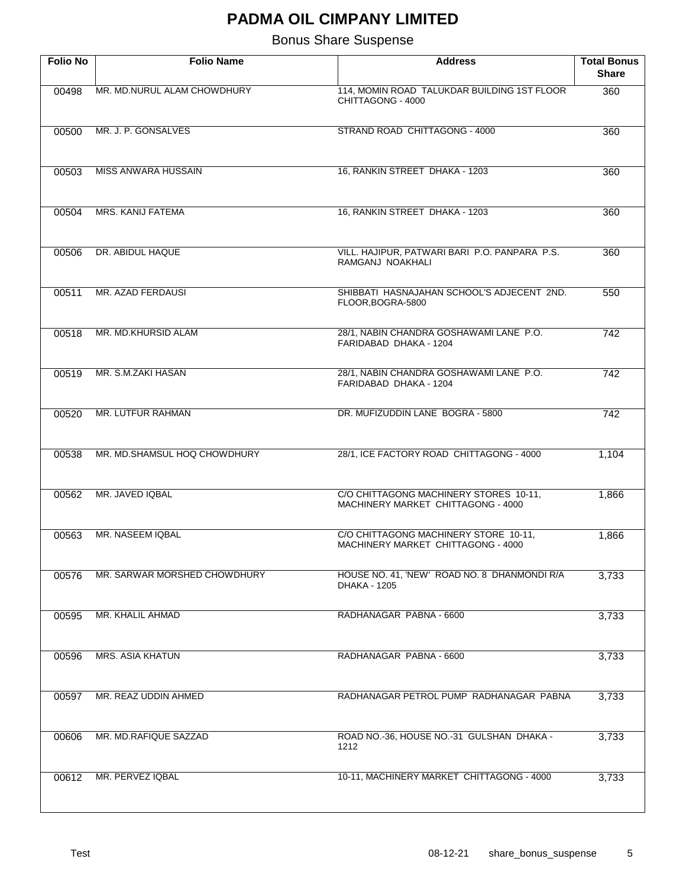# PADMA OIL CIMPANY LIMITED

## Bonus Share Suspense

| Folio No | Folio Name | Address | Total Bonus Share |
|---|---|---|---|
| 00498 | MR. MD.NURUL ALAM CHOWDHURY | 114, MOMIN ROAD TALUKDAR BUILDING 1ST FLOOR CHITTAGONG - 4000 | 360 |
| 00500 | MR. J. P. GONSALVES | STRAND ROAD CHITTAGONG - 4000 | 360 |
| 00503 | MISS ANWARA HUSSAIN | 16, RANKIN STREET DHAKA - 1203 | 360 |
| 00504 | MRS. KANIJ FATEMA | 16, RANKIN STREET DHAKA - 1203 | 360 |
| 00506 | DR. ABIDUL HAQUE | VILL. HAJIPUR, PATWARI BARI P.O. PANPARA P.S. RAMGANJ NOAKHALI | 360 |
| 00511 | MR. AZAD FERDAUSI | SHIBBATI HASNAJAHAN SCHOOL'S ADJECENT 2ND. FLOOR,BOGRA-5800 | 550 |
| 00518 | MR. MD.KHURSID ALAM | 28/1, NABIN CHANDRA GOSHAWAMI LANE P.O. FARIDABAD DHAKA - 1204 | 742 |
| 00519 | MR. S.M.ZAKI HASAN | 28/1, NABIN CHANDRA GOSHAWAMI LANE P.O. FARIDABAD DHAKA - 1204 | 742 |
| 00520 | MR. LUTFUR RAHMAN | DR. MUFIZUDDIN LANE BOGRA - 5800 | 742 |
| 00538 | MR. MD.SHAMSUL HOQ CHOWDHURY | 28/1, ICE FACTORY ROAD CHITTAGONG - 4000 | 1,104 |
| 00562 | MR. JAVED IQBAL | C/O CHITTAGONG MACHINERY STORES 10-11, MACHINERY MARKET CHITTAGONG - 4000 | 1,866 |
| 00563 | MR. NASEEM IQBAL | C/O CHITTAGONG MACHINERY STORE 10-11, MACHINERY MARKET CHITTAGONG - 4000 | 1,866 |
| 00576 | MR. SARWAR MORSHED CHOWDHURY | HOUSE NO. 41, 'NEW' ROAD NO. 8 DHANMONDI R/A DHAKA - 1205 | 3,733 |
| 00595 | MR. KHALIL AHMAD | RADHANAGAR PABNA - 6600 | 3,733 |
| 00596 | MRS. ASIA KHATUN | RADHANAGAR PABNA - 6600 | 3,733 |
| 00597 | MR. REAZ UDDIN AHMED | RADHANAGAR PETROL PUMP RADHANAGAR PABNA | 3,733 |
| 00606 | MR. MD.RAFIQUE SAZZAD | ROAD NO.-36, HOUSE NO.-31 GULSHAN DHAKA - 1212 | 3,733 |
| 00612 | MR. PERVEZ IQBAL | 10-11, MACHINERY MARKET CHITTAGONG - 4000 | 3,733 |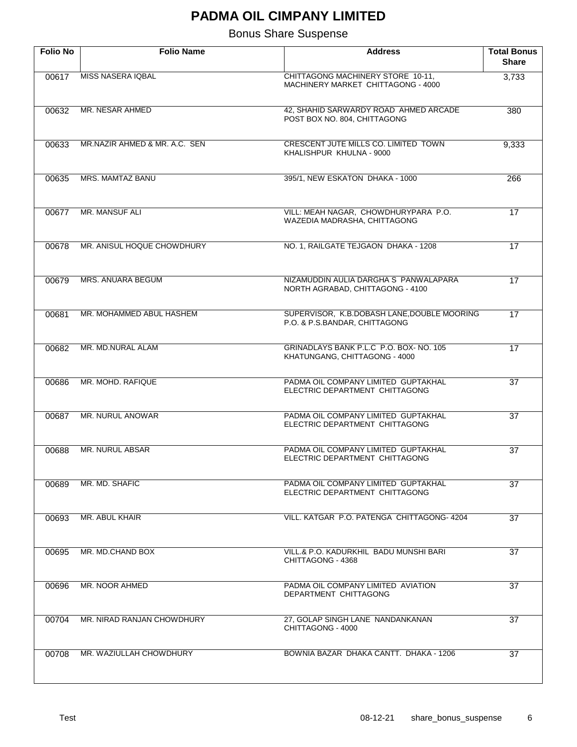# PADMA OIL CIMPANY LIMITED

## Bonus Share Suspense

| Folio No | Folio Name | Address | Total Bonus Share |
|---|---|---|---|
| 00617 | MISS NASERA IQBAL | CHITTAGONG MACHINERY STORE 10-11, MACHINERY MARKET CHITTAGONG - 4000 | 3,733 |
| 00632 | MR. NESAR AHMED | 42, SHAHID SARWARDY ROAD AHMED ARCADE POST BOX NO. 804, CHITTAGONG | 380 |
| 00633 | MR.NAZIR AHMED & MR. A.C. SEN | CRESCENT JUTE MILLS CO. LIMITED TOWN KHALISHPUR KHULNA - 9000 | 9,333 |
| 00635 | MRS. MAMTAZ BANU | 395/1, NEW ESKATON DHAKA - 1000 | 266 |
| 00677 | MR. MANSUF ALI | VILL: MEAH NAGAR, CHOWDHURYPARA P.O. WAZEDIA MADRASHA, CHITTAGONG | 17 |
| 00678 | MR. ANISUL HOQUE CHOWDHURY | NO. 1, RAILGATE TEJGAON DHAKA - 1208 | 17 |
| 00679 | MRS. ANUARA BEGUM | NIZAMUDDIN AULIA DARGHA S PANWALAPARA NORTH AGRABAD, CHITTAGONG - 4100 | 17 |
| 00681 | MR. MOHAMMED ABUL HASHEM | SUPERVISOR, K.B.DOBASH LANE,DOUBLE MOORING P.O. & P.S.BANDAR, CHITTAGONG | 17 |
| 00682 | MR. MD.NURAL ALAM | GRINADLAYS BANK P.L.C P.O. BOX- NO. 105 KHATUNGANG, CHITTAGONG - 4000 | 17 |
| 00686 | MR. MOHD. RAFIQUE | PADMA OIL COMPANY LIMITED GUPTAKHAL ELECTRIC DEPARTMENT CHITTAGONG | 37 |
| 00687 | MR. NURUL ANOWAR | PADMA OIL COMPANY LIMITED GUPTAKHAL ELECTRIC DEPARTMENT CHITTAGONG | 37 |
| 00688 | MR. NURUL ABSAR | PADMA OIL COMPANY LIMITED GUPTAKHAL ELECTRIC DEPARTMENT CHITTAGONG | 37 |
| 00689 | MR. MD. SHAFIC | PADMA OIL COMPANY LIMITED GUPTAKHAL ELECTRIC DEPARTMENT CHITTAGONG | 37 |
| 00693 | MR. ABUL KHAIR | VILL. KATGAR P.O. PATENGA CHITTAGONG- 4204 | 37 |
| 00695 | MR. MD.CHAND BOX | VILL.& P.O. KADURKHIL BADU MUNSHI BARI CHITTAGONG - 4368 | 37 |
| 00696 | MR. NOOR AHMED | PADMA OIL COMPANY LIMITED AVIATION DEPARTMENT CHITTAGONG | 37 |
| 00704 | MR. NIRAD RANJAN CHOWDHURY | 27, GOLAP SINGH LANE NANDANKANAN CHITTAGONG - 4000 | 37 |
| 00708 | MR. WAZIULLAH CHOWDHURY | BOWNIA BAZAR DHAKA CANTT. DHAKA - 1206 | 37 |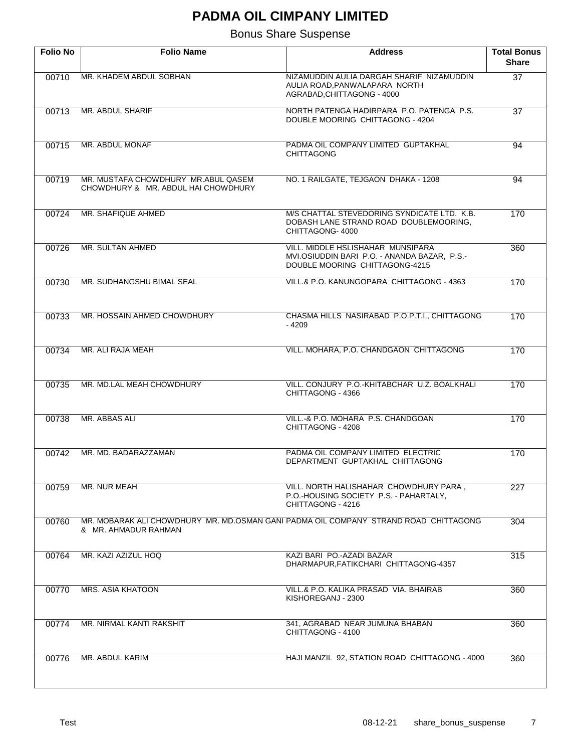# PADMA OIL CIMPANY LIMITED

## Bonus Share Suspense

| Folio No | Folio Name | Address | Total Bonus Share |
|---|---|---|---|
| 00710 | MR. KHADEM ABDUL SOBHAN | NIZAMUDDIN AULIA DARGAH SHARIF NIZAMUDDIN AULIA ROAD,PANWALAPARA NORTH AGRABAD,CHITTAGONG - 4000 | 37 |
| 00713 | MR. ABDUL SHARIF | NORTH PATENGA HADIRPARA P.O. PATENGA P.S. DOUBLE MOORING CHITTAGONG - 4204 | 37 |
| 00715 | MR. ABDUL MONAF | PADMA OIL COMPANY LIMITED GUPTAKHAL CHITTAGONG | 94 |
| 00719 | MR. MUSTAFA CHOWDHURY MR.ABUL QASEM CHOWDHURY & MR. ABDUL HAI CHOWDHURY | NO. 1 RAILGATE, TEJGAON DHAKA - 1208 | 94 |
| 00724 | MR. SHAFIQUE AHMED | M/S CHATTAL STEVEDORING SYNDICATE LTD. K.B. DOBASH LANE STRAND ROAD DOUBLEMOORING, CHITTAGONG- 4000 | 170 |
| 00726 | MR. SULTAN AHMED | VILL. MIDDLE HSLISHAHAR MUNSIPARA MVI.OSIUDDIN BARI P.O. - ANANDA BAZAR, P.S.- DOUBLE MOORING CHITTAGONG-4215 | 360 |
| 00730 | MR. SUDHANGSHU BIMAL SEAL | VILL.& P.O. KANUNGOPARA CHITTAGONG - 4363 | 170 |
| 00733 | MR. HOSSAIN AHMED CHOWDHURY | CHASMA HILLS NASIRABAD P.O.P.T.I., CHITTAGONG - 4209 | 170 |
| 00734 | MR. ALI RAJA MEAH | VILL. MOHARA, P.O. CHANDGAON CHITTAGONG | 170 |
| 00735 | MR. MD.LAL MEAH CHOWDHURY | VILL. CONJURY P.O.-KHITABCHAR U.Z. BOALKHALI CHITTAGONG - 4366 | 170 |
| 00738 | MR. ABBAS ALI | VILL.-& P.O. MOHARA P.S. CHANDGOAN CHITTAGONG - 4208 | 170 |
| 00742 | MR. MD. BADARAZZAMAN | PADMA OIL COMPANY LIMITED ELECTRIC DEPARTMENT GUPTAKHAL CHITTAGONG | 170 |
| 00759 | MR. NUR MEAH | VILL. NORTH HALISHAHAR CHOWDHURY PARA , P.O.-HOUSING SOCIETY P.S. - PAHARTALY, CHITTAGONG - 4216 | 227 |
| 00760 | MR. MOBARAK ALI CHOWDHURY MR. MD.OSMAN GANI & MR. AHMADUR RAHMAN | PADMA OIL COMPANY STRAND ROAD CHITTAGONG | 304 |
| 00764 | MR. KAZI AZIZUL HOQ | KAZI BARI PO.-AZADI BAZAR DHARMAPUR,FATIKCHARI CHITTAGONG-4357 | 315 |
| 00770 | MRS. ASIA KHATOON | VILL.& P.O. KALIKA PRASAD VIA. BHAIRAB KISHOREGANJ - 2300 | 360 |
| 00774 | MR. NIRMAL KANTI RAKSHIT | 341, AGRABAD NEAR JUMUNA BHABAN CHITTAGONG - 4100 | 360 |
| 00776 | MR. ABDUL KARIM | HAJI MANZIL 92, STATION ROAD CHITTAGONG - 4000 | 360 |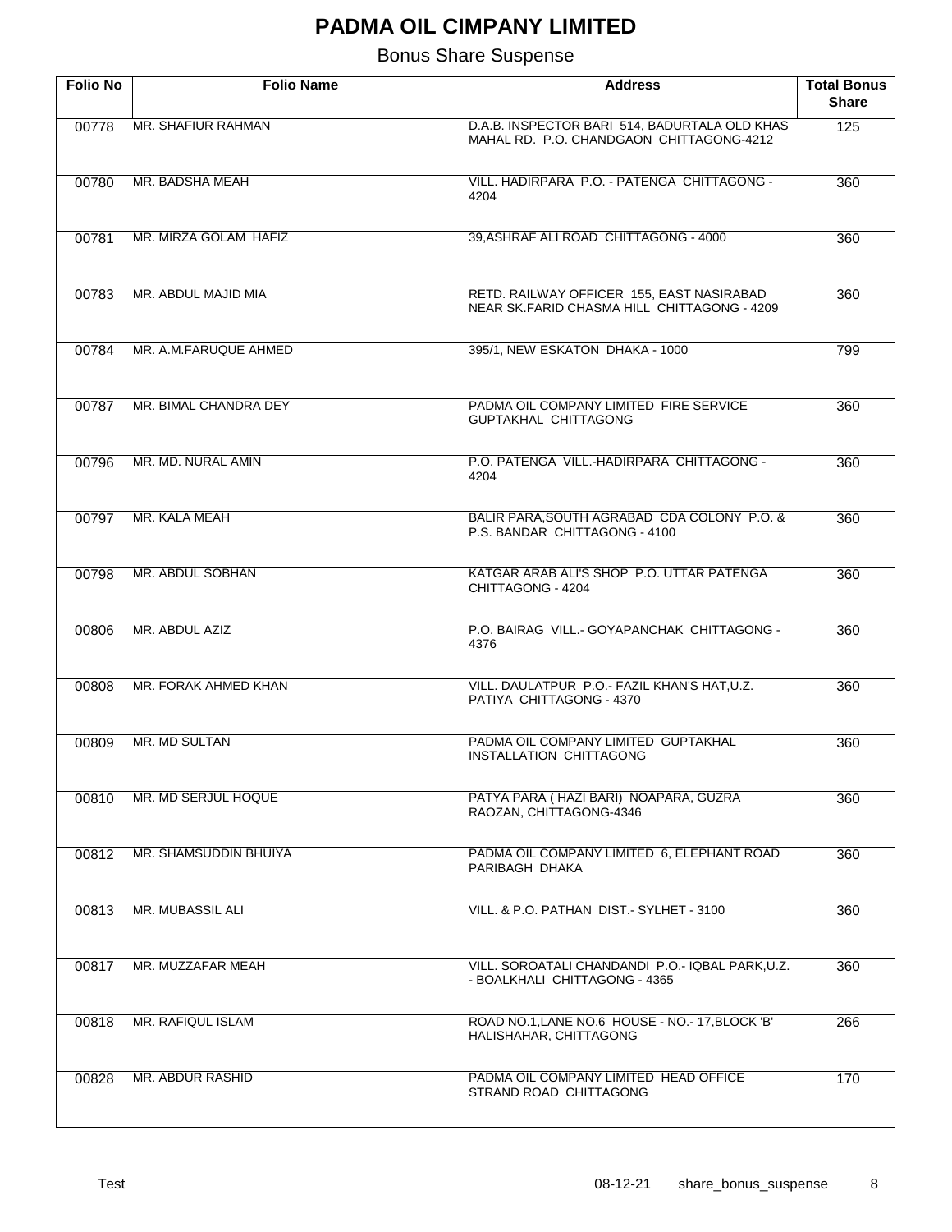# PADMA OIL CIMPANY LIMITED

## Bonus Share Suspense

| Folio No | Folio Name | Address | Total Bonus Share |
|---|---|---|---|
| 00778 | MR. SHAFIUR RAHMAN | D.A.B. INSPECTOR BARI 514, BADURTALA OLD KHAS MAHAL RD. P.O. CHANDGAON CHITTAGONG-4212 | 125 |
| 00780 | MR. BADSHA MEAH | VILL. HADIRPARA P.O. - PATENGA CHITTAGONG - 4204 | 360 |
| 00781 | MR. MIRZA GOLAM HAFIZ | 39,ASHRAF ALI ROAD CHITTAGONG - 4000 | 360 |
| 00783 | MR. ABDUL MAJID MIA | RETD. RAILWAY OFFICER 155, EAST NASIRABAD NEAR SK.FARID CHASMA HILL CHITTAGONG - 4209 | 360 |
| 00784 | MR. A.M.FARUQUE AHMED | 395/1, NEW ESKATON DHAKA - 1000 | 799 |
| 00787 | MR. BIMAL CHANDRA DEY | PADMA OIL COMPANY LIMITED FIRE SERVICE GUPTAKHAL CHITTAGONG | 360 |
| 00796 | MR. MD. NURAL AMIN | P.O. PATENGA VILL.-HADIRPARA CHITTAGONG - 4204 | 360 |
| 00797 | MR. KALA MEAH | BALIR PARA,SOUTH AGRABAD CDA COLONY P.O. & P.S. BANDAR CHITTAGONG - 4100 | 360 |
| 00798 | MR. ABDUL SOBHAN | KATGAR ARAB ALI'S SHOP P.O. UTTAR PATENGA CHITTAGONG - 4204 | 360 |
| 00806 | MR. ABDUL AZIZ | P.O. BAIRAG VILL.- GOYAPANCHAK CHITTAGONG - 4376 | 360 |
| 00808 | MR. FORAK AHMED KHAN | VILL. DAULATPUR P.O.- FAZIL KHAN'S HAT,U.Z. PATIYA CHITTAGONG - 4370 | 360 |
| 00809 | MR. MD SULTAN | PADMA OIL COMPANY LIMITED GUPTAKHAL INSTALLATION CHITTAGONG | 360 |
| 00810 | MR. MD SERJUL HOQUE | PATYA PARA ( HAZI BARI) NOAPARA, GUZRA RAOZAN, CHITTAGONG-4346 | 360 |
| 00812 | MR. SHAMSUDDIN BHUIYA | PADMA OIL COMPANY LIMITED 6, ELEPHANT ROAD PARIBAGH DHAKA | 360 |
| 00813 | MR. MUBASSIL ALI | VILL. & P.O. PATHAN DIST.- SYLHET - 3100 | 360 |
| 00817 | MR. MUZZAFAR MEAH | VILL. SOROATALI CHANDANDI P.O.- IQBAL PARK,U.Z. - BOALKHALI CHITTAGONG - 4365 | 360 |
| 00818 | MR. RAFIQUL ISLAM | ROAD NO.1,LANE NO.6 HOUSE - NO.- 17,BLOCK 'B' HALISHAHAR, CHITTAGONG | 266 |
| 00828 | MR. ABDUR RASHID | PADMA OIL COMPANY LIMITED HEAD OFFICE STRAND ROAD CHITTAGONG | 170 |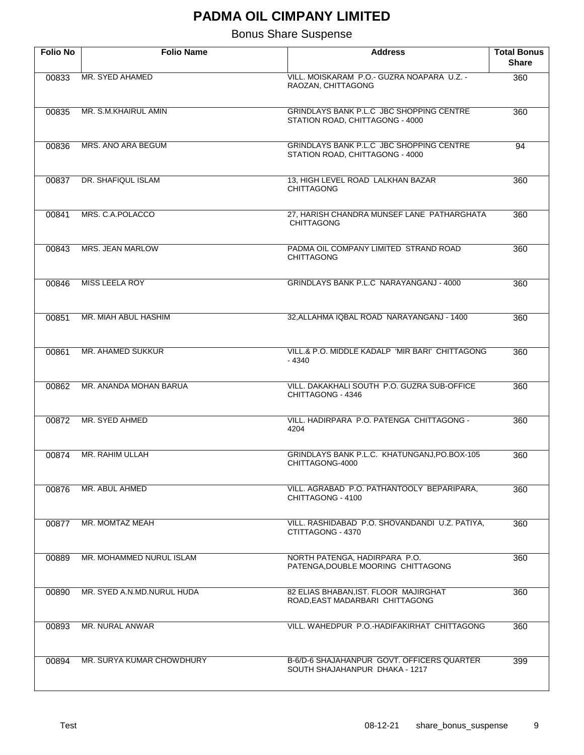# PADMA OIL CIMPANY LIMITED

## Bonus Share Suspense

| Folio No | Folio Name | Address | Total Bonus Share |
|---|---|---|---|
| 00833 | MR. SYED AHAMED | VILL. MOISKARAM P.O.- GUZRA NOAPARA U.Z. - RAOZAN, CHITTAGONG | 360 |
| 00835 | MR. S.M.KHAIRUL AMIN | GRINDLAYS BANK P.L.C JBC SHOPPING CENTRE STATION ROAD, CHITTAGONG - 4000 | 360 |
| 00836 | MRS. ANO ARA BEGUM | GRINDLAYS BANK P.L.C JBC SHOPPING CENTRE STATION ROAD, CHITTAGONG - 4000 | 94 |
| 00837 | DR. SHAFIQUL ISLAM | 13, HIGH LEVEL ROAD LALKHAN BAZAR CHITTAGONG | 360 |
| 00841 | MRS. C.A.POLACCO | 27, HARISH CHANDRA MUNSEF LANE PATHARGHATA CHITTAGONG | 360 |
| 00843 | MRS. JEAN MARLOW | PADMA OIL COMPANY LIMITED STRAND ROAD CHITTAGONG | 360 |
| 00846 | MISS LEELA ROY | GRINDLAYS BANK P.L.C NARAYANGANJ - 4000 | 360 |
| 00851 | MR. MIAH ABUL HASHIM | 32,ALLAHMA IQBAL ROAD NARAYANGANJ - 1400 | 360 |
| 00861 | MR. AHAMED SUKKUR | VILL.& P.O. MIDDLE KADALP 'MIR BARI' CHITTAGONG - 4340 | 360 |
| 00862 | MR. ANANDA MOHAN BARUA | VILL. DAKAKHALI SOUTH P.O. GUZRA SUB-OFFICE CHITTAGONG - 4346 | 360 |
| 00872 | MR. SYED AHMED | VILL. HADIRPARA P.O. PATENGA CHITTAGONG - 4204 | 360 |
| 00874 | MR. RAHIM ULLAH | GRINDLAYS BANK P.L.C. KHATUNGANJ,PO.BOX-105 CHITTAGONG-4000 | 360 |
| 00876 | MR. ABUL AHMED | VILL. AGRABAD P.O. PATHANTOOLY BEPARIPARA, CHITTAGONG - 4100 | 360 |
| 00877 | MR. MOMTAZ MEAH | VILL. RASHIDABAD P.O. SHOVANDANDI U.Z. PATIYA, CTITTAGONG - 4370 | 360 |
| 00889 | MR. MOHAMMED NURUL ISLAM | NORTH PATENGA, HADIRPARA P.O. PATENGA,DOUBLE MOORING CHITTAGONG | 360 |
| 00890 | MR. SYED A.N.MD.NURUL HUDA | 82 ELIAS BHABAN,IST. FLOOR MAJIRGHAT ROAD,EAST MADARBARI CHITTAGONG | 360 |
| 00893 | MR. NURAL ANWAR | VILL. WAHEDPUR P.O.-HADIFAKIRHAT CHITTAGONG | 360 |
| 00894 | MR. SURYA KUMAR CHOWDHURY | B-6/D-6 SHAJAHANPUR GOVT. OFFICERS QUARTER SOUTH SHAJAHANPUR DHAKA - 1217 | 399 |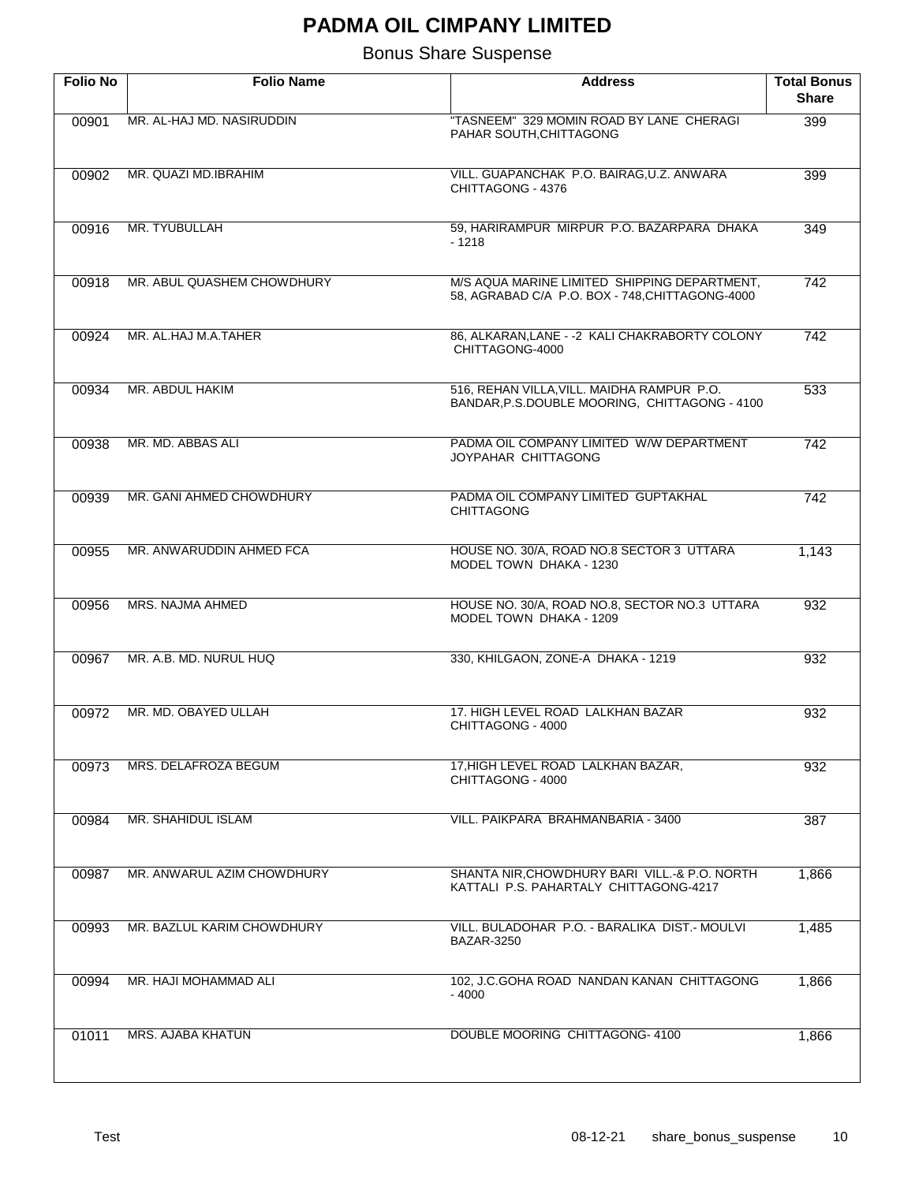# PADMA OIL CIMPANY LIMITED

## Bonus Share Suspense

| Folio No | Folio Name | Address | Total Bonus Share |
|---|---|---|---|
| 00901 | MR. AL-HAJ MD. NASIRUDDIN | "TASNEEM" 329 MOMIN ROAD BY LANE CHERAGI PAHAR SOUTH,CHITTAGONG | 399 |
| 00902 | MR. QUAZI MD.IBRAHIM | VILL. GUAPANCHAK P.O. BAIRAG,U.Z. ANWARA CHITTAGONG - 4376 | 399 |
| 00916 | MR. TYUBULLAH | 59, HARIRAMPUR MIRPUR P.O. BAZARPARA DHAKA - 1218 | 349 |
| 00918 | MR. ABUL QUASHEM CHOWDHURY | M/S AQUA MARINE LIMITED SHIPPING DEPARTMENT, 58, AGRABAD C/A P.O. BOX - 748,CHITTAGONG-4000 | 742 |
| 00924 | MR. AL.HAJ M.A.TAHER | 86, ALKARAN,LANE - -2 KALI CHAKRABORTY COLONY CHITTAGONG-4000 | 742 |
| 00934 | MR. ABDUL HAKIM | 516, REHAN VILLA,VILL. MAIDHA RAMPUR P.O. BANDAR,P.S.DOUBLE MOORING, CHITTAGONG - 4100 | 533 |
| 00938 | MR. MD. ABBAS ALI | PADMA OIL COMPANY LIMITED W/W DEPARTMENT JOYPAHAR CHITTAGONG | 742 |
| 00939 | MR. GANI AHMED CHOWDHURY | PADMA OIL COMPANY LIMITED GUPTAKHAL CHITTAGONG | 742 |
| 00955 | MR. ANWARUDDIN AHMED FCA | HOUSE NO. 30/A, ROAD NO.8 SECTOR 3 UTTARA MODEL TOWN DHAKA - 1230 | 1,143 |
| 00956 | MRS. NAJMA AHMED | HOUSE NO. 30/A, ROAD NO.8, SECTOR NO.3 UTTARA MODEL TOWN DHAKA - 1209 | 932 |
| 00967 | MR. A.B. MD. NURUL HUQ | 330, KHILGAON, ZONE-A DHAKA - 1219 | 932 |
| 00972 | MR. MD. OBAYED ULLAH | 17. HIGH LEVEL ROAD LALKHAN BAZAR CHITTAGONG - 4000 | 932 |
| 00973 | MRS. DELAFROZA BEGUM | 17,HIGH LEVEL ROAD LALKHAN BAZAR, CHITTAGONG - 4000 | 932 |
| 00984 | MR. SHAHIDUL ISLAM | VILL. PAIKPARA BRAHMANBARIA - 3400 | 387 |
| 00987 | MR. ANWARUL AZIM CHOWDHURY | SHANTA NIR,CHOWDHURY BARI VILL.-& P.O. NORTH KATTALI P.S. PAHARTALY CHITTAGONG-4217 | 1,866 |
| 00993 | MR. BAZLUL KARIM CHOWDHURY | VILL. BULADOHAR P.O. - BARALIKA DIST.- MOULVI BAZAR-3250 | 1,485 |
| 00994 | MR. HAJI MOHAMMAD ALI | 102, J.C.GOHA ROAD NANDAN KANAN CHITTAGONG - 4000 | 1,866 |
| 01011 | MRS. AJABA KHATUN | DOUBLE MOORING CHITTAGONG- 4100 | 1,866 |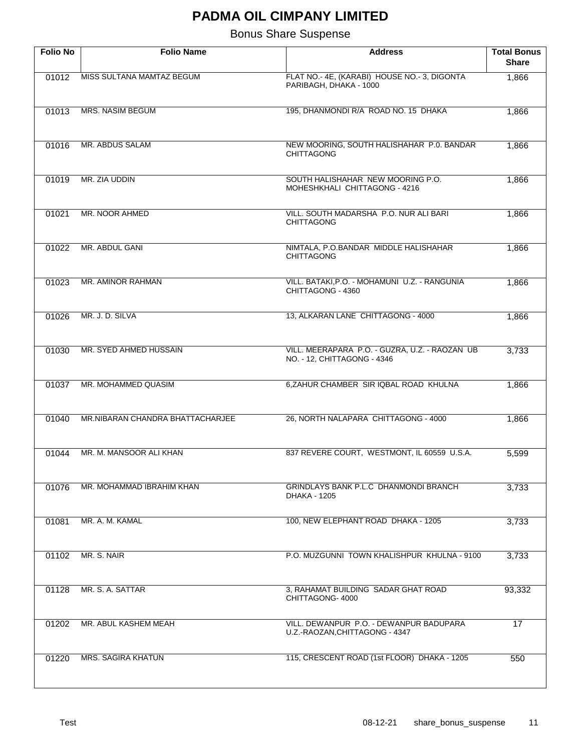# PADMA OIL CIMPANY LIMITED

Bonus Share Suspense

| Folio No | Folio Name | Address | Total Bonus Share |
|---|---|---|---|
| 01012 | MISS SULTANA MAMTAZ BEGUM | FLAT NO.- 4E, (KARABI) HOUSE NO.- 3, DIGONTA PARIBAGH, DHAKA - 1000 | 1,866 |
| 01013 | MRS. NASIM BEGUM | 195, DHANMONDI R/A ROAD NO. 15 DHAKA | 1,866 |
| 01016 | MR. ABDUS SALAM | NEW MOORING, SOUTH HALISHAHAR P.0. BANDAR CHITTAGONG | 1,866 |
| 01019 | MR. ZIA UDDIN | SOUTH HALISHAHAR NEW MOORING P.O. MOHESHKHALI CHITTAGONG - 4216 | 1,866 |
| 01021 | MR. NOOR AHMED | VILL. SOUTH MADARSHA P.O. NUR ALI BARI CHITTAGONG | 1,866 |
| 01022 | MR. ABDUL GANI | NIMTALA, P.O.BANDAR MIDDLE HALISHAHAR CHITTAGONG | 1,866 |
| 01023 | MR. AMINOR RAHMAN | VILL. BATAKI,P.O. - MOHAMUNI U.Z. - RANGUNIA CHITTAGONG - 4360 | 1,866 |
| 01026 | MR. J. D. SILVA | 13, ALKARAN LANE CHITTAGONG - 4000 | 1,866 |
| 01030 | MR. SYED AHMED HUSSAIN | VILL. MEERAPARA P.O. - GUZRA, U.Z. - RAOZAN UB NO. - 12, CHITTAGONG - 4346 | 3,733 |
| 01037 | MR. MOHAMMED QUASIM | 6,ZAHUR CHAMBER SIR IQBAL ROAD KHULNA | 1,866 |
| 01040 | MR.NIBARAN CHANDRA BHATTACHARJEE | 26, NORTH NALAPARA CHITTAGONG - 4000 | 1,866 |
| 01044 | MR. M. MANSOOR ALI KHAN | 837 REVERE COURT, WESTMONT, IL 60559 U.S.A. | 5,599 |
| 01076 | MR. MOHAMMAD IBRAHIM KHAN | GRINDLAYS BANK P.L.C DHANMONDI BRANCH DHAKA - 1205 | 3,733 |
| 01081 | MR. A. M. KAMAL | 100, NEW ELEPHANT ROAD DHAKA - 1205 | 3,733 |
| 01102 | MR. S. NAIR | P.O. MUZGUNNI TOWN KHALISHPUR KHULNA - 9100 | 3,733 |
| 01128 | MR. S. A. SATTAR | 3, RAHAMAT BUILDING SADAR GHAT ROAD CHITTAGONG- 4000 | 93,332 |
| 01202 | MR. ABUL KASHEM MEAH | VILL. DEWANPUR P.O. - DEWANPUR BADUPARA U.Z.-RAOZAN,CHITTAGONG - 4347 | 17 |
| 01220 | MRS. SAGIRA KHATUN | 115, CRESCENT ROAD (1st FLOOR) DHAKA - 1205 | 550 |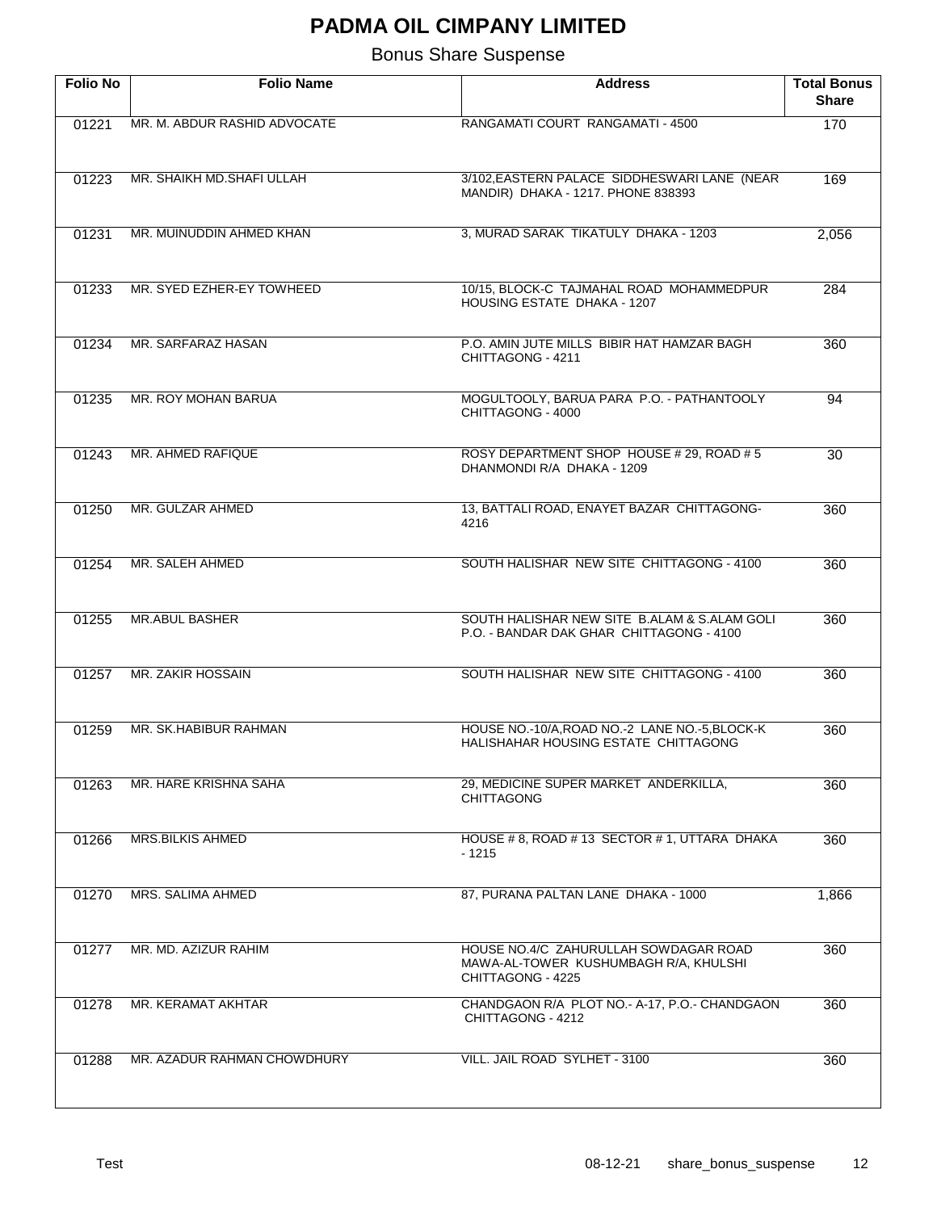# PADMA OIL CIMPANY LIMITED

Bonus Share Suspense

| Folio No | Folio Name | Address | Total Bonus Share |
|---|---|---|---|
| 01221 | MR. M. ABDUR RASHID ADVOCATE | RANGAMATI COURT RANGAMATI - 4500 | 170 |
| 01223 | MR. SHAIKH MD.SHAFI ULLAH | 3/102,EASTERN PALACE SIDDHESWARI LANE (NEAR MANDIR) DHAKA - 1217. PHONE 838393 | 169 |
| 01231 | MR. MUINUDDIN AHMED KHAN | 3, MURAD SARAK TIKATULY DHAKA - 1203 | 2,056 |
| 01233 | MR. SYED EZHER-EY TOWHEED | 10/15, BLOCK-C TAJMAHAL ROAD MOHAMMEDPUR HOUSING ESTATE DHAKA - 1207 | 284 |
| 01234 | MR. SARFARAZ HASAN | P.O. AMIN JUTE MILLS BIBIR HAT HAMZAR BAGH CHITTAGONG - 4211 | 360 |
| 01235 | MR. ROY MOHAN BARUA | MOGULTOOLY, BARUA PARA P.O. - PATHANTOOLY CHITTAGONG - 4000 | 94 |
| 01243 | MR. AHMED RAFIQUE | ROSY DEPARTMENT SHOP HOUSE # 29, ROAD # 5 DHANMONDI R/A DHAKA - 1209 | 30 |
| 01250 | MR. GULZAR AHMED | 13, BATTALI ROAD, ENAYET BAZAR CHITTAGONG-4216 | 360 |
| 01254 | MR. SALEH AHMED | SOUTH HALISHAR NEW SITE CHITTAGONG - 4100 | 360 |
| 01255 | MR.ABUL BASHER | SOUTH HALISHAR NEW SITE B.ALAM & S.ALAM GOLI P.O. - BANDAR DAK GHAR CHITTAGONG - 4100 | 360 |
| 01257 | MR. ZAKIR HOSSAIN | SOUTH HALISHAR NEW SITE CHITTAGONG - 4100 | 360 |
| 01259 | MR. SK.HABIBUR RAHMAN | HOUSE NO.-10/A,ROAD NO.-2 LANE NO.-5,BLOCK-K HALISHAHAR HOUSING ESTATE CHITTAGONG | 360 |
| 01263 | MR. HARE KRISHNA SAHA | 29, MEDICINE SUPER MARKET ANDERKILLA, CHITTAGONG | 360 |
| 01266 | MRS.BILKIS AHMED | HOUSE # 8, ROAD # 13 SECTOR # 1, UTTARA DHAKA - 1215 | 360 |
| 01270 | MRS. SALIMA AHMED | 87, PURANA PALTAN LANE DHAKA - 1000 | 1,866 |
| 01277 | MR. MD. AZIZUR RAHIM | HOUSE NO.4/C ZAHURULLAH SOWDAGAR ROAD MAWA-AL-TOWER KUSHUMBAGH R/A, KHULSHI CHITTAGONG - 4225 | 360 |
| 01278 | MR. KERAMAT AKHTAR | CHANDGAON R/A PLOT NO.- A-17, P.O.- CHANDGAON CHITTAGONG - 4212 | 360 |
| 01288 | MR. AZADUR RAHMAN CHOWDHURY | VILL. JAIL ROAD SYLHET - 3100 | 360 |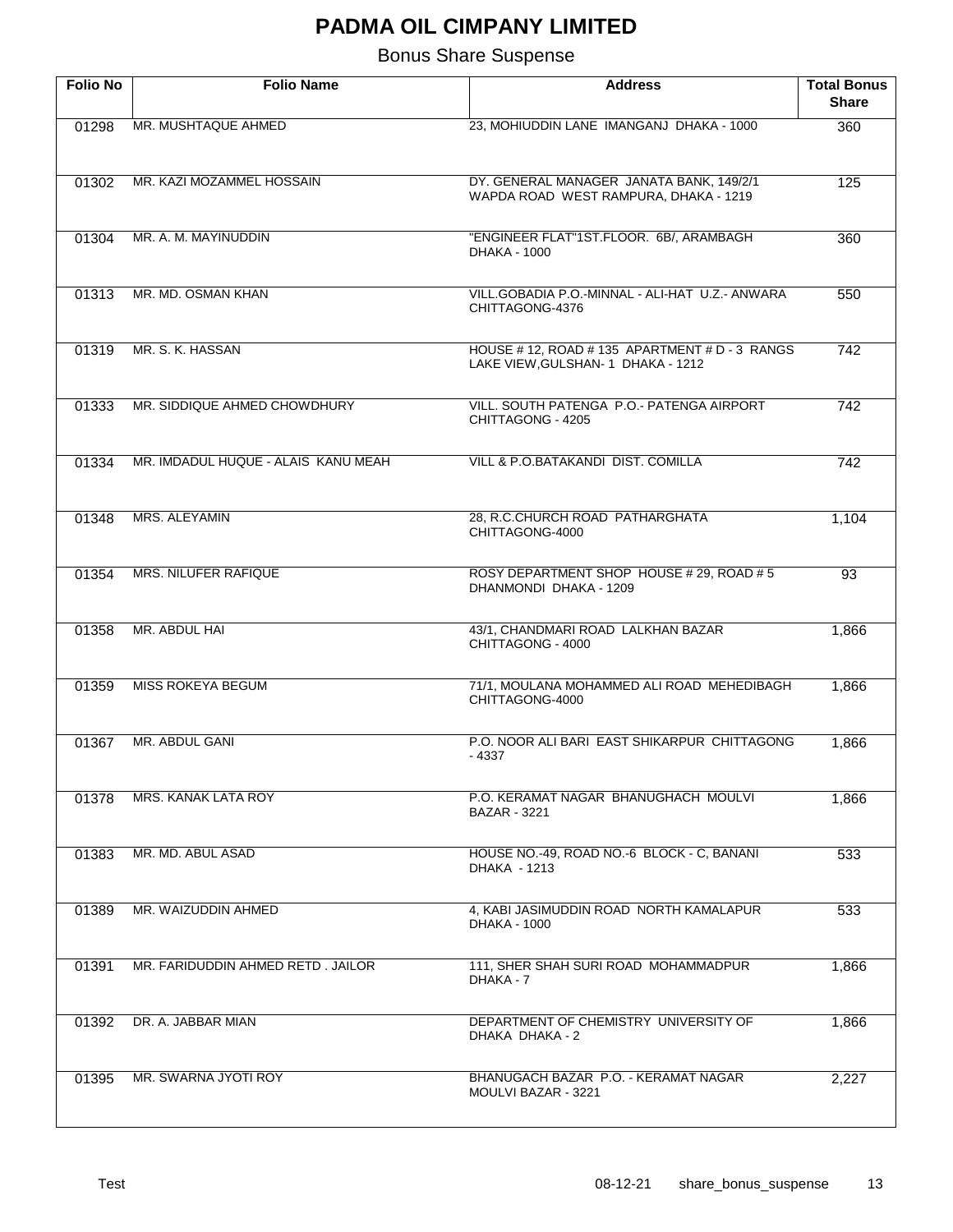# PADMA OIL CIMPANY LIMITED

## Bonus Share Suspense

| Folio No | Folio Name | Address | Total Bonus Share |
|---|---|---|---|
| 01298 | MR. MUSHTAQUE AHMED | 23, MOHIUDDIN LANE IMANGANJ DHAKA - 1000 | 360 |
| 01302 | MR. KAZI MOZAMMEL HOSSAIN | DY. GENERAL MANAGER JANATA BANK, 149/2/1 WAPDA ROAD WEST RAMPURA, DHAKA - 1219 | 125 |
| 01304 | MR. A. M. MAYINUDDIN | "ENGINEER FLAT"1ST.FLOOR. 6B/, ARAMBAGH DHAKA - 1000 | 360 |
| 01313 | MR. MD. OSMAN KHAN | VILL.GOBADIA P.O.-MINNAL - ALI-HAT U.Z.- ANWARA CHITTAGONG-4376 | 550 |
| 01319 | MR. S. K. HASSAN | HOUSE # 12, ROAD # 135 APARTMENT # D - 3 RANGS LAKE VIEW,GULSHAN- 1 DHAKA - 1212 | 742 |
| 01333 | MR. SIDDIQUE AHMED CHOWDHURY | VILL. SOUTH PATENGA P.O.- PATENGA AIRPORT CHITTAGONG - 4205 | 742 |
| 01334 | MR. IMDADUL HUQUE - ALAIS KANU MEAH | VILL & P.O.BATAKANDI DIST. COMILLA | 742 |
| 01348 | MRS. ALEYAMIN | 28, R.C.CHURCH ROAD PATHARGHATA CHITTAGONG-4000 | 1,104 |
| 01354 | MRS. NILUFER RAFIQUE | ROSY DEPARTMENT SHOP HOUSE # 29, ROAD # 5 DHANMONDI DHAKA - 1209 | 93 |
| 01358 | MR. ABDUL HAI | 43/1, CHANDMARI ROAD LALKHAN BAZAR CHITTAGONG - 4000 | 1,866 |
| 01359 | MISS ROKEYA BEGUM | 71/1, MOULANA MOHAMMED ALI ROAD MEHEDIBAGH CHITTAGONG-4000 | 1,866 |
| 01367 | MR. ABDUL GANI | P.O. NOOR ALI BARI EAST SHIKARPUR CHITTAGONG - 4337 | 1,866 |
| 01378 | MRS. KANAK LATA ROY | P.O. KERAMAT NAGAR BHANUGHACH MOULVI BAZAR - 3221 | 1,866 |
| 01383 | MR. MD. ABUL ASAD | HOUSE NO.-49, ROAD NO.-6 BLOCK - C, BANANI DHAKA - 1213 | 533 |
| 01389 | MR. WAIZUDDIN AHMED | 4, KABI JASIMUDDIN ROAD NORTH KAMALAPUR DHAKA - 1000 | 533 |
| 01391 | MR. FARIDUDDIN AHMED RETD . JAILOR | 111, SHER SHAH SURI ROAD MOHAMMADPUR DHAKA - 7 | 1,866 |
| 01392 | DR. A. JABBAR MIAN | DEPARTMENT OF CHEMISTRY UNIVERSITY OF DHAKA DHAKA - 2 | 1,866 |
| 01395 | MR. SWARNA JYOTI ROY | BHANUGACH BAZAR P.O. - KERAMAT NAGAR MOULVI BAZAR - 3221 | 2,227 |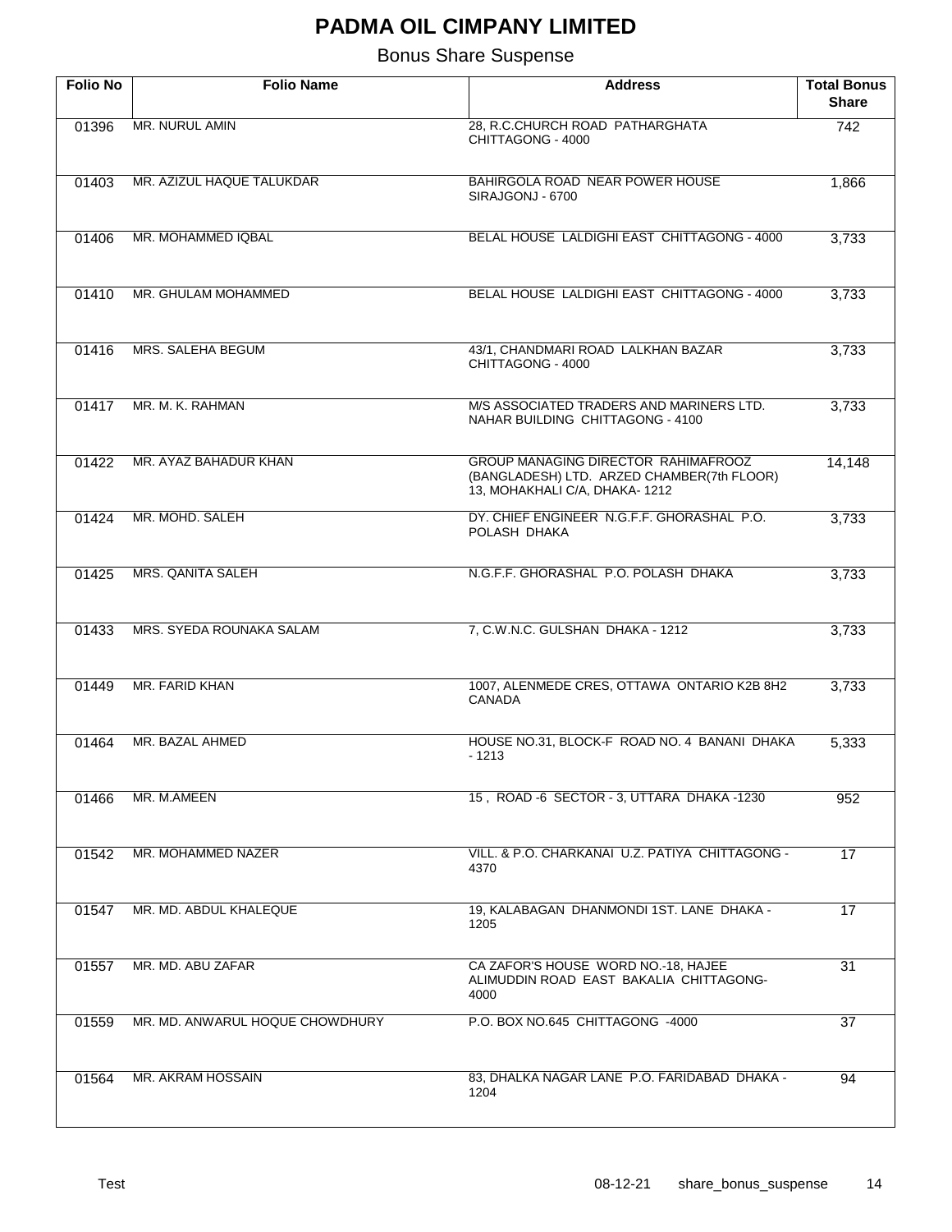# PADMA OIL CIMPANY LIMITED

## Bonus Share Suspense

| Folio No | Folio Name | Address | Total Bonus Share |
|---|---|---|---|
| 01396 | MR. NURUL AMIN | 28, R.C.CHURCH ROAD PATHARGHATA CHITTAGONG - 4000 | 742 |
| 01403 | MR. AZIZUL HAQUE TALUKDAR | BAHIRGOLA ROAD NEAR POWER HOUSE SIRAJGONJ - 6700 | 1,866 |
| 01406 | MR. MOHAMMED IQBAL | BELAL HOUSE LALDIGHI EAST CHITTAGONG - 4000 | 3,733 |
| 01410 | MR. GHULAM MOHAMMED | BELAL HOUSE LALDIGHI EAST CHITTAGONG - 4000 | 3,733 |
| 01416 | MRS. SALEHA BEGUM | 43/1, CHANDMARI ROAD LALKHAN BAZAR CHITTAGONG - 4000 | 3,733 |
| 01417 | MR. M. K. RAHMAN | M/S ASSOCIATED TRADERS AND MARINERS LTD. NAHAR BUILDING CHITTAGONG - 4100 | 3,733 |
| 01422 | MR. AYAZ BAHADUR KHAN | GROUP MANAGING DIRECTOR RAHIMAFROOZ (BANGLADESH) LTD. ARZED CHAMBER(7th FLOOR) 13, MOHAKHALI C/A, DHAKA- 1212 | 14,148 |
| 01424 | MR. MOHD. SALEH | DY. CHIEF ENGINEER N.G.F.F. GHORASHAL P.O. POLASH DHAKA | 3,733 |
| 01425 | MRS. QANITA SALEH | N.G.F.F. GHORASHAL P.O. POLASH DHAKA | 3,733 |
| 01433 | MRS. SYEDA ROUNAKA SALAM | 7, C.W.N.C. GULSHAN DHAKA - 1212 | 3,733 |
| 01449 | MR. FARID KHAN | 1007, ALENMEDE CRES, OTTAWA ONTARIO K2B 8H2 CANADA | 3,733 |
| 01464 | MR. BAZAL AHMED | HOUSE NO.31, BLOCK-F ROAD NO. 4 BANANI DHAKA - 1213 | 5,333 |
| 01466 | MR. M.AMEEN | 15 , ROAD -6 SECTOR - 3, UTTARA DHAKA -1230 | 952 |
| 01542 | MR. MOHAMMED NAZER | VILL. & P.O. CHARKANAI U.Z. PATIYA CHITTAGONG - 4370 | 17 |
| 01547 | MR. MD. ABDUL KHALEQUE | 19, KALABAGAN DHANMONDI 1ST. LANE DHAKA - 1205 | 17 |
| 01557 | MR. MD. ABU ZAFAR | CA ZAFOR'S HOUSE WORD NO.-18, HAJEE ALIMUDDIN ROAD EAST BAKALIA CHITTAGONG-4000 | 31 |
| 01559 | MR. MD. ANWARUL HOQUE CHOWDHURY | P.O. BOX NO.645 CHITTAGONG -4000 | 37 |
| 01564 | MR. AKRAM HOSSAIN | 83, DHALKA NAGAR LANE P.O. FARIDABAD DHAKA - 1204 | 94 |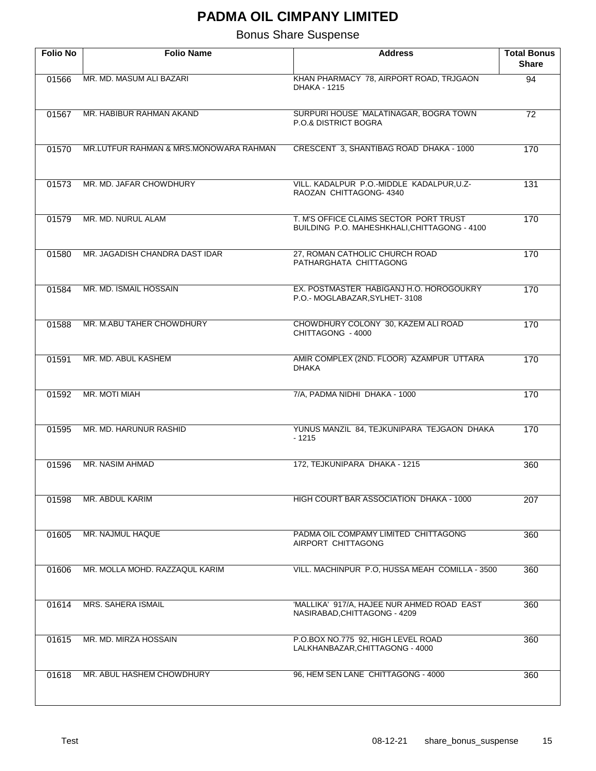# PADMA OIL CIMPANY LIMITED

Bonus Share Suspense

| Folio No | Folio Name | Address | Total Bonus Share |
|---|---|---|---|
| 01566 | MR. MD. MASUM ALI BAZARI | KHAN PHARMACY 78, AIRPORT ROAD, TRJGAON DHAKA - 1215 | 94 |
| 01567 | MR. HABIBUR RAHMAN AKAND | SURPURI HOUSE MALATINAGAR, BOGRA TOWN P.O.& DISTRICT BOGRA | 72 |
| 01570 | MR.LUTFUR RAHMAN & MRS.MONOWARA RAHMAN | CRESCENT 3, SHANTIBAG ROAD DHAKA - 1000 | 170 |
| 01573 | MR. MD. JAFAR CHOWDHURY | VILL. KADALPUR P.O.-MIDDLE KADALPUR,U.Z-RAOZAN CHITTAGONG- 4340 | 131 |
| 01579 | MR. MD. NURUL ALAM | T. M'S OFFICE CLAIMS SECTOR PORT TRUST BUILDING P.O. MAHESHKHALI,CHITTAGONG - 4100 | 170 |
| 01580 | MR. JAGADISH CHANDRA DAST IDAR | 27, ROMAN CATHOLIC CHURCH ROAD PATHARGHATA CHITTAGONG | 170 |
| 01584 | MR. MD. ISMAIL HOSSAIN | EX. POSTMASTER HABIGANJ H.O. HOROGOUKRY P.O.- MOGLABAZAR,SYLHET- 3108 | 170 |
| 01588 | MR. M.ABU TAHER CHOWDHURY | CHOWDHURY COLONY 30, KAZEM ALI ROAD CHITTAGONG - 4000 | 170 |
| 01591 | MR. MD. ABUL KASHEM | AMIR COMPLEX (2ND. FLOOR) AZAMPUR UTTARA DHAKA | 170 |
| 01592 | MR. MOTI MIAH | 7/A, PADMA NIDHI DHAKA - 1000 | 170 |
| 01595 | MR. MD. HARUNUR RASHID | YUNUS MANZIL 84, TEJKUNIPARA TEJGAON DHAKA - 1215 | 170 |
| 01596 | MR. NASIM AHMAD | 172, TEJKUNIPARA DHAKA - 1215 | 360 |
| 01598 | MR. ABDUL KARIM | HIGH COURT BAR ASSOCIATION DHAKA - 1000 | 207 |
| 01605 | MR. NAJMUL HAQUE | PADMA OIL COMPAMY LIMITED CHITTAGONG AIRPORT CHITTAGONG | 360 |
| 01606 | MR. MOLLA MOHD. RAZZAQUL KARIM | VILL. MACHINPUR P.O, HUSSA MEAH COMILLA - 3500 | 360 |
| 01614 | MRS. SAHERA ISMAIL | 'MALLIKA' 917/A, HAJEE NUR AHMED ROAD EAST NASIRABAD,CHITTAGONG - 4209 | 360 |
| 01615 | MR. MD. MIRZA HOSSAIN | P.O.BOX NO.775 92, HIGH LEVEL ROAD LALKHANBAZAR,CHITTAGONG - 4000 | 360 |
| 01618 | MR. ABUL HASHEM CHOWDHURY | 96, HEM SEN LANE CHITTAGONG - 4000 | 360 |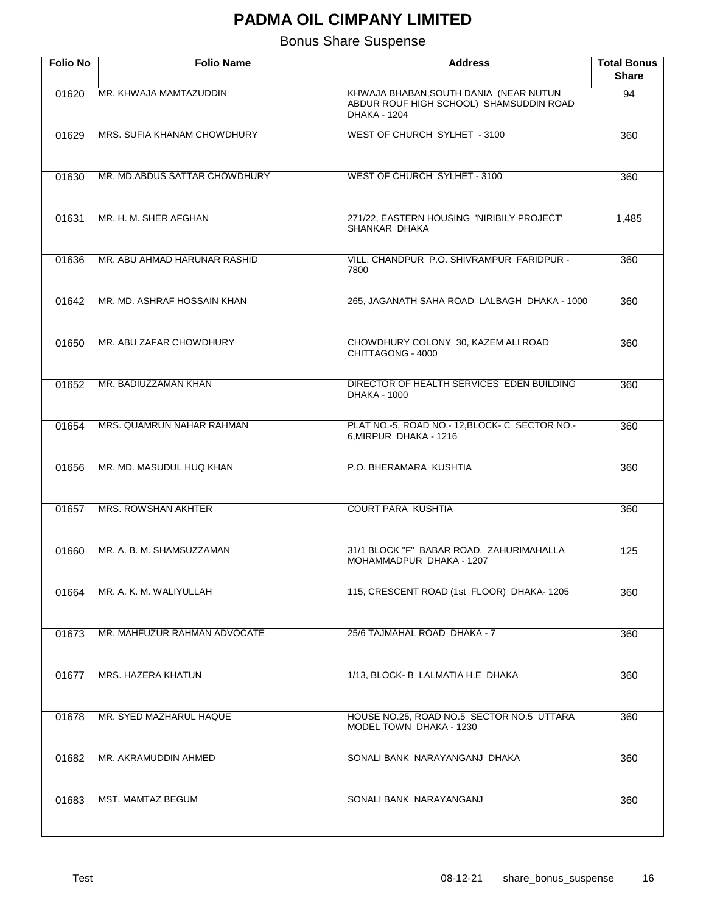# PADMA OIL CIMPANY LIMITED

Bonus Share Suspense

| Folio No | Folio Name | Address | Total Bonus Share |
|---|---|---|---|
| 01620 | MR. KHWAJA MAMTAZUDDIN | KHWAJA BHABAN,SOUTH DANIA (NEAR NUTUN ABDUR ROUF HIGH SCHOOL) SHAMSUDDIN ROAD DHAKA - 1204 | 94 |
| 01629 | MRS. SUFIA KHANAM CHOWDHURY | WEST OF CHURCH SYLHET - 3100 | 360 |
| 01630 | MR. MD.ABDUS SATTAR CHOWDHURY | WEST OF CHURCH SYLHET - 3100 | 360 |
| 01631 | MR. H. M. SHER AFGHAN | 271/22, EASTERN HOUSING 'NIRIBILY PROJECT' SHANKAR DHAKA | 1,485 |
| 01636 | MR. ABU AHMAD HARUNAR RASHID | VILL. CHANDPUR P.O. SHIVRAMPUR FARIDPUR - 7800 | 360 |
| 01642 | MR. MD. ASHRAF HOSSAIN KHAN | 265, JAGANATH SAHA ROAD LALBAGH DHAKA - 1000 | 360 |
| 01650 | MR. ABU ZAFAR CHOWDHURY | CHOWDHURY COLONY 30, KAZEM ALI ROAD CHITTAGONG - 4000 | 360 |
| 01652 | MR. BADIUZZAMAN KHAN | DIRECTOR OF HEALTH SERVICES EDEN BUILDING DHAKA - 1000 | 360 |
| 01654 | MRS. QUAMRUN NAHAR RAHMAN | PLAT NO.-5, ROAD NO.- 12,BLOCK- C SECTOR NO.- 6,MIRPUR DHAKA - 1216 | 360 |
| 01656 | MR. MD. MASUDUL HUQ KHAN | P.O. BHERAMARA KUSHTIA | 360 |
| 01657 | MRS. ROWSHAN AKHTER | COURT PARA KUSHTIA | 360 |
| 01660 | MR. A. B. M. SHAMSUZZAMAN | 31/1 BLOCK "F" BABAR ROAD, ZAHURIMAHALLA MOHAMMADPUR DHAKA - 1207 | 125 |
| 01664 | MR. A. K. M. WALIYULLAH | 115, CRESCENT ROAD (1st FLOOR) DHAKA- 1205 | 360 |
| 01673 | MR. MAHFUZUR RAHMAN ADVOCATE | 25/6 TAJMAHAL ROAD DHAKA - 7 | 360 |
| 01677 | MRS. HAZERA KHATUN | 1/13, BLOCK- B LALMATIA H.E DHAKA | 360 |
| 01678 | MR. SYED MAZHARUL HAQUE | HOUSE NO.25, ROAD NO.5 SECTOR NO.5 UTTARA MODEL TOWN DHAKA - 1230 | 360 |
| 01682 | MR. AKRAMUDDIN AHMED | SONALI BANK NARAYANGANJ DHAKA | 360 |
| 01683 | MST. MAMTAZ BEGUM | SONALI BANK NARAYANGANJ | 360 |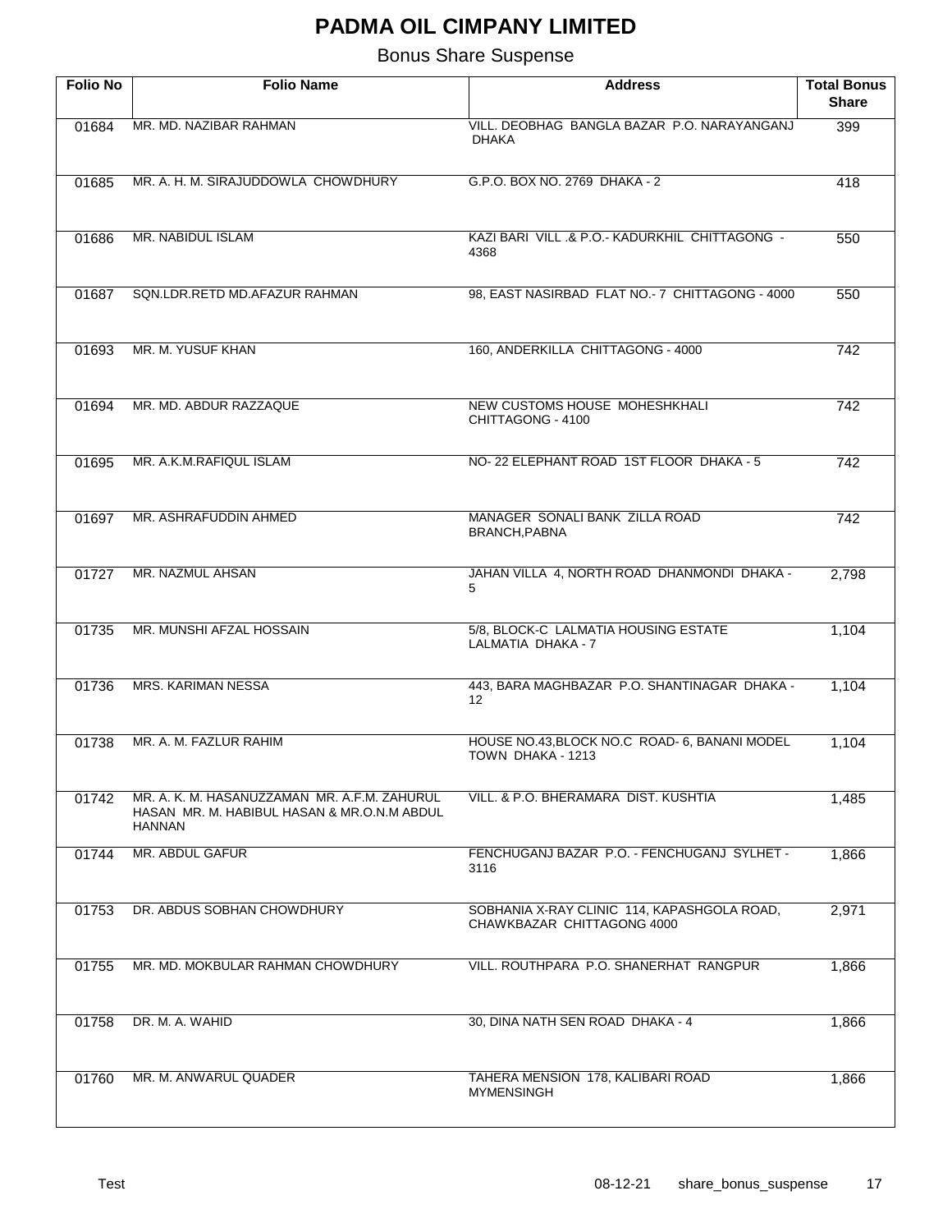# PADMA OIL CIMPANY LIMITED

Bonus Share Suspense

| Folio No | Folio Name | Address | Total Bonus Share |
|---|---|---|---|
| 01684 | MR. MD. NAZIBAR RAHMAN | VILL. DEOBHAG BANGLA BAZAR P.O. NARAYANGANJ DHAKA | 399 |
| 01685 | MR. A. H. M. SIRAJUDDOWLA CHOWDHURY | G.P.O. BOX NO. 2769 DHAKA - 2 | 418 |
| 01686 | MR. NABIDUL ISLAM | KAZI BARI VILL .& P.O.- KADURKHIL CHITTAGONG - 4368 | 550 |
| 01687 | SQN.LDR.RETD MD.AFAZUR RAHMAN | 98, EAST NASIRBAD FLAT NO.- 7 CHITTAGONG - 4000 | 550 |
| 01693 | MR. M. YUSUF KHAN | 160, ANDERKILLA CHITTAGONG - 4000 | 742 |
| 01694 | MR. MD. ABDUR RAZZAQUE | NEW CUSTOMS HOUSE MOHESHKHALI CHITTAGONG - 4100 | 742 |
| 01695 | MR. A.K.M.RAFIQUL ISLAM | NO- 22 ELEPHANT ROAD 1ST FLOOR DHAKA - 5 | 742 |
| 01697 | MR. ASHRAFUDDIN AHMED | MANAGER SONALI BANK ZILLA ROAD BRANCH,PABNA | 742 |
| 01727 | MR. NAZMUL AHSAN | JAHAN VILLA 4, NORTH ROAD DHANMONDI DHAKA - 5 | 2,798 |
| 01735 | MR. MUNSHI AFZAL HOSSAIN | 5/8, BLOCK-C LALMATIA HOUSING ESTATE LALMATIA DHAKA - 7 | 1,104 |
| 01736 | MRS. KARIMAN NESSA | 443, BARA MAGHBAZAR P.O. SHANTINAGAR DHAKA - 12 | 1,104 |
| 01738 | MR. A. M. FAZLUR RAHIM | HOUSE NO.43,BLOCK NO.C ROAD- 6, BANANI MODEL TOWN DHAKA - 1213 | 1,104 |
| 01742 | MR. A. K. M. HASANUZZAMAN MR. A.F.M. ZAHURUL HASAN MR. M. HABIBUL HASAN & MR.O.N.M ABDUL HANNAN | VILL. & P.O. BHERAMARA DIST. KUSHTIA | 1,485 |
| 01744 | MR. ABDUL GAFUR | FENCHUGANJ BAZAR P.O. - FENCHUGANJ SYLHET - 3116 | 1,866 |
| 01753 | DR. ABDUS SOBHAN CHOWDHURY | SOBHANIA X-RAY CLINIC 114, KAPASHGOLA ROAD, CHAWKBAZAR CHITTAGONG 4000 | 2,971 |
| 01755 | MR. MD. MOKBULAR RAHMAN CHOWDHURY | VILL. ROUTHPARA P.O. SHANERHAT RANGPUR | 1,866 |
| 01758 | DR. M. A. WAHID | 30, DINA NATH SEN ROAD DHAKA - 4 | 1,866 |
| 01760 | MR. M. ANWARUL QUADER | TAHERA MENSION 178, KALIBARI ROAD MYMENSINGH | 1,866 |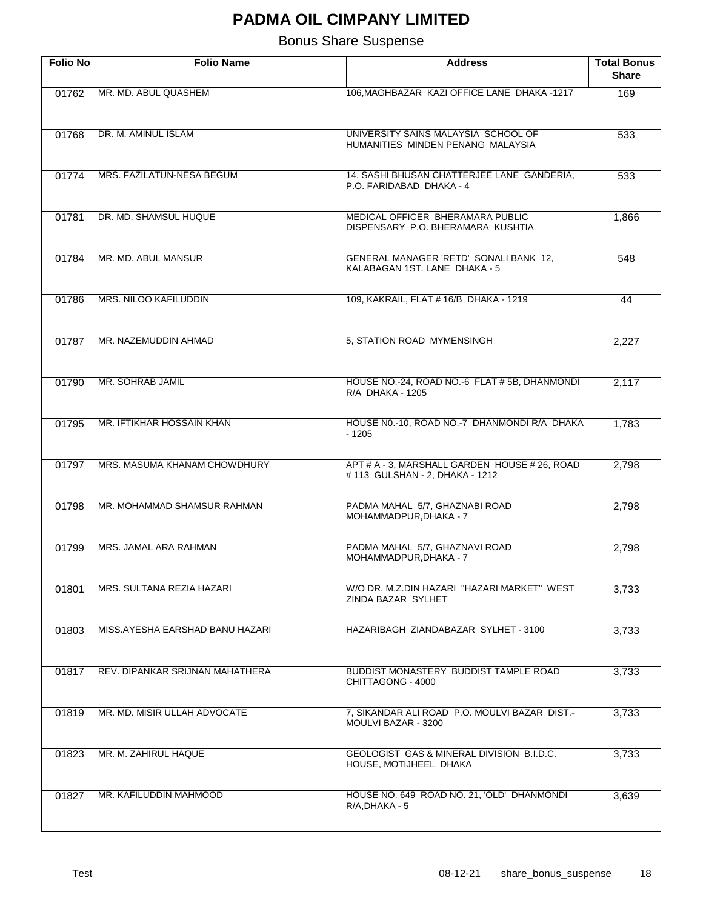# PADMA OIL CIMPANY LIMITED

Bonus Share Suspense

| Folio No | Folio Name | Address | Total Bonus Share |
|---|---|---|---|
| 01762 | MR. MD. ABUL QUASHEM | 106,MAGHBAZAR KAZI OFFICE LANE DHAKA -1217 | 169 |
| 01768 | DR. M. AMINUL ISLAM | UNIVERSITY SAINS MALAYSIA SCHOOL OF HUMANITIES MINDEN PENANG MALAYSIA | 533 |
| 01774 | MRS. FAZILATUN-NESA BEGUM | 14, SASHI BHUSAN CHATTERJEE LANE GANDERIA, P.O. FARIDABAD DHAKA - 4 | 533 |
| 01781 | DR. MD. SHAMSUL HUQUE | MEDICAL OFFICER BHERAMARA PUBLIC DISPENSARY P.O. BHERAMARA KUSHTIA | 1,866 |
| 01784 | MR. MD. ABUL MANSUR | GENERAL MANAGER 'RETD' SONALI BANK 12, KALABAGAN 1ST. LANE DHAKA - 5 | 548 |
| 01786 | MRS. NILOO KAFILUDDIN | 109, KAKRAIL, FLAT # 16/B DHAKA - 1219 | 44 |
| 01787 | MR. NAZEMUDDIN AHMAD | 5, STATION ROAD MYMENSINGH | 2,227 |
| 01790 | MR. SOHRAB JAMIL | HOUSE NO.-24, ROAD NO.-6 FLAT # 5B, DHANMONDI R/A DHAKA - 1205 | 2,117 |
| 01795 | MR. IFTIKHAR HOSSAIN KHAN | HOUSE N0.-10, ROAD NO.-7 DHANMONDI R/A DHAKA - 1205 | 1,783 |
| 01797 | MRS. MASUMA KHANAM CHOWDHURY | APT # A - 3, MARSHALL GARDEN HOUSE # 26, ROAD # 113 GULSHAN - 2, DHAKA - 1212 | 2,798 |
| 01798 | MR. MOHAMMAD SHAMSUR RAHMAN | PADMA MAHAL 5/7, GHAZNABI ROAD MOHAMMADPUR,DHAKA - 7 | 2,798 |
| 01799 | MRS. JAMAL ARA RAHMAN | PADMA MAHAL 5/7, GHAZNAVI ROAD MOHAMMADPUR,DHAKA - 7 | 2,798 |
| 01801 | MRS. SULTANA REZIA HAZARI | W/O DR. M.Z.DIN HAZARI "HAZARI MARKET" WEST ZINDA BAZAR SYLHET | 3,733 |
| 01803 | MISS.AYESHA EARSHAD BANU HAZARI | HAZARIBAGH ZIANDABAZAR SYLHET - 3100 | 3,733 |
| 01817 | REV. DIPANKAR SRIJNAN MAHATHERA | BUDDIST MONASTERY BUDDIST TAMPLE ROAD CHITTAGONG - 4000 | 3,733 |
| 01819 | MR. MD. MISIR ULLAH ADVOCATE | 7, SIKANDAR ALI ROAD P.O. MOULVI BAZAR DIST.- MOULVI BAZAR - 3200 | 3,733 |
| 01823 | MR. M. ZAHIRUL HAQUE | GEOLOGIST GAS & MINERAL DIVISION B.I.D.C. HOUSE, MOTIJHEEL DHAKA | 3,733 |
| 01827 | MR. KAFILUDDIN MAHMOOD | HOUSE NO. 649 ROAD NO. 21, 'OLD' DHANMONDI R/A,DHAKA - 5 | 3,639 |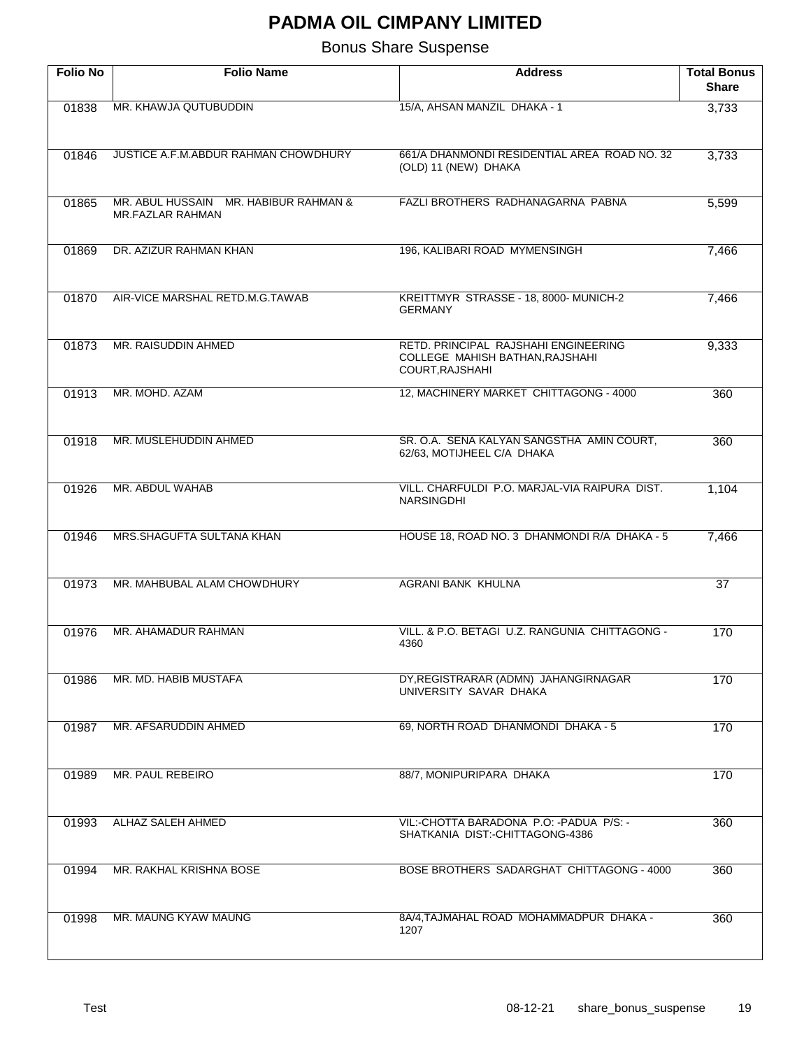# PADMA OIL CIMPANY LIMITED

## Bonus Share Suspense

| Folio No | Folio Name | Address | Total Bonus Share |
|---|---|---|---|
| 01838 | MR. KHAWJA QUTUBUDDIN | 15/A, AHSAN MANZIL DHAKA - 1 | 3,733 |
| 01846 | JUSTICE A.F.M.ABDUR RAHMAN CHOWDHURY | 661/A DHANMONDI RESIDENTIAL AREA ROAD NO. 32 (OLD) 11 (NEW) DHAKA | 3,733 |
| 01865 | MR. ABUL HUSSAIN MR. HABIBUR RAHMAN & MR.FAZLAR RAHMAN | FAZLI BROTHERS RADHANAGARNA PABNA | 5,599 |
| 01869 | DR. AZIZUR RAHMAN KHAN | 196, KALIBARI ROAD MYMENSINGH | 7,466 |
| 01870 | AIR-VICE MARSHAL RETD.M.G.TAWAB | KREITTMYR STRASSE - 18, 8000- MUNICH-2 GERMANY | 7,466 |
| 01873 | MR. RAISUDDIN AHMED | RETD. PRINCIPAL RAJSHAHI ENGINEERING COLLEGE MAHISH BATHAN,RAJSHAHI COURT,RAJSHAHI | 9,333 |
| 01913 | MR. MOHD. AZAM | 12, MACHINERY MARKET CHITTAGONG - 4000 | 360 |
| 01918 | MR. MUSLEHUDDIN AHMED | SR. O.A. SENA KALYAN SANGSTHA AMIN COURT, 62/63, MOTIJHEEL C/A DHAKA | 360 |
| 01926 | MR. ABDUL WAHAB | VILL. CHARFULDI P.O. MARJAL-VIA RAIPURA DIST. NARSINGDHI | 1,104 |
| 01946 | MRS.SHAGUFTA SULTANA KHAN | HOUSE 18, ROAD NO. 3 DHANMONDI R/A DHAKA - 5 | 7,466 |
| 01973 | MR. MAHBUBAL ALAM CHOWDHURY | AGRANI BANK KHULNA | 37 |
| 01976 | MR. AHAMADUR RAHMAN | VILL. & P.O. BETAGI U.Z. RANGUNIA CHITTAGONG - 4360 | 170 |
| 01986 | MR. MD. HABIB MUSTAFA | DY,REGISTRARAR (ADMN) JAHANGIRNAGAR UNIVERSITY SAVAR DHAKA | 170 |
| 01987 | MR. AFSARUDDIN AHMED | 69, NORTH ROAD DHANMONDI DHAKA - 5 | 170 |
| 01989 | MR. PAUL REBEIRO | 88/7, MONIPURIPARA DHAKA | 170 |
| 01993 | ALHAZ SALEH AHMED | VIL:-CHOTTA BARADONA P.O: -PADUA P/S: -SHATKANIA DIST:-CHITTAGONG-4386 | 360 |
| 01994 | MR. RAKHAL KRISHNA BOSE | BOSE BROTHERS SADARGHAT CHITTAGONG - 4000 | 360 |
| 01998 | MR. MAUNG KYAW MAUNG | 8A/4,TAJMAHAL ROAD MOHAMMADPUR DHAKA - 1207 | 360 |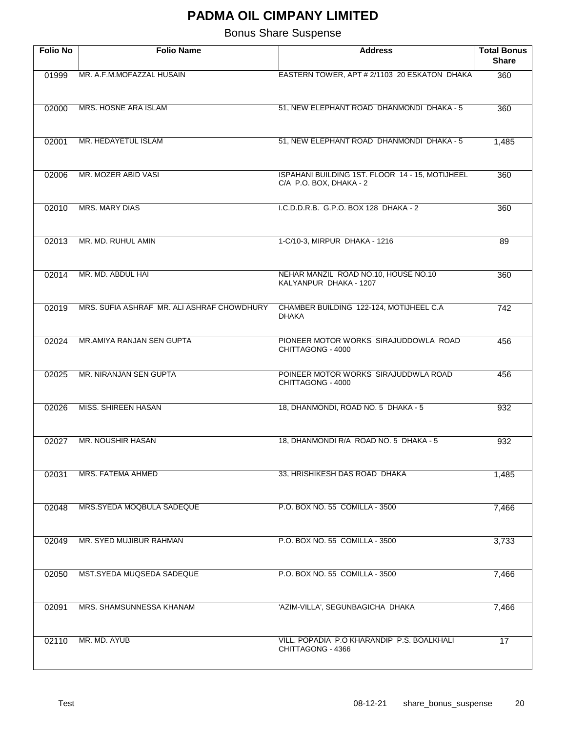# PADMA OIL CIMPANY LIMITED

Bonus Share Suspense

| Folio No | Folio Name | Address | Total Bonus Share |
|---|---|---|---|
| 01999 | MR. A.F.M.MOFAZZAL HUSAIN | EASTERN TOWER, APT # 2/1103 20 ESKATON DHAKA | 360 |
| 02000 | MRS. HOSNE ARA ISLAM | 51, NEW ELEPHANT ROAD DHANMONDI DHAKA - 5 | 360 |
| 02001 | MR. HEDAYETUL ISLAM | 51, NEW ELEPHANT ROAD DHANMONDI DHAKA - 5 | 1,485 |
| 02006 | MR. MOZER ABID VASI | ISPAHANI BUILDING 1ST. FLOOR 14 - 15, MOTIJHEEL C/A P.O. BOX, DHAKA - 2 | 360 |
| 02010 | MRS. MARY DIAS | I.C.D.D.R.B. G.P.O. BOX 128 DHAKA - 2 | 360 |
| 02013 | MR. MD. RUHUL AMIN | 1-C/10-3, MIRPUR DHAKA - 1216 | 89 |
| 02014 | MR. MD. ABDUL HAI | NEHAR MANZIL ROAD NO.10, HOUSE NO.10 KALYANPUR DHAKA - 1207 | 360 |
| 02019 | MRS. SUFIA ASHRAF MR. ALI ASHRAF CHOWDHURY | CHAMBER BUILDING 122-124, MOTIJHEEL C.A DHAKA | 742 |
| 02024 | MR.AMIYA RANJAN SEN GUPTA | PIONEER MOTOR WORKS SIRAJUDDOWLA ROAD CHITTAGONG - 4000 | 456 |
| 02025 | MR. NIRANJAN SEN GUPTA | POINEER MOTOR WORKS SIRAJUDDWLA ROAD CHITTAGONG - 4000 | 456 |
| 02026 | MISS. SHIREEN HASAN | 18, DHANMONDI, ROAD NO. 5 DHAKA - 5 | 932 |
| 02027 | MR. NOUSHIR HASAN | 18, DHANMONDI R/A ROAD NO. 5 DHAKA - 5 | 932 |
| 02031 | MRS. FATEMA AHMED | 33, HRISHIKESH DAS ROAD DHAKA | 1,485 |
| 02048 | MRS.SYEDA MOQBULA SADEQUE | P.O. BOX NO. 55 COMILLA - 3500 | 7,466 |
| 02049 | MR. SYED MUJIBUR RAHMAN | P.O. BOX NO. 55 COMILLA - 3500 | 3,733 |
| 02050 | MST.SYEDA MUQSEDA SADEQUE | P.O. BOX NO. 55 COMILLA - 3500 | 7,466 |
| 02091 | MRS. SHAMSUNNESSA KHANAM | 'AZIM-VILLA', SEGUNBAGICHA DHAKA | 7,466 |
| 02110 | MR. MD. AYUB | VILL. POPADIA P.O KHARANDIP P.S. BOALKHALI CHITTAGONG - 4366 | 17 |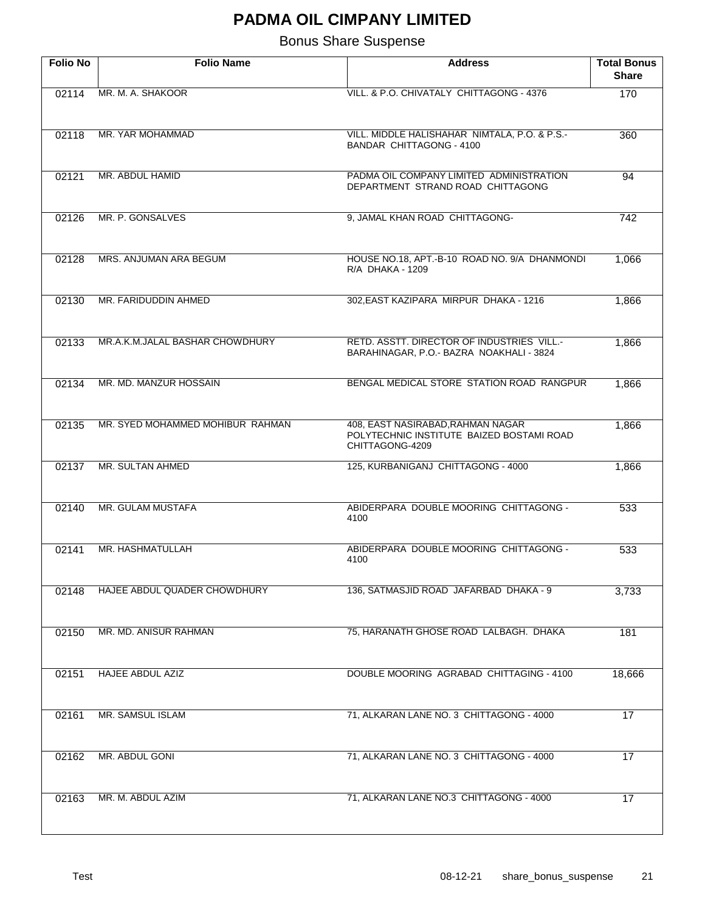# PADMA OIL CIMPANY LIMITED

## Bonus Share Suspense

| Folio No | Folio Name | Address | Total Bonus Share |
|---|---|---|---|
| 02114 | MR. M. A. SHAKOOR | VILL. & P.O. CHIVATALY CHITTAGONG - 4376 | 170 |
| 02118 | MR. YAR MOHAMMAD | VILL. MIDDLE HALISHAHAR NIMTALA, P.O. & P.S.- BANDAR CHITTAGONG - 4100 | 360 |
| 02121 | MR. ABDUL HAMID | PADMA OIL COMPANY LIMITED ADMINISTRATION DEPARTMENT STRAND ROAD CHITTAGONG | 94 |
| 02126 | MR. P. GONSALVES | 9, JAMAL KHAN ROAD CHITTAGONG- | 742 |
| 02128 | MRS. ANJUMAN ARA BEGUM | HOUSE NO.18, APT.-B-10 ROAD NO. 9/A DHANMONDI R/A DHAKA - 1209 | 1,066 |
| 02130 | MR. FARIDUDDIN AHMED | 302,EAST KAZIPARA MIRPUR DHAKA - 1216 | 1,866 |
| 02133 | MR.A.K.M.JALAL BASHAR CHOWDHURY | RETD. ASSTT. DIRECTOR OF INDUSTRIES VILL.- BARAHINAGAR, P.O.- BAZRA NOAKHALI - 3824 | 1,866 |
| 02134 | MR. MD. MANZUR HOSSAIN | BENGAL MEDICAL STORE STATION ROAD RANGPUR | 1,866 |
| 02135 | MR. SYED MOHAMMED MOHIBUR RAHMAN | 408, EAST NASIRABAD,RAHMAN NAGAR POLYTECHNIC INSTITUTE BAIZED BOSTAMI ROAD CHITTAGONG-4209 | 1,866 |
| 02137 | MR. SULTAN AHMED | 125, KURBANIGANJ CHITTAGONG - 4000 | 1,866 |
| 02140 | MR. GULAM MUSTAFA | ABIDERPARA DOUBLE MOORING CHITTAGONG - 4100 | 533 |
| 02141 | MR. HASHMATULLAH | ABIDERPARA DOUBLE MOORING CHITTAGONG - 4100 | 533 |
| 02148 | HAJEE ABDUL QUADER CHOWDHURY | 136, SATMASJID ROAD JAFARBAD DHAKA - 9 | 3,733 |
| 02150 | MR. MD. ANISUR RAHMAN | 75, HARANATH GHOSE ROAD LALBAGH. DHAKA | 181 |
| 02151 | HAJEE ABDUL AZIZ | DOUBLE MOORING AGRABAD CHITTAGING - 4100 | 18,666 |
| 02161 | MR. SAMSUL ISLAM | 71, ALKARAN LANE NO. 3 CHITTAGONG - 4000 | 17 |
| 02162 | MR. ABDUL GONI | 71, ALKARAN LANE NO. 3 CHITTAGONG - 4000 | 17 |
| 02163 | MR. M. ABDUL AZIM | 71, ALKARAN LANE NO.3 CHITTAGONG - 4000 | 17 |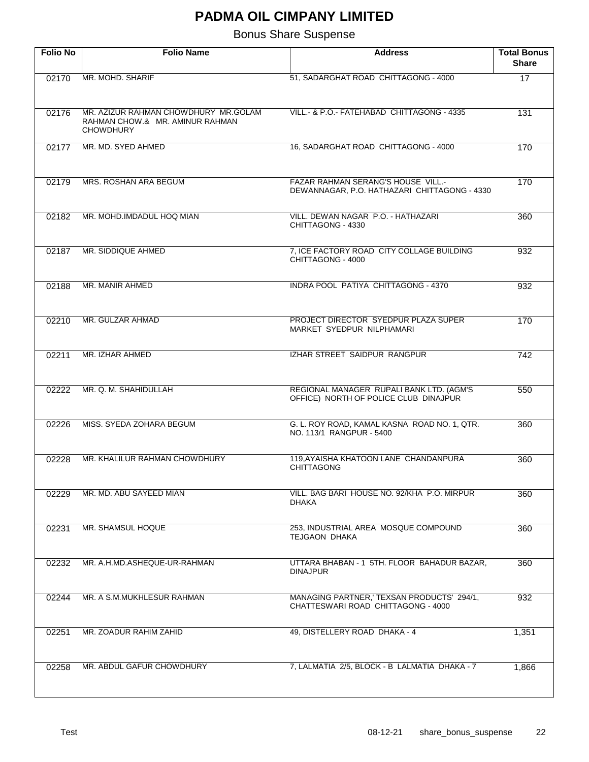# PADMA OIL CIMPANY LIMITED

## Bonus Share Suspense

| Folio No | Folio Name | Address | Total Bonus Share |
|---|---|---|---|
| 02170 | MR. MOHD. SHARIF | 51, SADARGHAT ROAD CHITTAGONG - 4000 | 17 |
| 02176 | MR. AZIZUR RAHMAN CHOWDHURY MR.GOLAM RAHMAN CHOW.& MR. AMINUR RAHMAN CHOWDHURY | VILL.- & P.O.- FATEHABAD CHITTAGONG - 4335 | 131 |
| 02177 | MR. MD. SYED AHMED | 16, SADARGHAT ROAD CHITTAGONG - 4000 | 170 |
| 02179 | MRS. ROSHAN ARA BEGUM | FAZAR RAHMAN SERANG'S HOUSE VILL.- DEWANNAGAR, P.O. HATHAZARI CHITTAGONG - 4330 | 170 |
| 02182 | MR. MOHD.IMDADUL HOQ MIAN | VILL. DEWAN NAGAR P.O. - HATHAZARI CHITTAGONG - 4330 | 360 |
| 02187 | MR. SIDDIQUE AHMED | 7, ICE FACTORY ROAD CITY COLLAGE BUILDING CHITTAGONG - 4000 | 932 |
| 02188 | MR. MANIR AHMED | INDRA POOL PATIYA CHITTAGONG - 4370 | 932 |
| 02210 | MR. GULZAR AHMAD | PROJECT DIRECTOR SYEDPUR PLAZA SUPER MARKET SYEDPUR NILPHAMARI | 170 |
| 02211 | MR. IZHAR AHMED | IZHAR STREET SAIDPUR RANGPUR | 742 |
| 02222 | MR. Q. M. SHAHIDULLAH | REGIONAL MANAGER RUPALI BANK LTD. (AGM'S OFFICE) NORTH OF POLICE CLUB DINAJPUR | 550 |
| 02226 | MISS. SYEDA ZOHARA BEGUM | G. L. ROY ROAD, KAMAL KASNA ROAD NO. 1, QTR. NO. 113/1 RANGPUR - 5400 | 360 |
| 02228 | MR. KHALILUR RAHMAN CHOWDHURY | 119,AYAISHA KHATOON LANE CHANDANPURA CHITTAGONG | 360 |
| 02229 | MR. MD. ABU SAYEED MIAN | VILL. BAG BARI HOUSE NO. 92/KHA P.O. MIRPUR DHAKA | 360 |
| 02231 | MR. SHAMSUL HOQUE | 253, INDUSTRIAL AREA MOSQUE COMPOUND TEJGAON DHAKA | 360 |
| 02232 | MR. A.H.MD.ASHEQUE-UR-RAHMAN | UTTARA BHABAN - 1 5TH. FLOOR BAHADUR BAZAR, DINAJPUR | 360 |
| 02244 | MR. A S.M.MUKHLESUR RAHMAN | MANAGING PARTNER,' TEXSAN PRODUCTS' 294/1, CHATTESWARI ROAD CHITTAGONG - 4000 | 932 |
| 02251 | MR. ZOADUR RAHIM ZAHID | 49, DISTELLERY ROAD DHAKA - 4 | 1,351 |
| 02258 | MR. ABDUL GAFUR CHOWDHURY | 7, LALMATIA 2/5, BLOCK - B LALMATIA DHAKA - 7 | 1,866 |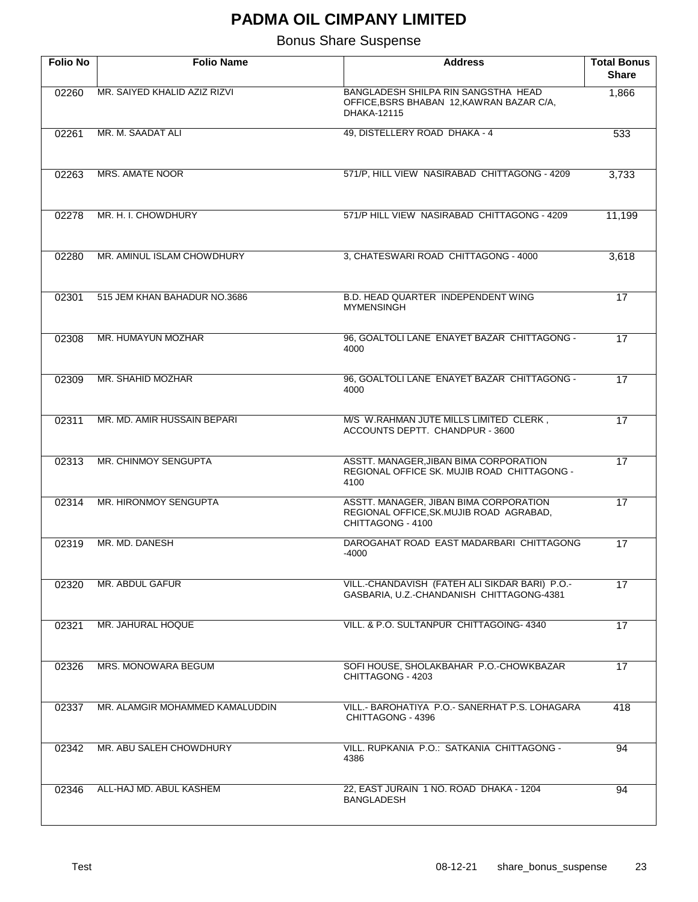# PADMA OIL CIMPANY LIMITED

## Bonus Share Suspense

| Folio No | Folio Name | Address | Total Bonus Share |
|---|---|---|---|
| 02260 | MR. SAIYED KHALID AZIZ RIZVI | BANGLADESH SHILPA RIN SANGSTHA HEAD OFFICE,BSRS BHABAN 12,KAWRAN BAZAR C/A, DHAKA-12115 | 1,866 |
| 02261 | MR. M. SAADAT ALI | 49, DISTELLERY ROAD DHAKA - 4 | 533 |
| 02263 | MRS. AMATE NOOR | 571/P, HILL VIEW NASIRABAD CHITTAGONG - 4209 | 3,733 |
| 02278 | MR. H. I. CHOWDHURY | 571/P HILL VIEW NASIRABAD CHITTAGONG - 4209 | 11,199 |
| 02280 | MR. AMINUL ISLAM CHOWDHURY | 3, CHATESWARI ROAD CHITTAGONG - 4000 | 3,618 |
| 02301 | 515 JEM KHAN BAHADUR NO.3686 | B.D. HEAD QUARTER INDEPENDENT WING MYMENSINGH | 17 |
| 02308 | MR. HUMAYUN MOZHAR | 96, GOALTOLI LANE ENAYET BAZAR CHITTAGONG - 4000 | 17 |
| 02309 | MR. SHAHID MOZHAR | 96, GOALTOLI LANE ENAYET BAZAR CHITTAGONG - 4000 | 17 |
| 02311 | MR. MD. AMIR HUSSAIN BEPARI | M/S W.RAHMAN JUTE MILLS LIMITED CLERK , ACCOUNTS DEPTT. CHANDPUR - 3600 | 17 |
| 02313 | MR. CHINMOY SENGUPTA | ASSTT. MANAGER,JIBAN BIMA CORPORATION REGIONAL OFFICE SK. MUJIB ROAD CHITTAGONG - 4100 | 17 |
| 02314 | MR. HIRONMOY SENGUPTA | ASSTT. MANAGER, JIBAN BIMA CORPORATION REGIONAL OFFICE,SK.MUJIB ROAD AGRABAD, CHITTAGONG - 4100 | 17 |
| 02319 | MR. MD. DANESH | DAROGAHAT ROAD EAST MADARBARI CHITTAGONG -4000 | 17 |
| 02320 | MR. ABDUL GAFUR | VILL.-CHANDAVISH (FATEH ALI SIKDAR BARI) P.O.- GASBARIA, U.Z.-CHANDANISH CHITTAGONG-4381 | 17 |
| 02321 | MR. JAHURAL HOQUE | VILL. & P.O. SULTANPUR CHITTAGOING- 4340 | 17 |
| 02326 | MRS. MONOWARA BEGUM | SOFI HOUSE, SHOLAKBAHAR P.O.-CHOWKBAZAR CHITTAGONG - 4203 | 17 |
| 02337 | MR. ALAMGIR MOHAMMED KAMALUDDIN | VILL.- BAROHATIYA P.O.- SANERHAT P.S. LOHAGARA CHITTAGONG - 4396 | 418 |
| 02342 | MR. ABU SALEH CHOWDHURY | VILL. RUPKANIA P.O.: SATKANIA CHITTAGONG - 4386 | 94 |
| 02346 | ALL-HAJ MD. ABUL KASHEM | 22, EAST JURAIN 1 NO. ROAD DHAKA - 1204 BANGLADESH | 94 |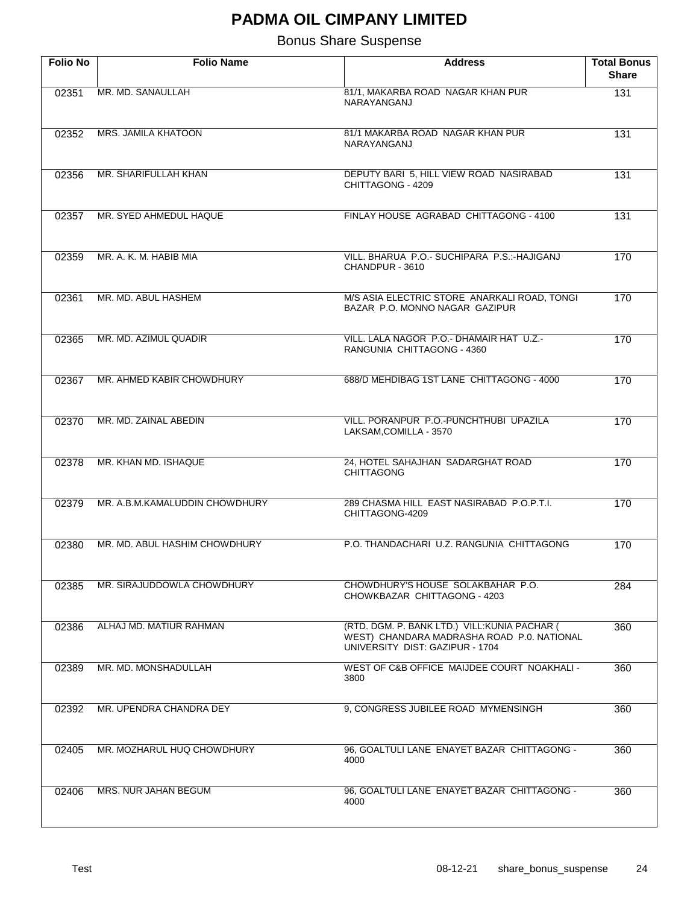# PADMA OIL CIMPANY LIMITED

## Bonus Share Suspense

| Folio No | Folio Name | Address | Total Bonus Share |
|---|---|---|---|
| 02351 | MR. MD. SANAULLAH | 81/1, MAKARBA ROAD NAGAR KHAN PUR NARAYANGANJ | 131 |
| 02352 | MRS. JAMILA KHATOON | 81/1 MAKARBA ROAD NAGAR KHAN PUR NARAYANGANJ | 131 |
| 02356 | MR. SHARIFULLAH KHAN | DEPUTY BARI 5, HILL VIEW ROAD NASIRABAD CHITTAGONG - 4209 | 131 |
| 02357 | MR. SYED AHMEDUL HAQUE | FINLAY HOUSE AGRABAD CHITTAGONG - 4100 | 131 |
| 02359 | MR. A. K. M. HABIB MIA | VILL. BHARUA P.O.- SUCHIPARA P.S.:-HAJIGANJ CHANDPUR - 3610 | 170 |
| 02361 | MR. MD. ABUL HASHEM | M/S ASIA ELECTRIC STORE ANARKALI ROAD, TONGI BAZAR P.O. MONNO NAGAR GAZIPUR | 170 |
| 02365 | MR. MD. AZIMUL QUADIR | VILL. LALA NAGOR P.O.- DHAMAIR HAT U.Z.- RANGUNIA CHITTAGONG - 4360 | 170 |
| 02367 | MR. AHMED KABIR CHOWDHURY | 688/D MEHDIBAG 1ST LANE CHITTAGONG - 4000 | 170 |
| 02370 | MR. MD. ZAINAL ABEDIN | VILL. PORANPUR P.O.-PUNCHTHUBI UPAZILA LAKSAM,COMILLA - 3570 | 170 |
| 02378 | MR. KHAN MD. ISHAQUE | 24, HOTEL SAHAJHAN SADARGHAT ROAD CHITTAGONG | 170 |
| 02379 | MR. A.B.M.KAMALUDDIN CHOWDHURY | 289 CHASMA HILL EAST NASIRABAD P.O.P.T.I. CHITTAGONG-4209 | 170 |
| 02380 | MR. MD. ABUL HASHIM CHOWDHURY | P.O. THANDACHARI U.Z. RANGUNIA CHITTAGONG | 170 |
| 02385 | MR. SIRAJUDDOWLA CHOWDHURY | CHOWDHURY'S HOUSE SOLAKBAHAR P.O. CHOWKBAZAR CHITTAGONG - 4203 | 284 |
| 02386 | ALHAJ MD. MATIUR RAHMAN | (RTD. DGM. P. BANK LTD.) VILL:KUNIA PACHAR ( WEST) CHANDARA MADRASHA ROAD P.0. NATIONAL UNIVERSITY DIST: GAZIPUR - 1704 | 360 |
| 02389 | MR. MD. MONSHADULLAH | WEST OF C&B OFFICE MAIJDEE COURT NOAKHALI - 3800 | 360 |
| 02392 | MR. UPENDRA CHANDRA DEY | 9, CONGRESS JUBILEE ROAD MYMENSINGH | 360 |
| 02405 | MR. MOZHARUL HUQ CHOWDHURY | 96, GOALTULI LANE ENAYET BAZAR CHITTAGONG - 4000 | 360 |
| 02406 | MRS. NUR JAHAN BEGUM | 96, GOALTULI LANE ENAYET BAZAR CHITTAGONG - 4000 | 360 |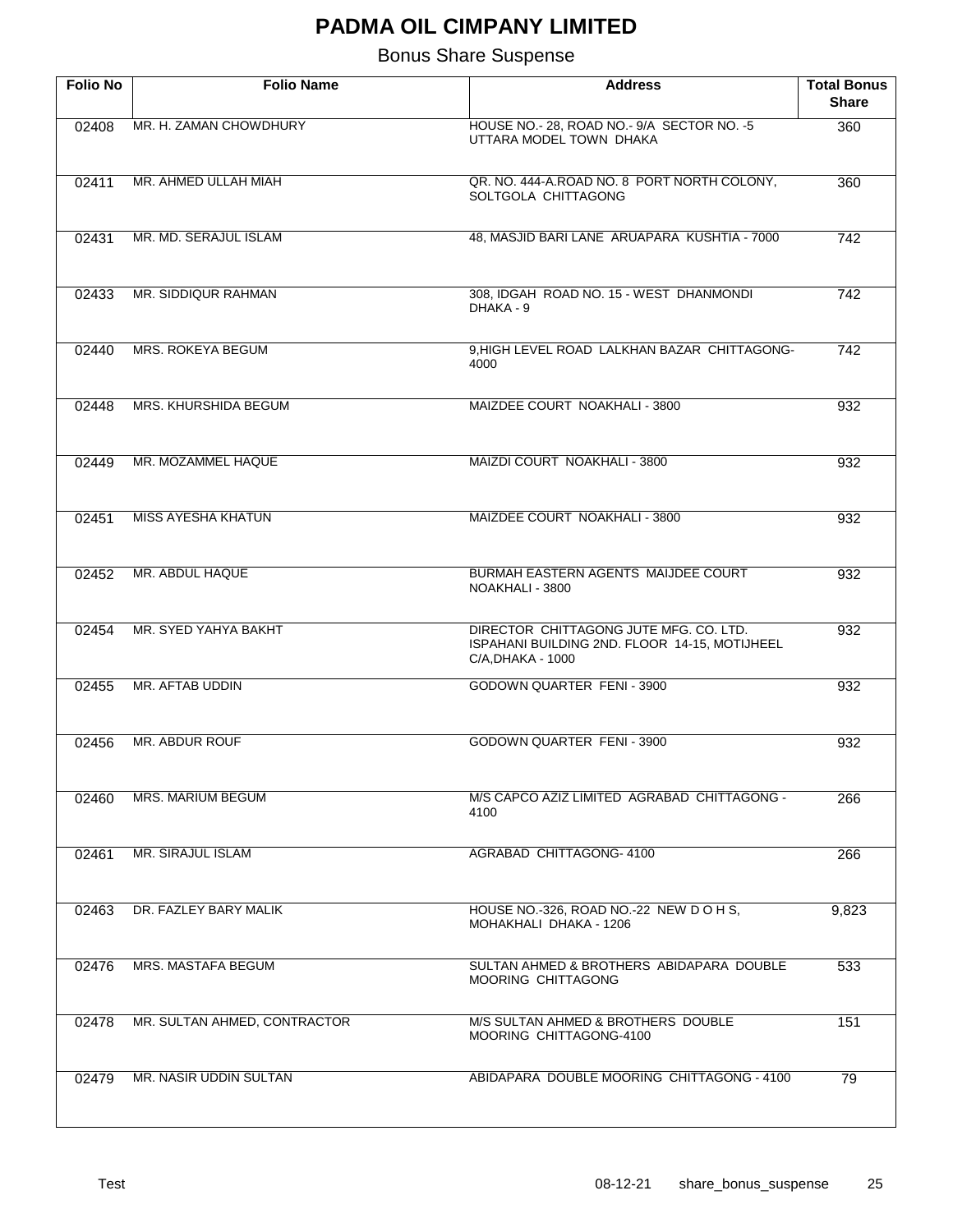# PADMA OIL CIMPANY LIMITED

## Bonus Share Suspense

| Folio No | Folio Name | Address | Total Bonus Share |
|---|---|---|---|
| 02408 | MR. H. ZAMAN CHOWDHURY | HOUSE NO.- 28, ROAD NO.- 9/A SECTOR NO. -5 UTTARA MODEL TOWN DHAKA | 360 |
| 02411 | MR. AHMED ULLAH MIAH | QR. NO. 444-A.ROAD NO. 8 PORT NORTH COLONY, SOLTGOLA CHITTAGONG | 360 |
| 02431 | MR. MD. SERAJUL ISLAM | 48, MASJID BARI LANE ARUAPARA KUSHTIA - 7000 | 742 |
| 02433 | MR. SIDDIQUR RAHMAN | 308, IDGAH ROAD NO. 15 - WEST DHANMONDI DHAKA - 9 | 742 |
| 02440 | MRS. ROKEYA BEGUM | 9,HIGH LEVEL ROAD LALKHAN BAZAR CHITTAGONG-4000 | 742 |
| 02448 | MRS. KHURSHIDA BEGUM | MAIZDEE COURT NOAKHALI - 3800 | 932 |
| 02449 | MR. MOZAMMEL HAQUE | MAIZDI COURT NOAKHALI - 3800 | 932 |
| 02451 | MISS AYESHA KHATUN | MAIZDEE COURT NOAKHALI - 3800 | 932 |
| 02452 | MR. ABDUL HAQUE | BURMAH EASTERN AGENTS MAIJDEE COURT NOAKHALI - 3800 | 932 |
| 02454 | MR. SYED YAHYA BAKHT | DIRECTOR CHITTAGONG JUTE MFG. CO. LTD. ISPAHANI BUILDING 2ND. FLOOR 14-15, MOTIJHEEL C/A,DHAKA - 1000 | 932 |
| 02455 | MR. AFTAB UDDIN | GODOWN QUARTER FENI - 3900 | 932 |
| 02456 | MR. ABDUR ROUF | GODOWN QUARTER FENI - 3900 | 932 |
| 02460 | MRS. MARIUM BEGUM | M/S CAPCO AZIZ LIMITED AGRABAD CHITTAGONG - 4100 | 266 |
| 02461 | MR. SIRAJUL ISLAM | AGRABAD CHITTAGONG- 4100 | 266 |
| 02463 | DR. FAZLEY BARY MALIK | HOUSE NO.-326, ROAD NO.-22 NEW D O H S, MOHAKHALI DHAKA - 1206 | 9,823 |
| 02476 | MRS. MASTAFA BEGUM | SULTAN AHMED & BROTHERS ABIDAPARA DOUBLE MOORING CHITTAGONG | 533 |
| 02478 | MR. SULTAN AHMED, CONTRACTOR | M/S SULTAN AHMED & BROTHERS DOUBLE MOORING CHITTAGONG-4100 | 151 |
| 02479 | MR. NASIR UDDIN SULTAN | ABIDAPARA DOUBLE MOORING CHITTAGONG - 4100 | 79 |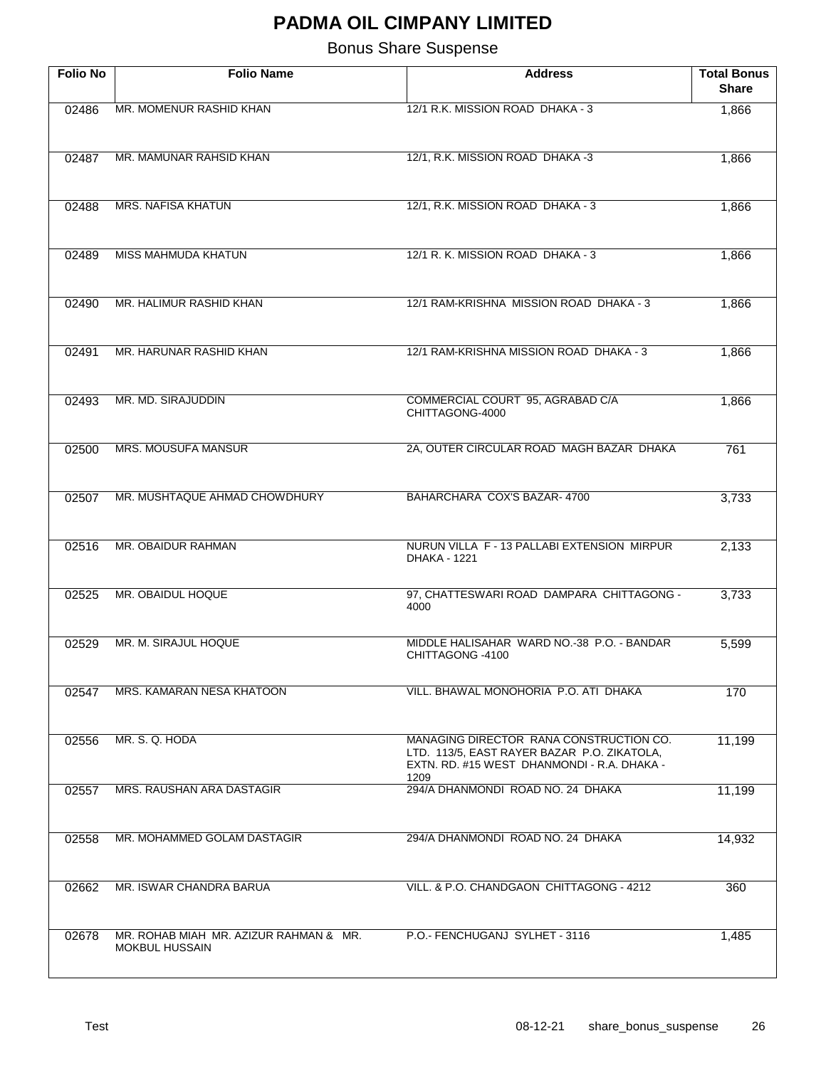# PADMA OIL CIMPANY LIMITED

## Bonus Share Suspense

| Folio No | Folio Name | Address | Total Bonus Share |
|---|---|---|---|
| 02486 | MR. MOMENUR RASHID KHAN | 12/1 R.K. MISSION ROAD DHAKA - 3 | 1,866 |
| 02487 | MR. MAMUNAR RAHSID KHAN | 12/1, R.K. MISSION ROAD DHAKA -3 | 1,866 |
| 02488 | MRS. NAFISA KHATUN | 12/1, R.K. MISSION ROAD DHAKA - 3 | 1,866 |
| 02489 | MISS MAHMUDA KHATUN | 12/1 R. K. MISSION ROAD DHAKA - 3 | 1,866 |
| 02490 | MR. HALIMUR RASHID KHAN | 12/1 RAM-KRISHNA MISSION ROAD DHAKA - 3 | 1,866 |
| 02491 | MR. HARUNAR RASHID KHAN | 12/1 RAM-KRISHNA MISSION ROAD DHAKA - 3 | 1,866 |
| 02493 | MR. MD. SIRAJUDDIN | COMMERCIAL COURT 95, AGRABAD C/A CHITTAGONG-4000 | 1,866 |
| 02500 | MRS. MOUSUFA MANSUR | 2A, OUTER CIRCULAR ROAD MAGH BAZAR DHAKA | 761 |
| 02507 | MR. MUSHTAQUE AHMAD CHOWDHURY | BAHARCHARA COX'S BAZAR- 4700 | 3,733 |
| 02516 | MR. OBAIDUR RAHMAN | NURUN VILLA F - 13 PALLABI EXTENSION MIRPUR DHAKA - 1221 | 2,133 |
| 02525 | MR. OBAIDUL HOQUE | 97, CHATTESWARI ROAD DAMPARA CHITTAGONG - 4000 | 3,733 |
| 02529 | MR. M. SIRAJUL HOQUE | MIDDLE HALISAHAR WARD NO.-38 P.O. - BANDAR CHITTAGONG -4100 | 5,599 |
| 02547 | MRS. KAMARAN NESA KHATOON | VILL. BHAWAL MONOHORIA P.O. ATI DHAKA | 170 |
| 02556 | MR. S. Q. HODA | MANAGING DIRECTOR RANA CONSTRUCTION CO. LTD. 113/5, EAST RAYER BAZAR P.O. ZIKATOLA, EXTN. RD. #15 WEST DHANMONDI - R.A. DHAKA - 1209 | 11,199 |
| 02557 | MRS. RAUSHAN ARA DASTAGIR | 294/A DHANMONDI ROAD NO. 24 DHAKA | 11,199 |
| 02558 | MR. MOHAMMED GOLAM DASTAGIR | 294/A DHANMONDI ROAD NO. 24 DHAKA | 14,932 |
| 02662 | MR. ISWAR CHANDRA BARUA | VILL. & P.O. CHANDGAON CHITTAGONG - 4212 | 360 |
| 02678 | MR. ROHAB MIAH MR. AZIZUR RAHMAN & MR. MOKBUL HUSSAIN | P.O.- FENCHUGANJ SYLHET - 3116 | 1,485 |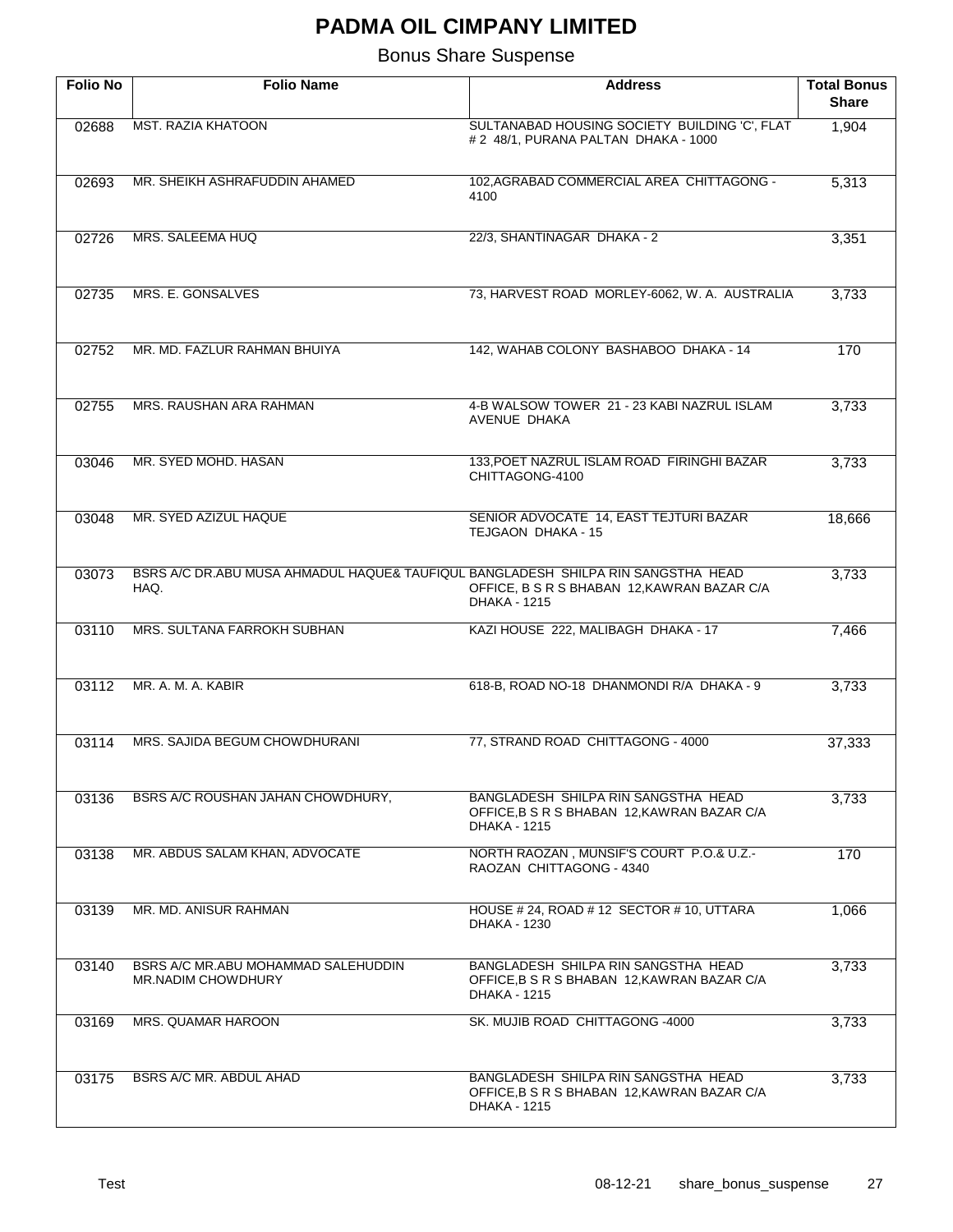# PADMA OIL CIMPANY LIMITED

## Bonus Share Suspense

| Folio No | Folio Name | Address | Total Bonus Share |
|---|---|---|---|
| 02688 | MST. RAZIA KHATOON | SULTANABAD HOUSING SOCIETY BUILDING 'C', FLAT # 2 48/1, PURANA PALTAN DHAKA - 1000 | 1,904 |
| 02693 | MR. SHEIKH ASHRAFUDDIN AHAMED | 102,AGRABAD COMMERCIAL AREA CHITTAGONG - 4100 | 5,313 |
| 02726 | MRS. SALEEMA HUQ | 22/3, SHANTINAGAR DHAKA - 2 | 3,351 |
| 02735 | MRS. E. GONSALVES | 73, HARVEST ROAD MORLEY-6062, W. A. AUSTRALIA | 3,733 |
| 02752 | MR. MD. FAZLUR RAHMAN BHUIYA | 142, WAHAB COLONY BASHABOO DHAKA - 14 | 170 |
| 02755 | MRS. RAUSHAN ARA RAHMAN | 4-B WALSOW TOWER 21 - 23 KABI NAZRUL ISLAM AVENUE DHAKA | 3,733 |
| 03046 | MR. SYED MOHD. HASAN | 133,POET NAZRUL ISLAM ROAD FIRINGHI BAZAR CHITTAGONG-4100 | 3,733 |
| 03048 | MR. SYED AZIZUL HAQUE | SENIOR ADVOCATE 14, EAST TEJTURI BAZAR TEJGAON DHAKA - 15 | 18,666 |
| 03073 | BSRS A/C DR.ABU MUSA AHMADUL HAQUE& TAUFIQUL HAQ. | BANGLADESH SHILPA RIN SANGSTHA HEAD OFFICE, B S R S BHABAN 12,KAWRAN BAZAR C/A DHAKA - 1215 | 3,733 |
| 03110 | MRS. SULTANA FARROKH SUBHAN | KAZI HOUSE 222, MALIBAGH DHAKA - 17 | 7,466 |
| 03112 | MR. A. M. A. KABIR | 618-B, ROAD NO-18 DHANMONDI R/A DHAKA - 9 | 3,733 |
| 03114 | MRS. SAJIDA BEGUM CHOWDHURANI | 77, STRAND ROAD CHITTAGONG - 4000 | 37,333 |
| 03136 | BSRS A/C ROUSHAN JAHAN CHOWDHURY, | BANGLADESH SHILPA RIN SANGSTHA HEAD OFFICE,B S R S BHABAN 12,KAWRAN BAZAR C/A DHAKA - 1215 | 3,733 |
| 03138 | MR. ABDUS SALAM KHAN, ADVOCATE | NORTH RAOZAN , MUNSIF'S COURT P.O.& U.Z.- RAOZAN CHITTAGONG - 4340 | 170 |
| 03139 | MR. MD. ANISUR RAHMAN | HOUSE # 24, ROAD # 12 SECTOR # 10, UTTARA DHAKA - 1230 | 1,066 |
| 03140 | BSRS A/C MR.ABU MOHAMMAD SALEHUDDIN MR.NADIM CHOWDHURY | BANGLADESH SHILPA RIN SANGSTHA HEAD OFFICE,B S R S BHABAN 12,KAWRAN BAZAR C/A DHAKA - 1215 | 3,733 |
| 03169 | MRS. QUAMAR HAROON | SK. MUJIB ROAD CHITTAGONG -4000 | 3,733 |
| 03175 | BSRS A/C MR. ABDUL AHAD | BANGLADESH SHILPA RIN SANGSTHA HEAD OFFICE,B S R S BHABAN 12,KAWRAN BAZAR C/A DHAKA - 1215 | 3,733 |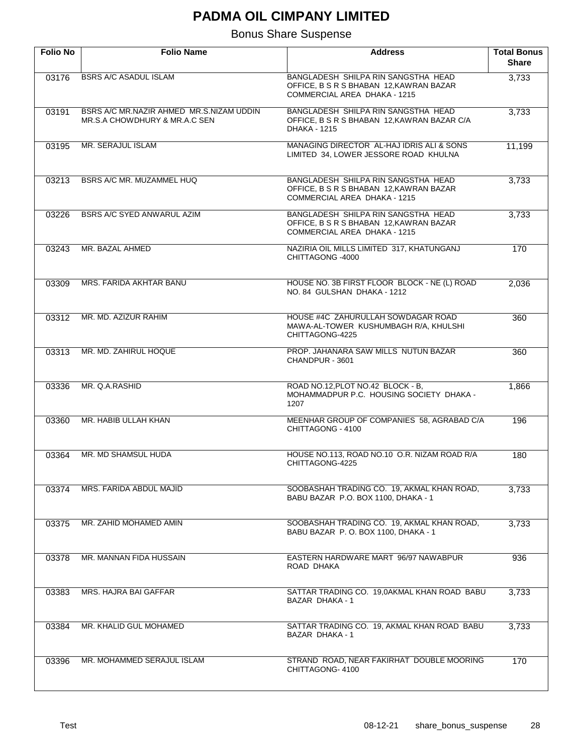# PADMA OIL CIMPANY LIMITED

## Bonus Share Suspense

| Folio No | Folio Name | Address | Total Bonus Share |
|---|---|---|---|
| 03176 | BSRS A/C ASADUL ISLAM | BANGLADESH SHILPA RIN SANGSTHA HEAD OFFICE, B S R S BHABAN 12,KAWRAN BAZAR COMMERCIAL AREA DHAKA - 1215 | 3,733 |
| 03191 | BSRS A/C MR.NAZIR AHMED MR.S.NIZAM UDDIN MR.S.A CHOWDHURY & MR.A.C SEN | BANGLADESH SHILPA RIN SANGSTHA HEAD OFFICE, B S R S BHABAN 12,KAWRAN BAZAR C/A DHAKA - 1215 | 3,733 |
| 03195 | MR. SERAJUL ISLAM | MANAGING DIRECTOR AL-HAJ IDRIS ALI & SONS LIMITED 34, LOWER JESSORE ROAD KHULNA | 11,199 |
| 03213 | BSRS A/C MR. MUZAMMEL HUQ | BANGLADESH SHILPA RIN SANGSTHA HEAD OFFICE, B S R S BHABAN 12,KAWRAN BAZAR COMMERCIAL AREA DHAKA - 1215 | 3,733 |
| 03226 | BSRS A/C SYED ANWARUL AZIM | BANGLADESH SHILPA RIN SANGSTHA HEAD OFFICE, B S R S BHABAN 12,KAWRAN BAZAR COMMERCIAL AREA DHAKA - 1215 | 3,733 |
| 03243 | MR. BAZAL AHMED | NAZIRIA OIL MILLS LIMITED 317, KHATUNGANJ CHITTAGONG -4000 | 170 |
| 03309 | MRS. FARIDA AKHTAR BANU | HOUSE NO. 3B FIRST FLOOR BLOCK - NE (L) ROAD NO. 84 GULSHAN DHAKA - 1212 | 2,036 |
| 03312 | MR. MD. AZIZUR RAHIM | HOUSE #4C ZAHURULLAH SOWDAGAR ROAD MAWA-AL-TOWER KUSHUMBAGH R/A, KHULSHI CHITTAGONG-4225 | 360 |
| 03313 | MR. MD. ZAHIRUL HOQUE | PROP. JAHANARA SAW MILLS NUTUN BAZAR CHANDPUR - 3601 | 360 |
| 03336 | MR. Q.A.RASHID | ROAD NO.12,PLOT NO.42 BLOCK - B, MOHAMMADPUR P.C. HOUSING SOCIETY DHAKA - 1207 | 1,866 |
| 03360 | MR. HABIB ULLAH KHAN | MEENHAR GROUP OF COMPANIES 58, AGRABAD C/A CHITTAGONG - 4100 | 196 |
| 03364 | MR. MD SHAMSUL HUDA | HOUSE NO.113, ROAD NO.10 O.R. NIZAM ROAD R/A CHITTAGONG-4225 | 180 |
| 03374 | MRS. FARIDA ABDUL MAJID | SOOBASHAH TRADING CO. 19, AKMAL KHAN ROAD, BABU BAZAR P.O. BOX 1100, DHAKA - 1 | 3,733 |
| 03375 | MR. ZAHID MOHAMED AMIN | SOOBASHAH TRADING CO. 19, AKMAL KHAN ROAD, BABU BAZAR P. O. BOX 1100, DHAKA - 1 | 3,733 |
| 03378 | MR. MANNAN FIDA HUSSAIN | EASTERN HARDWARE MART 96/97 NAWABPUR ROAD DHAKA | 936 |
| 03383 | MRS. HAJRA BAI GAFFAR | SATTAR TRADING CO. 19,0AKMAL KHAN ROAD BABU BAZAR DHAKA - 1 | 3,733 |
| 03384 | MR. KHALID GUL MOHAMED | SATTAR TRADING CO. 19, AKMAL KHAN ROAD BABU BAZAR DHAKA - 1 | 3,733 |
| 03396 | MR. MOHAMMED SERAJUL ISLAM | STRAND ROAD, NEAR FAKIRHAT DOUBLE MOORING CHITTAGONG- 4100 | 170 |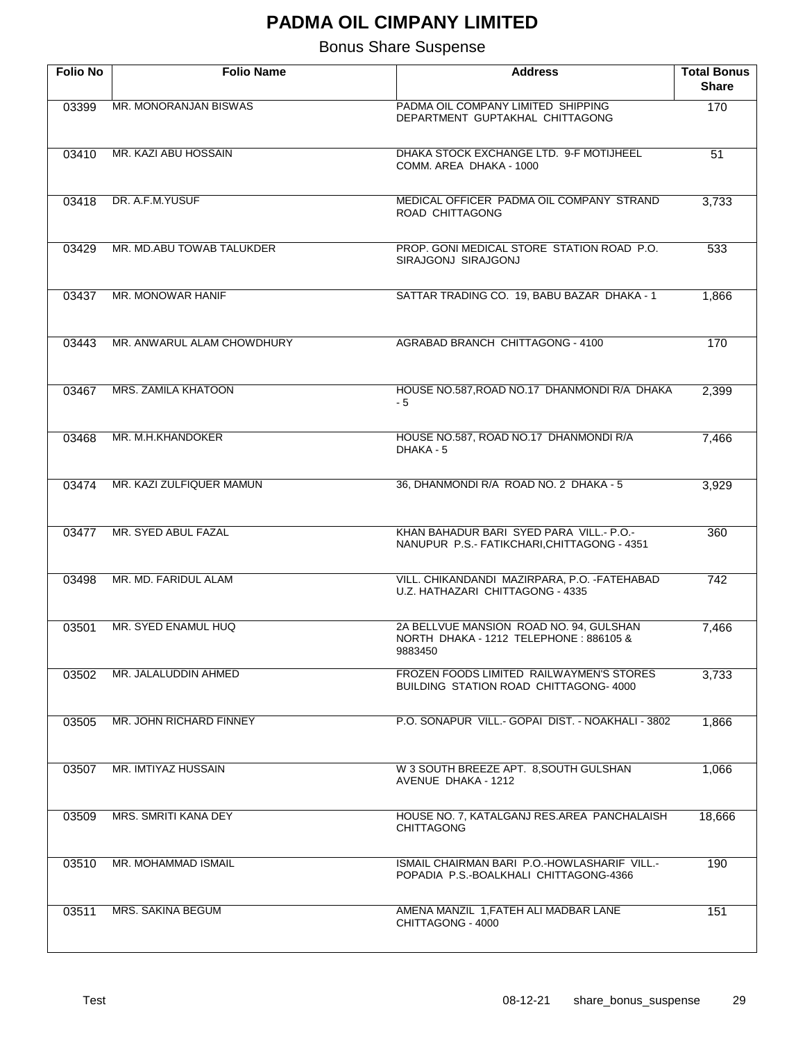# PADMA OIL CIMPANY LIMITED

## Bonus Share Suspense

| Folio No | Folio Name | Address | Total Bonus Share |
|---|---|---|---|
| 03399 | MR. MONORANJAN BISWAS | PADMA OIL COMPANY LIMITED SHIPPING DEPARTMENT GUPTAKHAL CHITTAGONG | 170 |
| 03410 | MR. KAZI ABU HOSSAIN | DHAKA STOCK EXCHANGE LTD. 9-F MOTIJHEEL COMM. AREA DHAKA - 1000 | 51 |
| 03418 | DR. A.F.M.YUSUF | MEDICAL OFFICER PADMA OIL COMPANY STRAND ROAD CHITTAGONG | 3,733 |
| 03429 | MR. MD.ABU TOWAB TALUKDER | PROP. GONI MEDICAL STORE STATION ROAD P.O. SIRAJGONJ SIRAJGONJ | 533 |
| 03437 | MR. MONOWAR HANIF | SATTAR TRADING CO. 19, BABU BAZAR DHAKA - 1 | 1,866 |
| 03443 | MR. ANWARUL ALAM CHOWDHURY | AGRABAD BRANCH CHITTAGONG - 4100 | 170 |
| 03467 | MRS. ZAMILA KHATOON | HOUSE NO.587,ROAD NO.17 DHANMONDI R/A DHAKA - 5 | 2,399 |
| 03468 | MR. M.H.KHANDOKER | HOUSE NO.587, ROAD NO.17 DHANMONDI R/A DHAKA - 5 | 7,466 |
| 03474 | MR. KAZI ZULFIQUER MAMUN | 36, DHANMONDI R/A ROAD NO. 2 DHAKA - 5 | 3,929 |
| 03477 | MR. SYED ABUL FAZAL | KHAN BAHADUR BARI SYED PARA VILL.- P.O.- NANUPUR P.S.- FATIKCHARI,CHITTAGONG - 4351 | 360 |
| 03498 | MR. MD. FARIDUL ALAM | VILL. CHIKANDANDI MAZIRPARA, P.O. -FATEHABAD U.Z. HATHAZARI CHITTAGONG - 4335 | 742 |
| 03501 | MR. SYED ENAMUL HUQ | 2A BELLVUE MANSION ROAD NO. 94, GULSHAN NORTH DHAKA - 1212 TELEPHONE : 886105 & 9883450 | 7,466 |
| 03502 | MR. JALALUDDIN AHMED | FROZEN FOODS LIMITED RAILWAYMEN'S STORES BUILDING STATION ROAD CHITTAGONG- 4000 | 3,733 |
| 03505 | MR. JOHN RICHARD FINNEY | P.O. SONAPUR VILL.- GOPAI DIST. - NOAKHALI - 3802 | 1,866 |
| 03507 | MR. IMTIYAZ HUSSAIN | W 3 SOUTH BREEZE APT. 8,SOUTH GULSHAN AVENUE DHAKA - 1212 | 1,066 |
| 03509 | MRS. SMRITI KANA DEY | HOUSE NO. 7, KATALGANJ RES.AREA PANCHALAISH CHITTAGONG | 18,666 |
| 03510 | MR. MOHAMMAD ISMAIL | ISMAIL CHAIRMAN BARI P.O.-HOWLASHARIF VILL.- POPADIA P.S.-BOALKHALI CHITTAGONG-4366 | 190 |
| 03511 | MRS. SAKINA BEGUM | AMENA MANZIL 1,FATEH ALI MADBAR LANE CHITTAGONG - 4000 | 151 |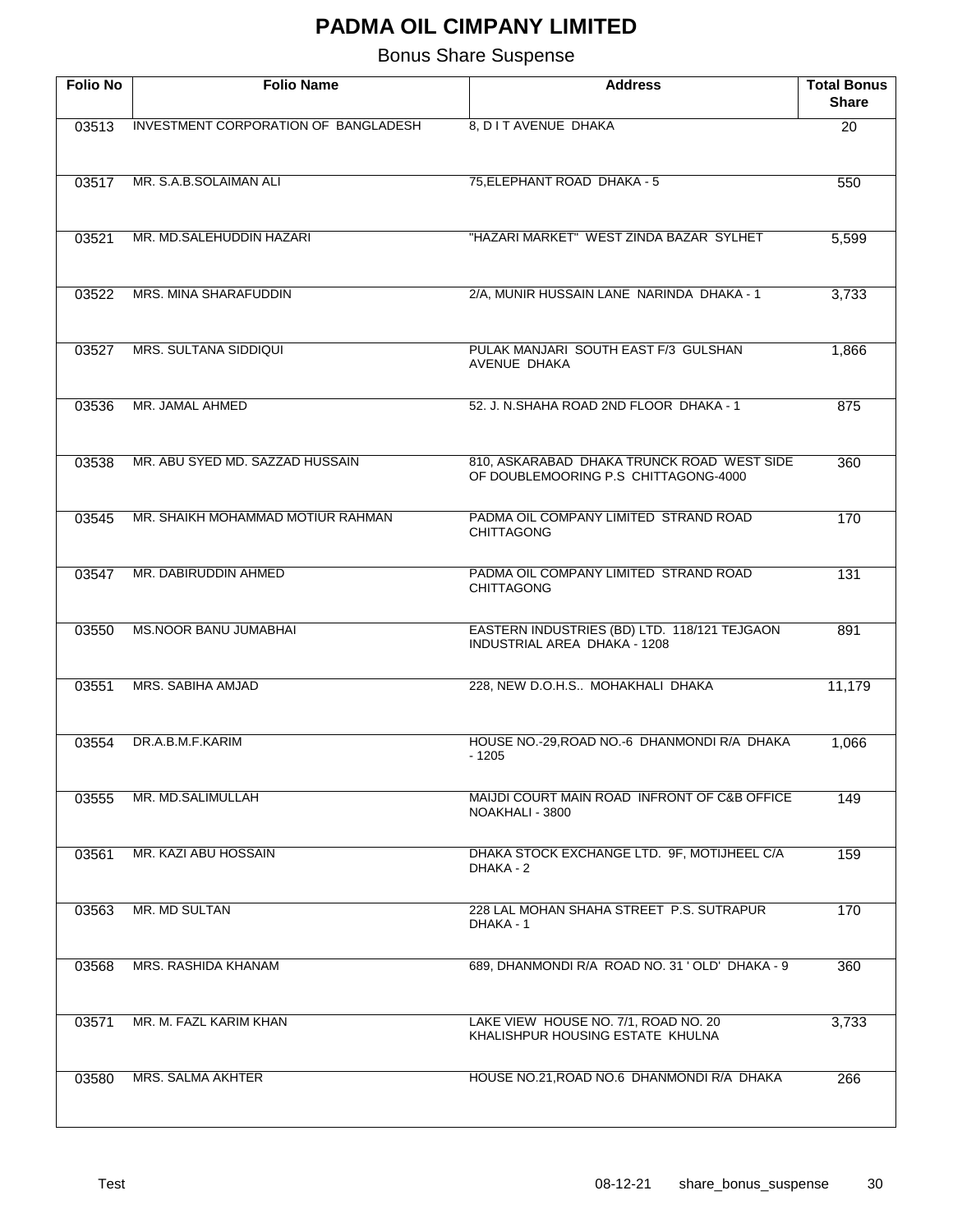# PADMA OIL CIMPANY LIMITED

## Bonus Share Suspense

| Folio No | Folio Name | Address | Total Bonus Share |
|---|---|---|---|
| 03513 | INVESTMENT CORPORATION OF BANGLADESH | 8, D I T AVENUE DHAKA | 20 |
| 03517 | MR. S.A.B.SOLAIMAN ALI | 75,ELEPHANT ROAD DHAKA - 5 | 550 |
| 03521 | MR. MD.SALEHUDDIN HAZARI | "HAZARI MARKET" WEST ZINDA BAZAR SYLHET | 5,599 |
| 03522 | MRS. MINA SHARAFUDDIN | 2/A, MUNIR HUSSAIN LANE NARINDA DHAKA - 1 | 3,733 |
| 03527 | MRS. SULTANA SIDDIQUI | PULAK MANJARI SOUTH EAST F/3 GULSHAN AVENUE DHAKA | 1,866 |
| 03536 | MR. JAMAL AHMED | 52. J. N.SHAHA ROAD 2ND FLOOR DHAKA - 1 | 875 |
| 03538 | MR. ABU SYED MD. SAZZAD HUSSAIN | 810, ASKARABAD DHAKA TRUNCK ROAD WEST SIDE OF DOUBLEMOORING P.S CHITTAGONG-4000 | 360 |
| 03545 | MR. SHAIKH MOHAMMAD MOTIUR RAHMAN | PADMA OIL COMPANY LIMITED STRAND ROAD CHITTAGONG | 170 |
| 03547 | MR. DABIRUDDIN AHMED | PADMA OIL COMPANY LIMITED STRAND ROAD CHITTAGONG | 131 |
| 03550 | MS.NOOR BANU JUMABHAI | EASTERN INDUSTRIES (BD) LTD. 118/121 TEJGAON INDUSTRIAL AREA DHAKA - 1208 | 891 |
| 03551 | MRS. SABIHA AMJAD | 228, NEW D.O.H.S.. MOHAKHALI DHAKA | 11,179 |
| 03554 | DR.A.B.M.F.KARIM | HOUSE NO.-29,ROAD NO.-6 DHANMONDI R/A DHAKA - 1205 | 1,066 |
| 03555 | MR. MD.SALIMULLAH | MAIJDI COURT MAIN ROAD INFRONT OF C&B OFFICE NOAKHALI - 3800 | 149 |
| 03561 | MR. KAZI ABU HOSSAIN | DHAKA STOCK EXCHANGE LTD. 9F, MOTIJHEEL C/A DHAKA - 2 | 159 |
| 03563 | MR. MD SULTAN | 228 LAL MOHAN SHAHA STREET P.S. SUTRAPUR DHAKA - 1 | 170 |
| 03568 | MRS. RASHIDA KHANAM | 689, DHANMONDI R/A ROAD NO. 31 ' OLD' DHAKA - 9 | 360 |
| 03571 | MR. M. FAZL KARIM KHAN | LAKE VIEW HOUSE NO. 7/1, ROAD NO. 20 KHALISHPUR HOUSING ESTATE KHULNA | 3,733 |
| 03580 | MRS. SALMA AKHTER | HOUSE NO.21,ROAD NO.6 DHANMONDI R/A DHAKA | 266 |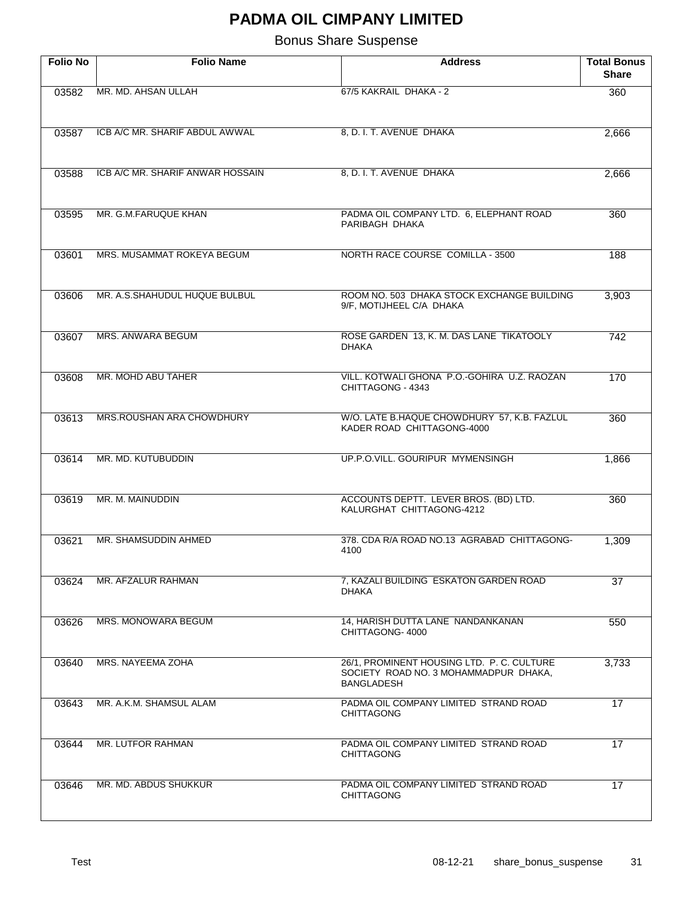# PADMA OIL CIMPANY LIMITED

Bonus Share Suspense

| Folio No | Folio Name | Address | Total Bonus Share |
|---|---|---|---|
| 03582 | MR. MD. AHSAN ULLAH | 67/5 KAKRAIL DHAKA - 2 | 360 |
| 03587 | ICB A/C MR. SHARIF ABDUL AWWAL | 8, D. I. T. AVENUE DHAKA | 2,666 |
| 03588 | ICB A/C MR. SHARIF ANWAR HOSSAIN | 8, D. I. T. AVENUE DHAKA | 2,666 |
| 03595 | MR. G.M.FARUQUE KHAN | PADMA OIL COMPANY LTD. 6, ELEPHANT ROAD PARIBAGH DHAKA | 360 |
| 03601 | MRS. MUSAMMAT ROKEYA BEGUM | NORTH RACE COURSE COMILLA - 3500 | 188 |
| 03606 | MR. A.S.SHAHUDUL HUQUE BULBUL | ROOM NO. 503 DHAKA STOCK EXCHANGE BUILDING 9/F, MOTIJHEEL C/A DHAKA | 3,903 |
| 03607 | MRS. ANWARA BEGUM | ROSE GARDEN 13, K. M. DAS LANE TIKATOOLY DHAKA | 742 |
| 03608 | MR. MOHD ABU TAHER | VILL. KOTWALI GHONA P.O.-GOHIRA U.Z. RAOZAN CHITTAGONG - 4343 | 170 |
| 03613 | MRS.ROUSHAN ARA CHOWDHURY | W/O. LATE B.HAQUE CHOWDHURY 57, K.B. FAZLUL KADER ROAD CHITTAGONG-4000 | 360 |
| 03614 | MR. MD. KUTUBUDDIN | UP.P.O.VILL. GOURIPUR MYMENSINGH | 1,866 |
| 03619 | MR. M. MAINUDDIN | ACCOUNTS DEPTT. LEVER BROS. (BD) LTD. KALURGHAT CHITTAGONG-4212 | 360 |
| 03621 | MR. SHAMSUDDIN AHMED | 378. CDA R/A ROAD NO.13 AGRABAD CHITTAGONG-4100 | 1,309 |
| 03624 | MR. AFZALUR RAHMAN | 7, KAZALI BUILDING ESKATON GARDEN ROAD DHAKA | 37 |
| 03626 | MRS. MONOWARA BEGUM | 14, HARISH DUTTA LANE NANDANKANAN CHITTAGONG- 4000 | 550 |
| 03640 | MRS. NAYEEMA ZOHA | 26/1, PROMINENT HOUSING LTD. P. C. CULTURE SOCIETY ROAD NO. 3 MOHAMMADPUR DHAKA, BANGLADESH | 3,733 |
| 03643 | MR. A.K.M. SHAMSUL ALAM | PADMA OIL COMPANY LIMITED STRAND ROAD CHITTAGONG | 17 |
| 03644 | MR. LUTFOR RAHMAN | PADMA OIL COMPANY LIMITED STRAND ROAD CHITTAGONG | 17 |
| 03646 | MR. MD. ABDUS SHUKKUR | PADMA OIL COMPANY LIMITED STRAND ROAD CHITTAGONG | 17 |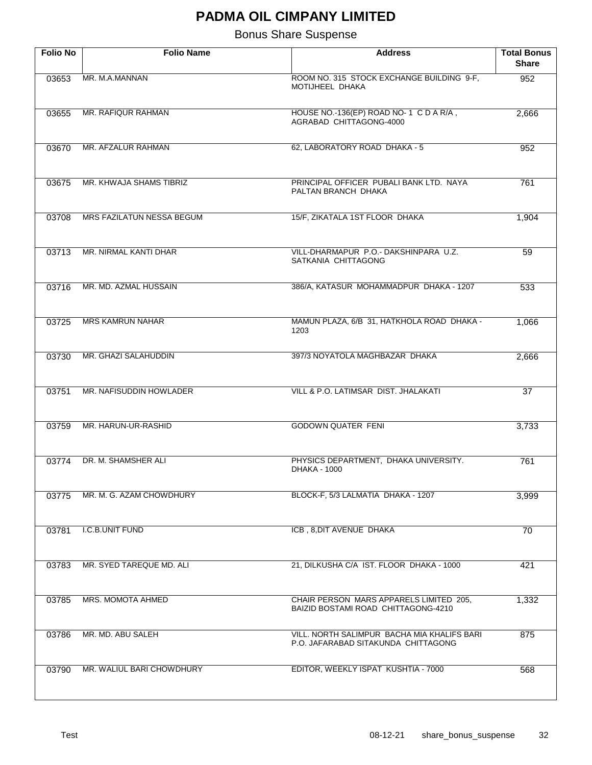# PADMA OIL CIMPANY LIMITED

Bonus Share Suspense

| Folio No | Folio Name | Address | Total Bonus Share |
|---|---|---|---|
| 03653 | MR. M.A.MANNAN | ROOM NO. 315 STOCK EXCHANGE BUILDING 9-F, MOTIJHEEL DHAKA | 952 |
| 03655 | MR. RAFIQUR RAHMAN | HOUSE NO.-136(EP) ROAD NO- 1 C D A R/A , AGRABAD CHITTAGONG-4000 | 2,666 |
| 03670 | MR. AFZALUR RAHMAN | 62, LABORATORY ROAD DHAKA - 5 | 952 |
| 03675 | MR. KHWAJA SHAMS TIBRIZ | PRINCIPAL OFFICER PUBALI BANK LTD. NAYA PALTAN BRANCH DHAKA | 761 |
| 03708 | MRS FAZILATUN NESSA BEGUM | 15/F, ZIKATALA 1ST FLOOR DHAKA | 1,904 |
| 03713 | MR. NIRMAL KANTI DHAR | VILL-DHARMAPUR P.O.- DAKSHINPARA U.Z. SATKANIA CHITTAGONG | 59 |
| 03716 | MR. MD. AZMAL HUSSAIN | 386/A, KATASUR MOHAMMADPUR DHAKA - 1207 | 533 |
| 03725 | MRS KAMRUN NAHAR | MAMUN PLAZA, 6/B 31, HATKHOLA ROAD DHAKA - 1203 | 1,066 |
| 03730 | MR. GHAZI SALAHUDDIN | 397/3 NOYATOLA MAGHBAZAR DHAKA | 2,666 |
| 03751 | MR. NAFISUDDIN HOWLADER | VILL & P.O. LATIMSAR DIST. JHALAKATI | 37 |
| 03759 | MR. HARUN-UR-RASHID | GODOWN QUATER FENI | 3,733 |
| 03774 | DR. M. SHAMSHER ALI | PHYSICS DEPARTMENT, DHAKA UNIVERSITY. DHAKA - 1000 | 761 |
| 03775 | MR. M. G. AZAM CHOWDHURY | BLOCK-F, 5/3 LALMATIA DHAKA - 1207 | 3,999 |
| 03781 | I.C.B.UNIT FUND | ICB , 8,DIT AVENUE DHAKA | 70 |
| 03783 | MR. SYED TAREQUE MD. ALI | 21, DILKUSHA C/A IST. FLOOR DHAKA - 1000 | 421 |
| 03785 | MRS. MOMOTA AHMED | CHAIR PERSON MARS APPARELS LIMITED 205, BAIZID BOSTAMI ROAD CHITTAGONG-4210 | 1,332 |
| 03786 | MR. MD. ABU SALEH | VILL. NORTH SALIMPUR BACHA MIA KHALIFS BARI P.O. JAFARABAD SITAKUNDA CHITTAGONG | 875 |
| 03790 | MR. WALIUL BARI CHOWDHURY | EDITOR, WEEKLY ISPAT KUSHTIA - 7000 | 568 |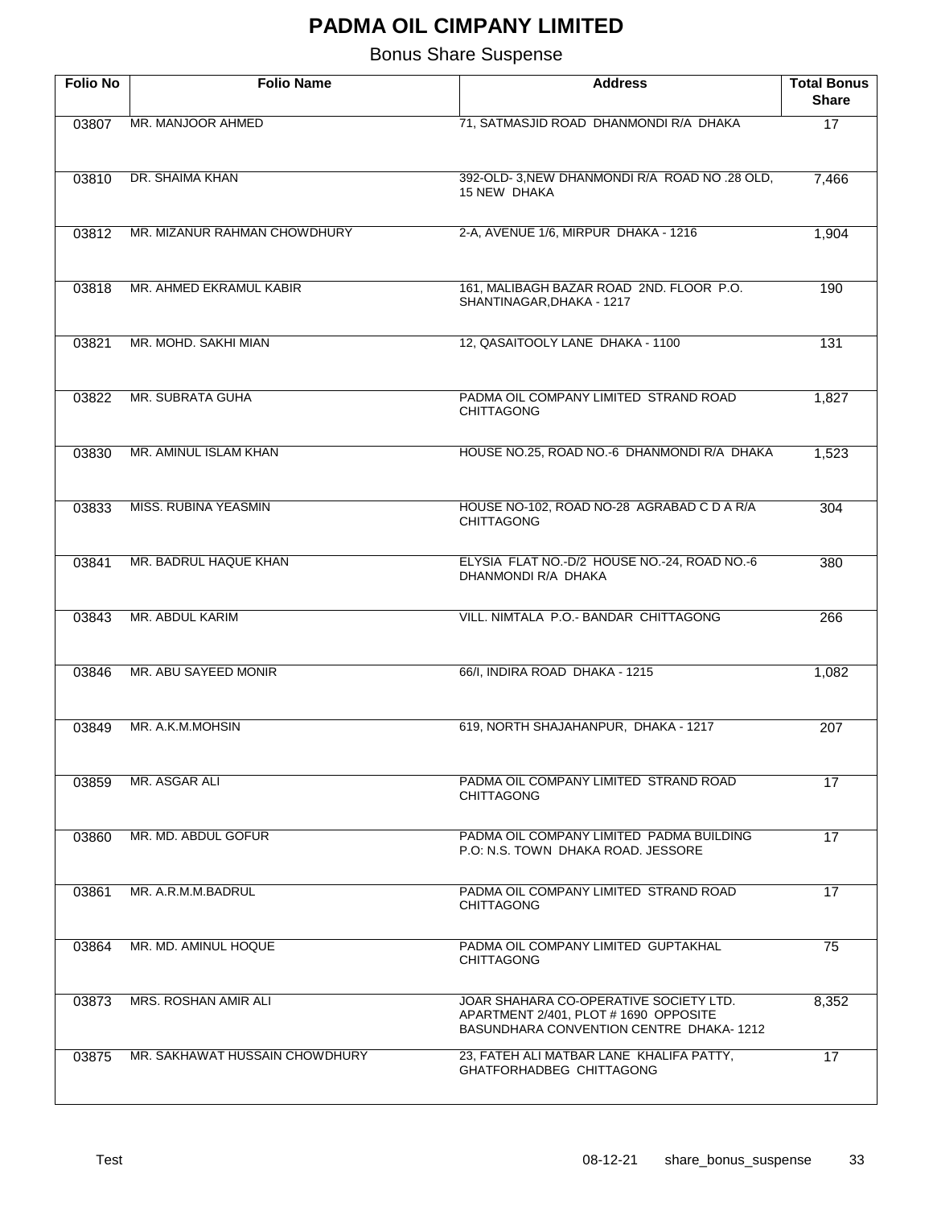# PADMA OIL CIMPANY LIMITED

## Bonus Share Suspense

| Folio No | Folio Name | Address | Total Bonus Share |
|---|---|---|---|
| 03807 | MR. MANJOOR AHMED | 71, SATMASJID ROAD DHANMONDI R/A DHAKA | 17 |
| 03810 | DR. SHAIMA KHAN | 392-OLD- 3,NEW DHANMONDI R/A ROAD NO .28 OLD, 15 NEW DHAKA | 7,466 |
| 03812 | MR. MIZANUR RAHMAN CHOWDHURY | 2-A, AVENUE 1/6, MIRPUR DHAKA - 1216 | 1,904 |
| 03818 | MR. AHMED EKRAMUL KABIR | 161, MALIBAGH BAZAR ROAD 2ND. FLOOR P.O. SHANTINAGAR,DHAKA - 1217 | 190 |
| 03821 | MR. MOHD. SAKHI MIAN | 12, QASAITOOLY LANE DHAKA - 1100 | 131 |
| 03822 | MR. SUBRATA GUHA | PADMA OIL COMPANY LIMITED STRAND ROAD CHITTAGONG | 1,827 |
| 03830 | MR. AMINUL ISLAM KHAN | HOUSE NO.25, ROAD NO.-6 DHANMONDI R/A DHAKA | 1,523 |
| 03833 | MISS. RUBINA YEASMIN | HOUSE NO-102, ROAD NO-28 AGRABAD C D A R/A CHITTAGONG | 304 |
| 03841 | MR. BADRUL HAQUE KHAN | ELYSIA FLAT NO.-D/2 HOUSE NO.-24, ROAD NO.-6 DHANMONDI R/A DHAKA | 380 |
| 03843 | MR. ABDUL KARIM | VILL. NIMTALA P.O.- BANDAR CHITTAGONG | 266 |
| 03846 | MR. ABU SAYEED MONIR | 66/I, INDIRA ROAD DHAKA - 1215 | 1,082 |
| 03849 | MR. A.K.M.MOHSIN | 619, NORTH SHAJAHANPUR, DHAKA - 1217 | 207 |
| 03859 | MR. ASGAR ALI | PADMA OIL COMPANY LIMITED STRAND ROAD CHITTAGONG | 17 |
| 03860 | MR. MD. ABDUL GOFUR | PADMA OIL COMPANY LIMITED PADMA BUILDING P.O: N.S. TOWN DHAKA ROAD. JESSORE | 17 |
| 03861 | MR. A.R.M.M.BADRUL | PADMA OIL COMPANY LIMITED STRAND ROAD CHITTAGONG | 17 |
| 03864 | MR. MD. AMINUL HOQUE | PADMA OIL COMPANY LIMITED GUPTAKHAL CHITTAGONG | 75 |
| 03873 | MRS. ROSHAN AMIR ALI | JOAR SHAHARA CO-OPERATIVE SOCIETY LTD. APARTMENT 2/401, PLOT # 1690 OPPOSITE BASUNDHARA CONVENTION CENTRE DHAKA- 1212 | 8,352 |
| 03875 | MR. SAKHAWAT HUSSAIN CHOWDHURY | 23, FATEH ALI MATBAR LANE KHALIFA PATTY, GHATFORHADBEG CHITTAGONG | 17 |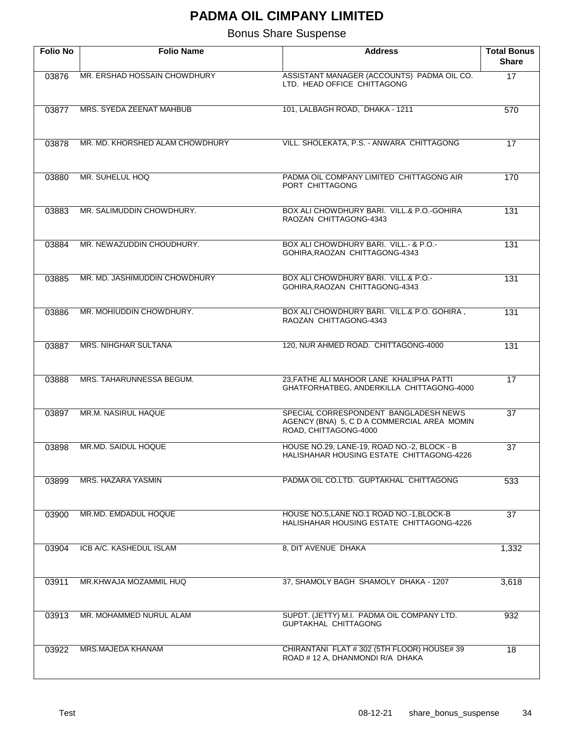# PADMA OIL CIMPANY LIMITED

## Bonus Share Suspense

| Folio No | Folio Name | Address | Total Bonus Share |
|---|---|---|---|
| 03876 | MR. ERSHAD HOSSAIN CHOWDHURY | ASSISTANT MANAGER (ACCOUNTS) PADMA OIL CO. LTD. HEAD OFFICE CHITTAGONG | 17 |
| 03877 | MRS. SYEDA ZEENAT MAHBUB | 101, LALBAGH ROAD, DHAKA - 1211 | 570 |
| 03878 | MR. MD. KHORSHED ALAM CHOWDHURY | VILL. SHOLEKATA, P.S. - ANWARA CHITTAGONG | 17 |
| 03880 | MR. SUHELUL HOQ | PADMA OIL COMPANY LIMITED CHITTAGONG AIR PORT CHITTAGONG | 170 |
| 03883 | MR. SALIMUDDIN CHOWDHURY. | BOX ALI CHOWDHURY BARI. VILL.& P.O.-GOHIRA RAOZAN CHITTAGONG-4343 | 131 |
| 03884 | MR. NEWAZUDDIN CHOUDHURY. | BOX ALI CHOWDHURY BARI. VILL.- & P.O.- GOHIRA,RAOZAN CHITTAGONG-4343 | 131 |
| 03885 | MR. MD. JASHIMUDDIN CHOWDHURY | BOX ALI CHOWDHURY BARI. VILL.& P.O.- GOHIRA,RAOZAN CHITTAGONG-4343 | 131 |
| 03886 | MR. MOHIUDDIN CHOWDHURY. | BOX ALI CHOWDHURY BARI. VILL.& P.O. GOHIRA , RAOZAN CHITTAGONG-4343 | 131 |
| 03887 | MRS. NIHGHAR SULTANA | 120, NUR AHMED ROAD. CHITTAGONG-4000 | 131 |
| 03888 | MRS. TAHARUNNESSA BEGUM. | 23,FATHE ALI MAHOOR LANE KHALIPHA PATTI GHATFORHATBEG, ANDERKILLA CHITTAGONG-4000 | 17 |
| 03897 | MR.M. NASIRUL HAQUE | SPECIAL CORRESPONDENT BANGLADESH NEWS AGENCY (BNA) 5, C D A COMMERCIAL AREA MOMIN ROAD, CHITTAGONG-4000 | 37 |
| 03898 | MR.MD. SAIDUL HOQUE | HOUSE NO.29, LANE-19, ROAD NO.-2, BLOCK - B HALISHAHAR HOUSING ESTATE CHITTAGONG-4226 | 37 |
| 03899 | MRS. HAZARA YASMIN | PADMA OIL CO.LTD. GUPTAKHAL CHITTAGONG | 533 |
| 03900 | MR.MD. EMDADUL HOQUE | HOUSE NO.5,LANE NO.1 ROAD NO.-1,BLOCK-B HALISHAHAR HOUSING ESTATE CHITTAGONG-4226 | 37 |
| 03904 | ICB A/C. KASHEDUL ISLAM | 8, DIT AVENUE DHAKA | 1,332 |
| 03911 | MR.KHWAJA MOZAMMIL HUQ | 37, SHAMOLY BAGH SHAMOLY DHAKA - 1207 | 3,618 |
| 03913 | MR. MOHAMMED NURUL ALAM | SUPDT. (JETTY) M.I. PADMA OIL COMPANY LTD. GUPTAKHAL CHITTAGONG | 932 |
| 03922 | MRS.MAJEDA KHANAM | CHIRANTANI FLAT # 302 (5TH FLOOR) HOUSE# 39 ROAD # 12 A, DHANMONDI R/A DHAKA | 18 |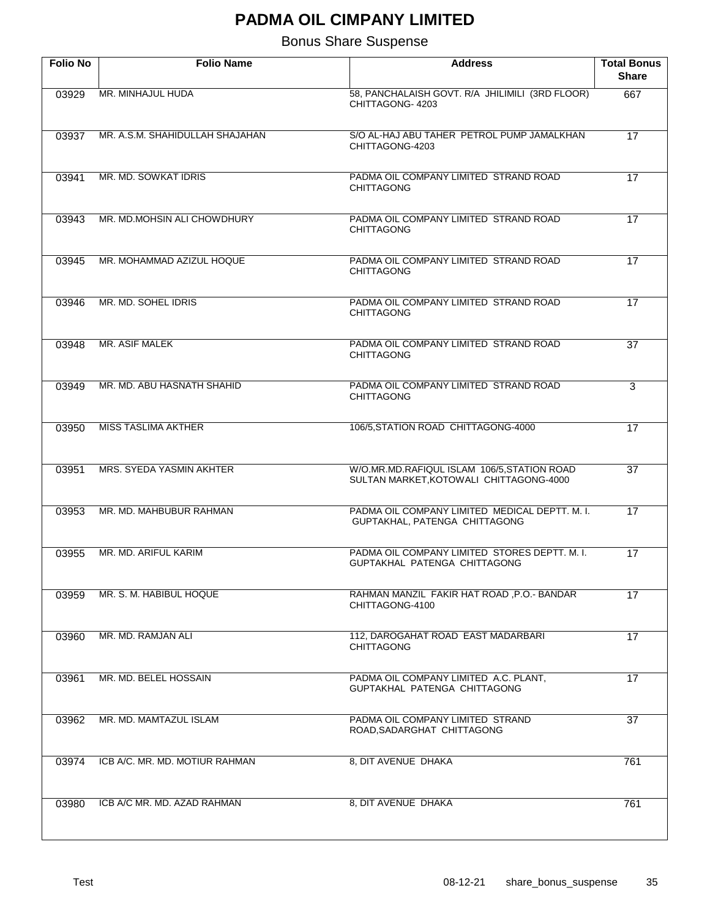# PADMA OIL CIMPANY LIMITED

## Bonus Share Suspense

| Folio No | Folio Name | Address | Total Bonus Share |
|---|---|---|---|
| 03929 | MR. MINHAJUL HUDA | 58, PANCHALAISH GOVT. R/A JHILIMILI (3RD FLOOR) CHITTAGONG- 4203 | 667 |
| 03937 | MR. A.S.M. SHAHIDULLAH SHAJAHAN | S/O AL-HAJ ABU TAHER PETROL PUMP JAMALKHAN CHITTAGONG-4203 | 17 |
| 03941 | MR. MD. SOWKAT IDRIS | PADMA OIL COMPANY LIMITED STRAND ROAD CHITTAGONG | 17 |
| 03943 | MR. MD.MOHSIN ALI CHOWDHURY | PADMA OIL COMPANY LIMITED STRAND ROAD CHITTAGONG | 17 |
| 03945 | MR. MOHAMMAD AZIZUL HOQUE | PADMA OIL COMPANY LIMITED STRAND ROAD CHITTAGONG | 17 |
| 03946 | MR. MD. SOHEL IDRIS | PADMA OIL COMPANY LIMITED STRAND ROAD CHITTAGONG | 17 |
| 03948 | MR. ASIF MALEK | PADMA OIL COMPANY LIMITED STRAND ROAD CHITTAGONG | 37 |
| 03949 | MR. MD. ABU HASNATH SHAHID | PADMA OIL COMPANY LIMITED STRAND ROAD CHITTAGONG | 3 |
| 03950 | MISS TASLIMA AKTHER | 106/5,STATION ROAD CHITTAGONG-4000 | 17 |
| 03951 | MRS. SYEDA YASMIN AKHTER | W/O.MR.MD.RAFIQUL ISLAM 106/5,STATION ROAD SULTAN MARKET,KOTOWALI CHITTAGONG-4000 | 37 |
| 03953 | MR. MD. MAHBUBUR RAHMAN | PADMA OIL COMPANY LIMITED MEDICAL DEPTT. M. I. GUPTAKHAL, PATENGA CHITTAGONG | 17 |
| 03955 | MR. MD. ARIFUL KARIM | PADMA OIL COMPANY LIMITED STORES DEPTT. M. I. GUPTAKHAL PATENGA CHITTAGONG | 17 |
| 03959 | MR. S. M. HABIBUL HOQUE | RAHMAN MANZIL FAKIR HAT ROAD ,P.O.- BANDAR CHITTAGONG-4100 | 17 |
| 03960 | MR. MD. RAMJAN ALI | 112, DAROGAHAT ROAD EAST MADARBARI CHITTAGONG | 17 |
| 03961 | MR. MD. BELEL HOSSAIN | PADMA OIL COMPANY LIMITED A.C. PLANT, GUPTAKHAL PATENGA CHITTAGONG | 17 |
| 03962 | MR. MD. MAMTAZUL ISLAM | PADMA OIL COMPANY LIMITED STRAND ROAD,SADARGHAT CHITTAGONG | 37 |
| 03974 | ICB A/C. MR. MD. MOTIUR RAHMAN | 8, DIT AVENUE DHAKA | 761 |
| 03980 | ICB A/C MR. MD. AZAD RAHMAN | 8, DIT AVENUE DHAKA | 761 |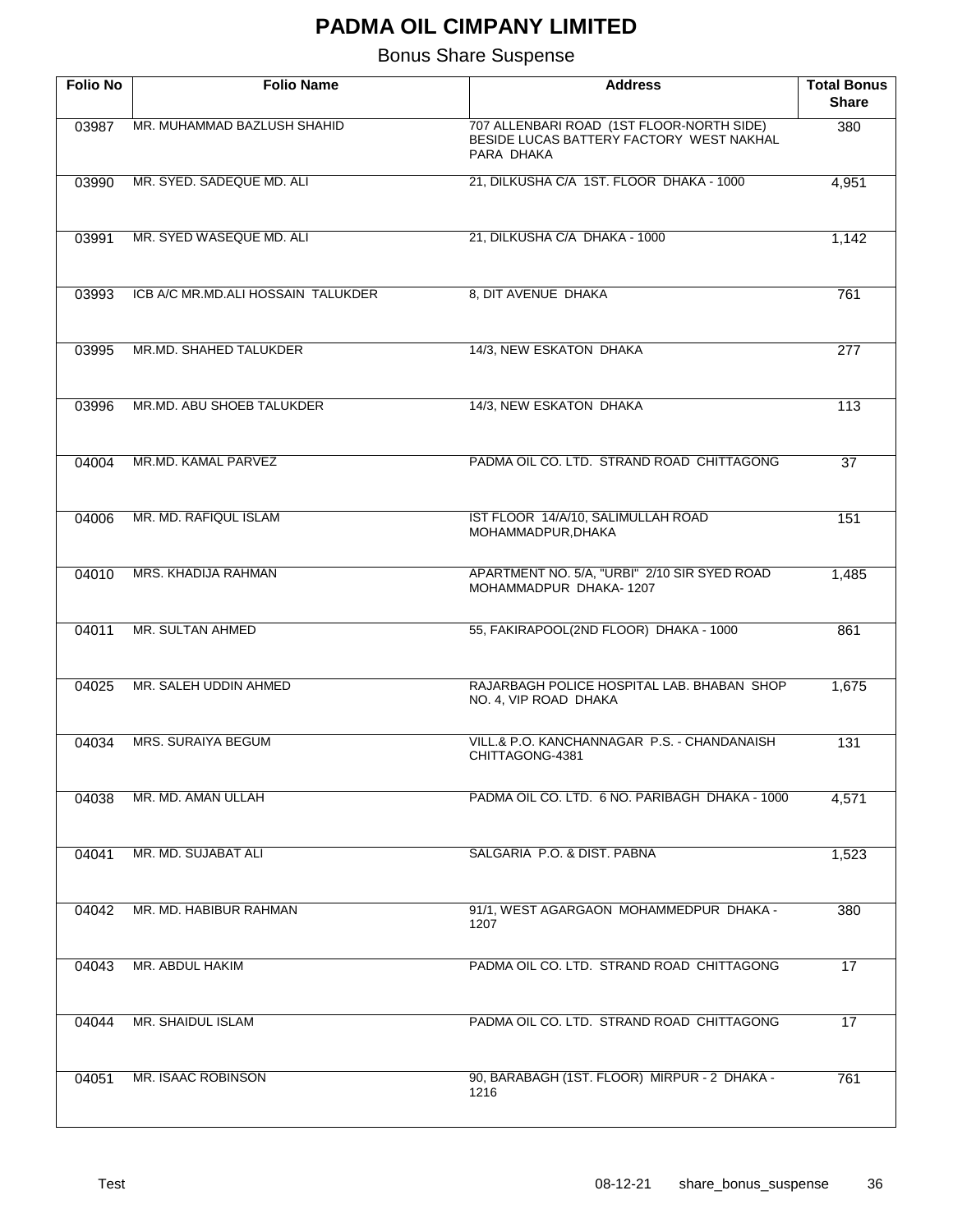# PADMA OIL CIMPANY LIMITED

## Bonus Share Suspense

| Folio No | Folio Name | Address | Total Bonus Share |
|---|---|---|---|
| 03987 | MR. MUHAMMAD BAZLUSH SHAHID | 707 ALLENBARI ROAD (1ST FLOOR-NORTH SIDE) BESIDE LUCAS BATTERY FACTORY WEST NAKHAL PARA DHAKA | 380 |
| 03990 | MR. SYED. SADEQUE MD. ALI | 21, DILKUSHA C/A 1ST. FLOOR DHAKA - 1000 | 4,951 |
| 03991 | MR. SYED WASEQUE MD. ALI | 21, DILKUSHA C/A DHAKA - 1000 | 1,142 |
| 03993 | ICB A/C MR.MD.ALI HOSSAIN TALUKDER | 8, DIT AVENUE DHAKA | 761 |
| 03995 | MR.MD. SHAHED TALUKDER | 14/3, NEW ESKATON DHAKA | 277 |
| 03996 | MR.MD. ABU SHOEB TALUKDER | 14/3, NEW ESKATON DHAKA | 113 |
| 04004 | MR.MD. KAMAL PARVEZ | PADMA OIL CO. LTD. STRAND ROAD CHITTAGONG | 37 |
| 04006 | MR. MD. RAFIQUL ISLAM | IST FLOOR 14/A/10, SALIMULLAH ROAD MOHAMMADPUR,DHAKA | 151 |
| 04010 | MRS. KHADIJA RAHMAN | APARTMENT NO. 5/A, "URBI" 2/10 SIR SYED ROAD MOHAMMADPUR DHAKA- 1207 | 1,485 |
| 04011 | MR. SULTAN AHMED | 55, FAKIRAPOOL(2ND FLOOR) DHAKA - 1000 | 861 |
| 04025 | MR. SALEH UDDIN AHMED | RAJARBAGH POLICE HOSPITAL LAB. BHABAN SHOP NO. 4, VIP ROAD DHAKA | 1,675 |
| 04034 | MRS. SURAIYA BEGUM | VILL.& P.O. KANCHANNAGAR P.S. - CHANDANAISH CHITTAGONG-4381 | 131 |
| 04038 | MR. MD. AMAN ULLAH | PADMA OIL CO. LTD. 6 NO. PARIBAGH DHAKA - 1000 | 4,571 |
| 04041 | MR. MD. SUJABAT ALI | SALGARIA P.O. & DIST. PABNA | 1,523 |
| 04042 | MR. MD. HABIBUR RAHMAN | 91/1, WEST AGARGAON MOHAMMEDPUR DHAKA - 1207 | 380 |
| 04043 | MR. ABDUL HAKIM | PADMA OIL CO. LTD. STRAND ROAD CHITTAGONG | 17 |
| 04044 | MR. SHAIDUL ISLAM | PADMA OIL CO. LTD. STRAND ROAD CHITTAGONG | 17 |
| 04051 | MR. ISAAC ROBINSON | 90, BARABAGH (1ST. FLOOR) MIRPUR - 2 DHAKA - 1216 | 761 |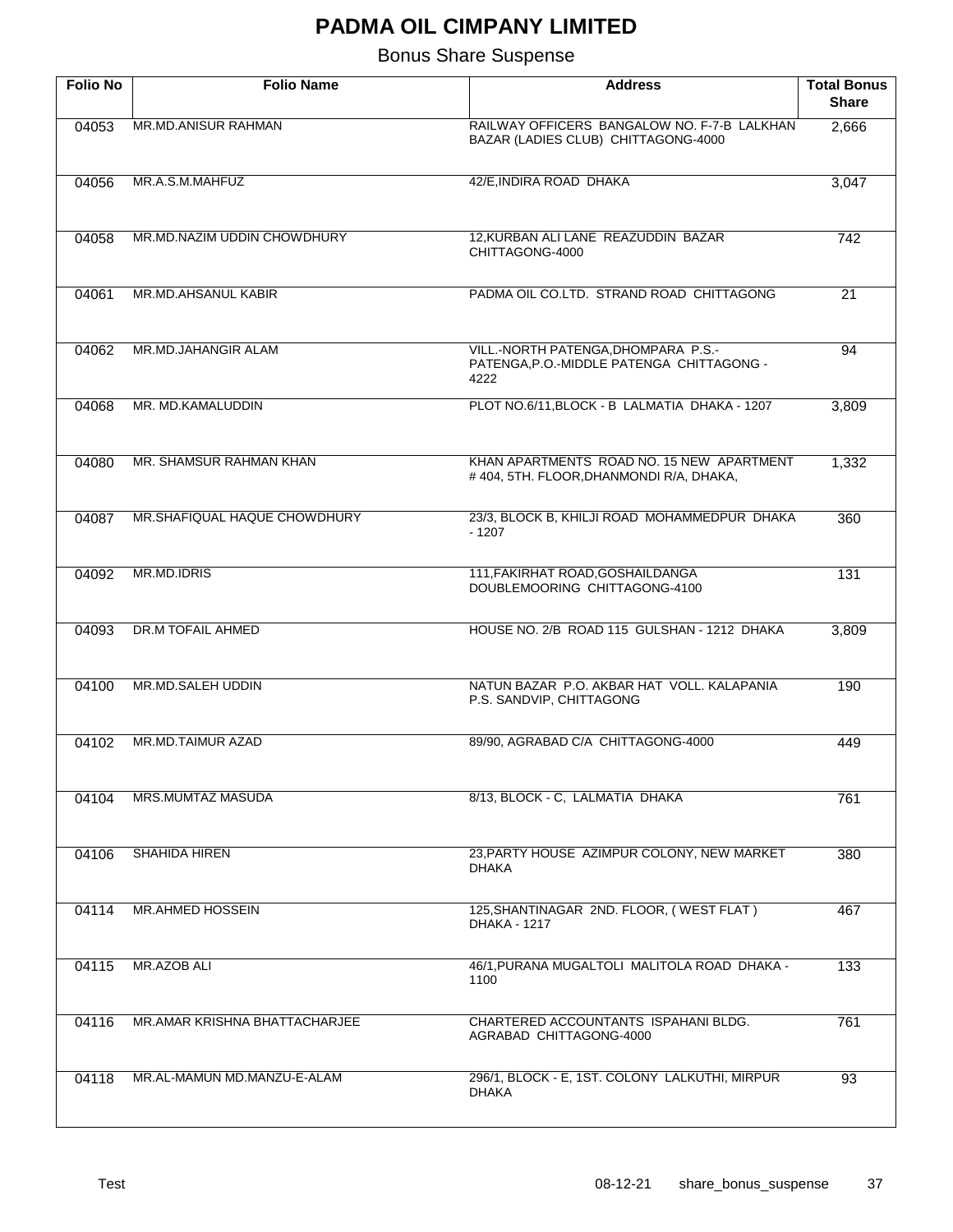# PADMA OIL CIMPANY LIMITED

## Bonus Share Suspense

| Folio No | Folio Name | Address | Total Bonus Share |
|---|---|---|---|
| 04053 | MR.MD.ANISUR RAHMAN | RAILWAY OFFICERS BANGALOW NO. F-7-B LALKHAN BAZAR (LADIES CLUB) CHITTAGONG-4000 | 2,666 |
| 04056 | MR.A.S.M.MAHFUZ | 42/E,INDIRA ROAD DHAKA | 3,047 |
| 04058 | MR.MD.NAZIM UDDIN CHOWDHURY | 12,KURBAN ALI LANE REAZUDDIN BAZAR CHITTAGONG-4000 | 742 |
| 04061 | MR.MD.AHSANUL KABIR | PADMA OIL CO.LTD. STRAND ROAD CHITTAGONG | 21 |
| 04062 | MR.MD.JAHANGIR ALAM | VILL.-NORTH PATENGA,DHOMPARA P.S.-PATENGA,P.O.-MIDDLE PATENGA CHITTAGONG - 4222 | 94 |
| 04068 | MR. MD.KAMALUDDIN | PLOT NO.6/11,BLOCK - B LALMATIA DHAKA - 1207 | 3,809 |
| 04080 | MR. SHAMSUR RAHMAN KHAN | KHAN APARTMENTS ROAD NO. 15 NEW APARTMENT # 404, 5TH. FLOOR,DHANMONDI R/A, DHAKA, | 1,332 |
| 04087 | MR.SHAFIQUAL HAQUE CHOWDHURY | 23/3, BLOCK B, KHILJI ROAD MOHAMMEDPUR DHAKA - 1207 | 360 |
| 04092 | MR.MD.IDRIS | 111,FAKIRHAT ROAD,GOSHAILDANGA DOUBLEMOORING CHITTAGONG-4100 | 131 |
| 04093 | DR.M TOFAIL AHMED | HOUSE NO. 2/B ROAD 115 GULSHAN - 1212 DHAKA | 3,809 |
| 04100 | MR.MD.SALEH UDDIN | NATUN BAZAR P.O. AKBAR HAT VOLL. KALAPANIA P.S. SANDVIP, CHITTAGONG | 190 |
| 04102 | MR.MD.TAIMUR AZAD | 89/90, AGRABAD C/A CHITTAGONG-4000 | 449 |
| 04104 | MRS.MUMTAZ MASUDA | 8/13, BLOCK - C, LALMATIA DHAKA | 761 |
| 04106 | SHAHIDA HIREN | 23,PARTY HOUSE AZIMPUR COLONY, NEW MARKET DHAKA | 380 |
| 04114 | MR.AHMED HOSSEIN | 125,SHANTINAGAR 2ND. FLOOR, ( WEST FLAT ) DHAKA - 1217 | 467 |
| 04115 | MR.AZOB ALI | 46/1,PURANA MUGALTOLI MALITOLA ROAD DHAKA - 1100 | 133 |
| 04116 | MR.AMAR KRISHNA BHATTACHARJEE | CHARTERED ACCOUNTANTS ISPAHANI BLDG. AGRABAD CHITTAGONG-4000 | 761 |
| 04118 | MR.AL-MAMUN MD.MANZU-E-ALAM | 296/1, BLOCK - E, 1ST. COLONY LALKUTHI, MIRPUR DHAKA | 93 |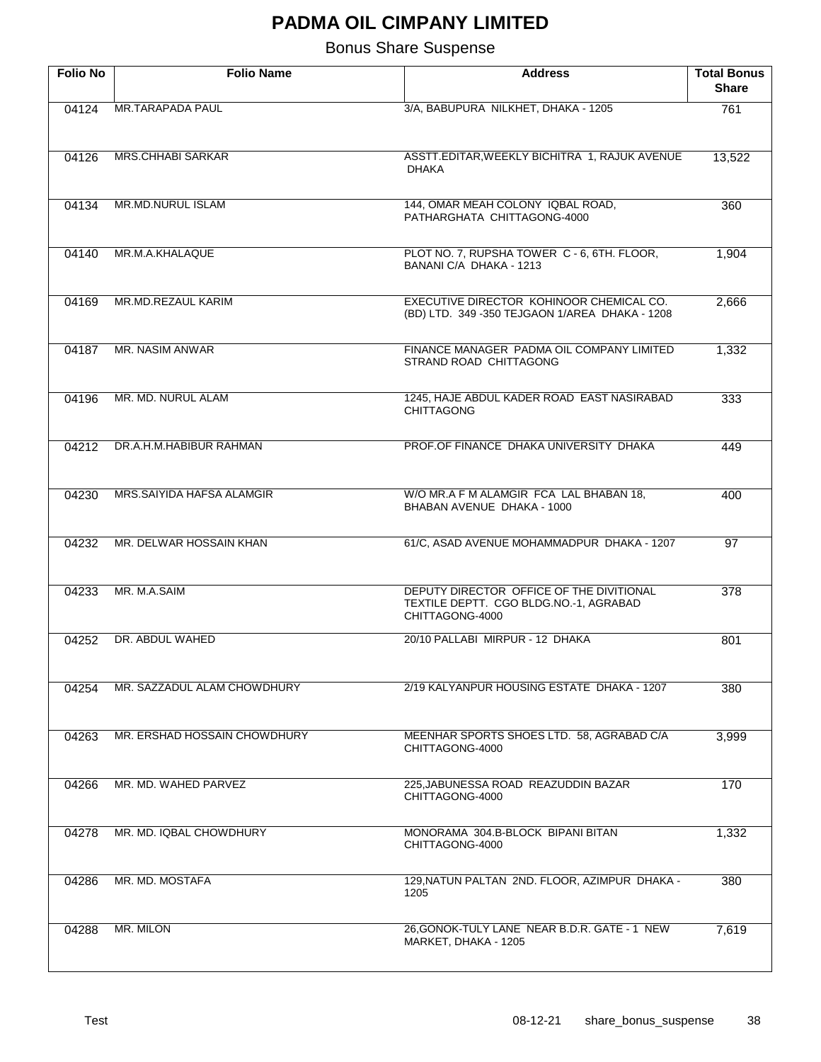# PADMA OIL CIMPANY LIMITED

## Bonus Share Suspense

| Folio No | Folio Name | Address | Total Bonus Share |
|---|---|---|---|
| 04124 | MR.TARAPADA PAUL | 3/A, BABUPURA NILKHET, DHAKA - 1205 | 761 |
| 04126 | MRS.CHHABI SARKAR | ASSTT.EDITAR,WEEKLY BICHITRA 1, RAJUK AVENUE DHAKA | 13,522 |
| 04134 | MR.MD.NURUL ISLAM | 144, OMAR MEAH COLONY IQBAL ROAD, PATHARGHATA CHITTAGONG-4000 | 360 |
| 04140 | MR.M.A.KHALAQUE | PLOT NO. 7, RUPSHA TOWER C - 6, 6TH. FLOOR, BANANI C/A DHAKA - 1213 | 1,904 |
| 04169 | MR.MD.REZAUL KARIM | EXECUTIVE DIRECTOR KOHINOOR CHEMICAL CO. (BD) LTD. 349 -350 TEJGAON 1/AREA DHAKA - 1208 | 2,666 |
| 04187 | MR. NASIM ANWAR | FINANCE MANAGER PADMA OIL COMPANY LIMITED STRAND ROAD CHITTAGONG | 1,332 |
| 04196 | MR. MD. NURUL ALAM | 1245, HAJE ABDUL KADER ROAD EAST NASIRABAD CHITTAGONG | 333 |
| 04212 | DR.A.H.M.HABIBUR RAHMAN | PROF.OF FINANCE DHAKA UNIVERSITY DHAKA | 449 |
| 04230 | MRS.SAIYIDA HAFSA ALAMGIR | W/O MR.A F M ALAMGIR FCA LAL BHABAN 18, BHABAN AVENUE DHAKA - 1000 | 400 |
| 04232 | MR. DELWAR HOSSAIN KHAN | 61/C, ASAD AVENUE MOHAMMADPUR DHAKA - 1207 | 97 |
| 04233 | MR. M.A.SAIM | DEPUTY DIRECTOR OFFICE OF THE DIVITIONAL TEXTILE DEPTT. CGO BLDG.NO.-1, AGRABAD CHITTAGONG-4000 | 378 |
| 04252 | DR. ABDUL WAHED | 20/10 PALLABI MIRPUR - 12 DHAKA | 801 |
| 04254 | MR. SAZZADUL ALAM CHOWDHURY | 2/19 KALYANPUR HOUSING ESTATE DHAKA - 1207 | 380 |
| 04263 | MR. ERSHAD HOSSAIN CHOWDHURY | MEENHAR SPORTS SHOES LTD. 58, AGRABAD C/A CHITTAGONG-4000 | 3,999 |
| 04266 | MR. MD. WAHED PARVEZ | 225,JABUNESSA ROAD REAZUDDIN BAZAR CHITTAGONG-4000 | 170 |
| 04278 | MR. MD. IQBAL CHOWDHURY | MONORAMA 304.B-BLOCK BIPANI BITAN CHITTAGONG-4000 | 1,332 |
| 04286 | MR. MD. MOSTAFA | 129,NATUN PALTAN 2ND. FLOOR, AZIMPUR DHAKA - 1205 | 380 |
| 04288 | MR. MILON | 26,GONOK-TULY LANE NEAR B.D.R. GATE - 1 NEW MARKET, DHAKA - 1205 | 7,619 |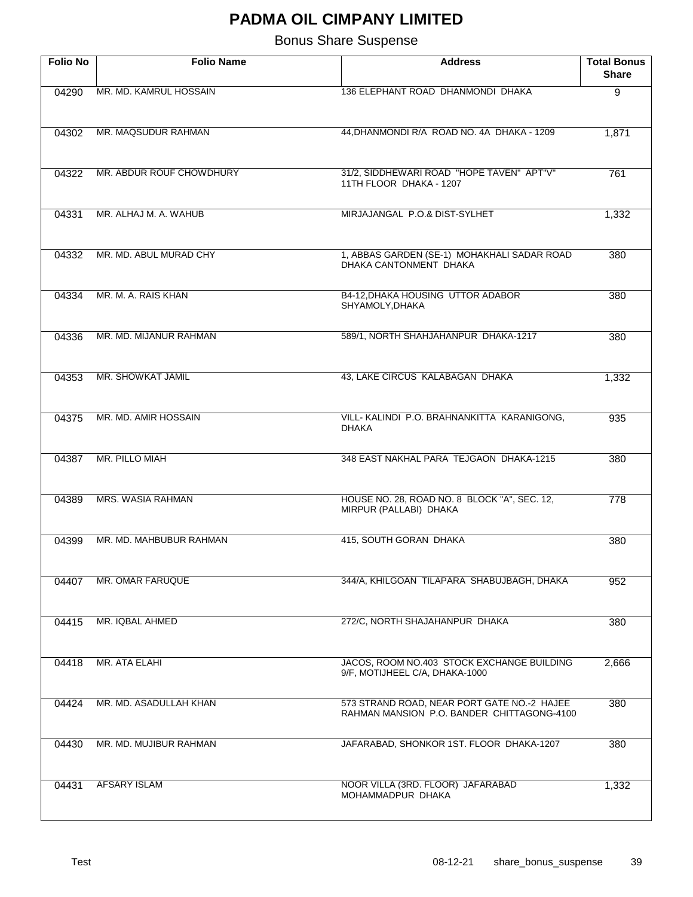# PADMA OIL CIMPANY LIMITED

Bonus Share Suspense

| Folio No | Folio Name | Address | Total Bonus Share |
|---|---|---|---|
| 04290 | MR. MD. KAMRUL HOSSAIN | 136 ELEPHANT ROAD DHANMONDI DHAKA | 9 |
| 04302 | MR. MAQSUDUR RAHMAN | 44,DHANMONDI R/A ROAD NO. 4A DHAKA - 1209 | 1,871 |
| 04322 | MR. ABDUR ROUF CHOWDHURY | 31/2, SIDDHEWARI ROAD "HOPE TAVEN" APT"V" 11TH FLOOR DHAKA - 1207 | 761 |
| 04331 | MR. ALHAJ M. A. WAHUB | MIRJAJANGAL P.O.& DIST-SYLHET | 1,332 |
| 04332 | MR. MD. ABUL MURAD CHY | 1, ABBAS GARDEN (SE-1) MOHAKHALI SADAR ROAD DHAKA CANTONMENT DHAKA | 380 |
| 04334 | MR. M. A. RAIS KHAN | B4-12,DHAKA HOUSING UTTOR ADABOR SHYAMOLY,DHAKA | 380 |
| 04336 | MR. MD. MIJANUR RAHMAN | 589/1, NORTH SHAHJAHANPUR DHAKA-1217 | 380 |
| 04353 | MR. SHOWKAT JAMIL | 43, LAKE CIRCUS KALABAGAN DHAKA | 1,332 |
| 04375 | MR. MD. AMIR HOSSAIN | VILL- KALINDI P.O. BRAHNANKITTA KARANIGONG, DHAKA | 935 |
| 04387 | MR. PILLO MIAH | 348 EAST NAKHAL PARA TEJGAON DHAKA-1215 | 380 |
| 04389 | MRS. WASIA RAHMAN | HOUSE NO. 28, ROAD NO. 8 BLOCK "A", SEC. 12, MIRPUR (PALLABI) DHAKA | 778 |
| 04399 | MR. MD. MAHBUBUR RAHMAN | 415, SOUTH GORAN DHAKA | 380 |
| 04407 | MR. OMAR FARUQUE | 344/A, KHILGOAN TILAPARA SHABUJBAGH, DHAKA | 952 |
| 04415 | MR. IQBAL AHMED | 272/C, NORTH SHAJAHANPUR DHAKA | 380 |
| 04418 | MR. ATA ELAHI | JACOS, ROOM NO.403 STOCK EXCHANGE BUILDING 9/F, MOTIJHEEL C/A, DHAKA-1000 | 2,666 |
| 04424 | MR. MD. ASADULLAH KHAN | 573 STRAND ROAD, NEAR PORT GATE NO.-2 HAJEE RAHMAN MANSION P.O. BANDER CHITTAGONG-4100 | 380 |
| 04430 | MR. MD. MUJIBUR RAHMAN | JAFARABAD, SHONKOR 1ST. FLOOR DHAKA-1207 | 380 |
| 04431 | AFSARY ISLAM | NOOR VILLA (3RD. FLOOR) JAFARABAD MOHAMMADPUR DHAKA | 1,332 |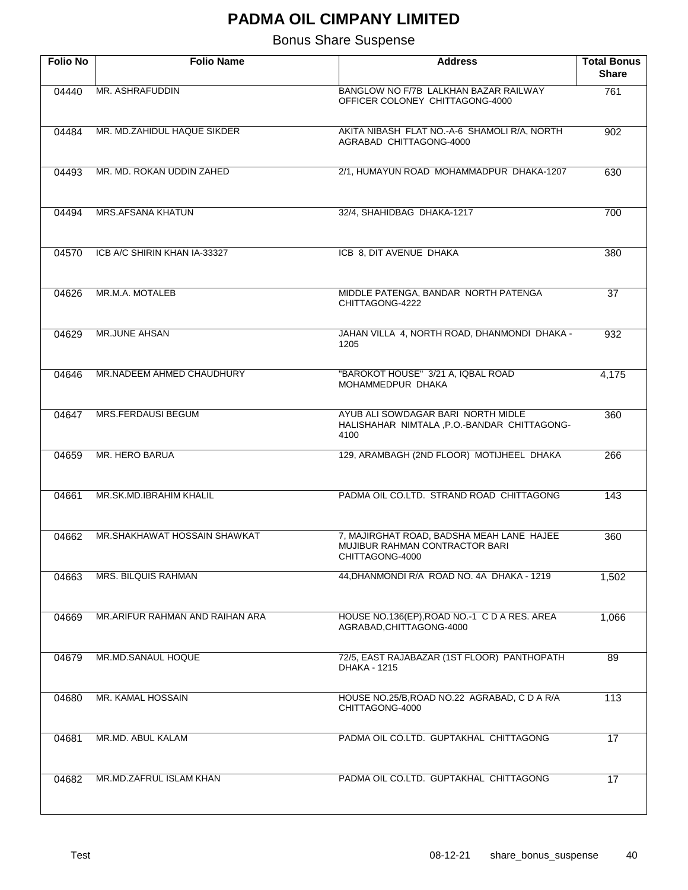# PADMA OIL CIMPANY LIMITED

Bonus Share Suspense

| Folio No | Folio Name | Address | Total Bonus Share |
|---|---|---|---|
| 04440 | MR. ASHRAFUDDIN | BANGLOW NO F/7B LALKHAN BAZAR RAILWAY OFFICER COLONEY CHITTAGONG-4000 | 761 |
| 04484 | MR. MD.ZAHIDUL HAQUE SIKDER | AKITA NIBASH FLAT NO.-A-6 SHAMOLI R/A, NORTH AGRABAD CHITTAGONG-4000 | 902 |
| 04493 | MR. MD. ROKAN UDDIN ZAHED | 2/1, HUMAYUN ROAD MOHAMMADPUR DHAKA-1207 | 630 |
| 04494 | MRS.AFSANA KHATUN | 32/4, SHAHIDBAG DHAKA-1217 | 700 |
| 04570 | ICB A/C SHIRIN KHAN IA-33327 | ICB 8, DIT AVENUE DHAKA | 380 |
| 04626 | MR.M.A. MOTALEB | MIDDLE PATENGA, BANDAR NORTH PATENGA CHITTAGONG-4222 | 37 |
| 04629 | MR.JUNE AHSAN | JAHAN VILLA 4, NORTH ROAD, DHANMONDI DHAKA - 1205 | 932 |
| 04646 | MR.NADEEM AHMED CHAUDHURY | "BAROKOT HOUSE" 3/21 A, IQBAL ROAD MOHAMMEDPUR DHAKA | 4,175 |
| 04647 | MRS.FERDAUSI BEGUM | AYUB ALI SOWDAGAR BARI NORTH MIDLE HALISHAHAR NIMTALA ,P.O.-BANDAR CHITTAGONG-4100 | 360 |
| 04659 | MR. HERO BARUA | 129, ARAMBAGH (2ND FLOOR) MOTIJHEEL DHAKA | 266 |
| 04661 | MR.SK.MD.IBRAHIM KHALIL | PADMA OIL CO.LTD. STRAND ROAD CHITTAGONG | 143 |
| 04662 | MR.SHAKHAWAT HOSSAIN SHAWKAT | 7, MAJIRGHAT ROAD, BADSHA MEAH LANE HAJEE MUJIBUR RAHMAN CONTRACTOR BARI CHITTAGONG-4000 | 360 |
| 04663 | MRS. BILQUIS RAHMAN | 44,DHANMONDI R/A ROAD NO. 4A DHAKA - 1219 | 1,502 |
| 04669 | MR.ARIFUR RAHMAN AND RAIHAN ARA | HOUSE NO.136(EP),ROAD NO.-1 C D A RES. AREA AGRABAD,CHITTAGONG-4000 | 1,066 |
| 04679 | MR.MD.SANAUL HOQUE | 72/5, EAST RAJABAZAR (1ST FLOOR) PANTHOPATH DHAKA - 1215 | 89 |
| 04680 | MR. KAMAL HOSSAIN | HOUSE NO.25/B,ROAD NO.22 AGRABAD, C D A R/A CHITTAGONG-4000 | 113 |
| 04681 | MR.MD. ABUL KALAM | PADMA OIL CO.LTD. GUPTAKHAL CHITTAGONG | 17 |
| 04682 | MR.MD.ZAFRUL ISLAM KHAN | PADMA OIL CO.LTD. GUPTAKHAL CHITTAGONG | 17 |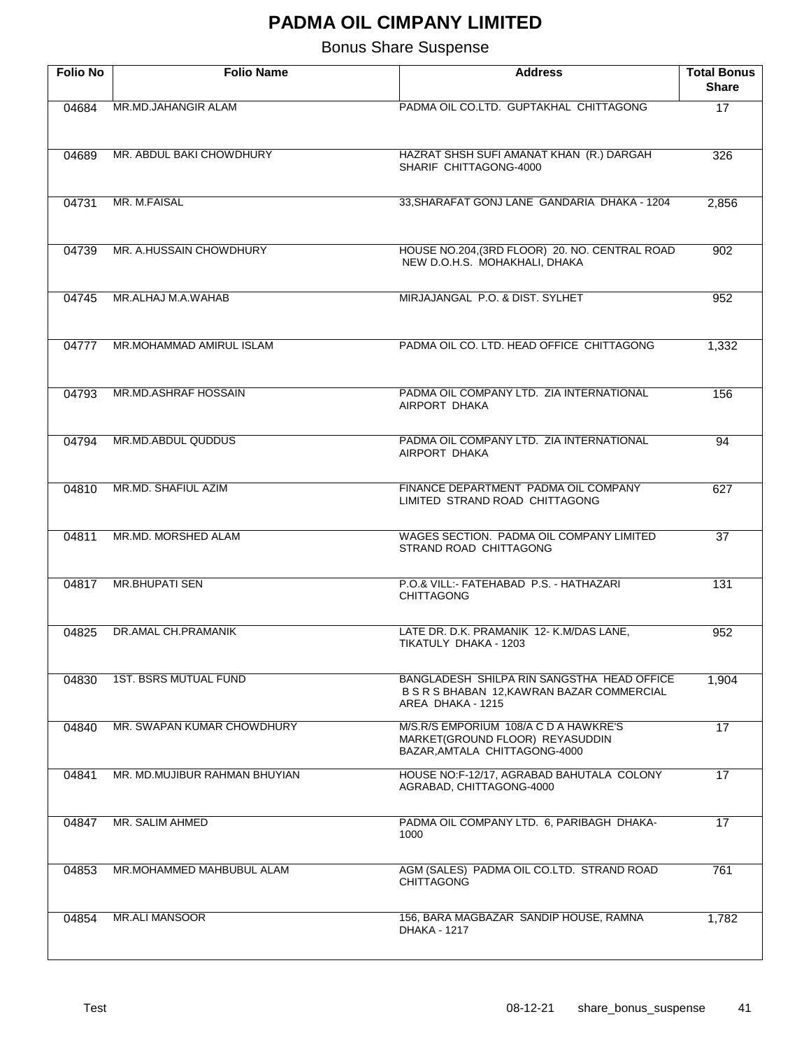# PADMA OIL CIMPANY LIMITED

## Bonus Share Suspense

| Folio No | Folio Name | Address | Total Bonus Share |
|---|---|---|---|
| 04684 | MR.MD.JAHANGIR ALAM | PADMA OIL CO.LTD. GUPTAKHAL CHITTAGONG | 17 |
| 04689 | MR. ABDUL BAKI CHOWDHURY | HAZRAT SHSH SUFI AMANAT KHAN (R.) DARGAH SHARIF CHITTAGONG-4000 | 326 |
| 04731 | MR. M.FAISAL | 33,SHARAFAT GONJ LANE GANDARIA DHAKA - 1204 | 2,856 |
| 04739 | MR. A.HUSSAIN CHOWDHURY | HOUSE NO.204,(3RD FLOOR) 20. NO. CENTRAL ROAD NEW D.O.H.S. MOHAKHALI, DHAKA | 902 |
| 04745 | MR.ALHAJ M.A.WAHAB | MIRJAJANGAL P.O. & DIST. SYLHET | 952 |
| 04777 | MR.MOHAMMAD AMIRUL ISLAM | PADMA OIL CO. LTD. HEAD OFFICE CHITTAGONG | 1,332 |
| 04793 | MR.MD.ASHRAF HOSSAIN | PADMA OIL COMPANY LTD. ZIA INTERNATIONAL AIRPORT DHAKA | 156 |
| 04794 | MR.MD.ABDUL QUDDUS | PADMA OIL COMPANY LTD. ZIA INTERNATIONAL AIRPORT DHAKA | 94 |
| 04810 | MR.MD. SHAFIUL AZIM | FINANCE DEPARTMENT PADMA OIL COMPANY LIMITED STRAND ROAD CHITTAGONG | 627 |
| 04811 | MR.MD. MORSHED ALAM | WAGES SECTION. PADMA OIL COMPANY LIMITED STRAND ROAD CHITTAGONG | 37 |
| 04817 | MR.BHUPATI SEN | P.O.& VILL:- FATEHABAD P.S. - HATHAZARI CHITTAGONG | 131 |
| 04825 | DR.AMAL CH.PRAMANIK | LATE DR. D.K. PRAMANIK 12- K.M/DAS LANE, TIKATULY DHAKA - 1203 | 952 |
| 04830 | 1ST. BSRS MUTUAL FUND | BANGLADESH SHILPA RIN SANGSTHA HEAD OFFICE B S R S BHABAN 12,KAWRAN BAZAR COMMERCIAL AREA DHAKA - 1215 | 1,904 |
| 04840 | MR. SWAPAN KUMAR CHOWDHURY | M/S.R/S EMPORIUM 108/A C D A HAWKRE'S MARKET(GROUND FLOOR) REYASUDDIN BAZAR,AMTALA CHITTAGONG-4000 | 17 |
| 04841 | MR. MD.MUJIBUR RAHMAN BHUYIAN | HOUSE NO:F-12/17, AGRABAD BAHUTALA COLONY AGRABAD, CHITTAGONG-4000 | 17 |
| 04847 | MR. SALIM AHMED | PADMA OIL COMPANY LTD. 6, PARIBAGH DHAKA-1000 | 17 |
| 04853 | MR.MOHAMMED MAHBUBUL ALAM | AGM (SALES) PADMA OIL CO.LTD. STRAND ROAD CHITTAGONG | 761 |
| 04854 | MR.ALI MANSOOR | 156, BARA MAGBAZAR SANDIP HOUSE, RAMNA DHAKA - 1217 | 1,782 |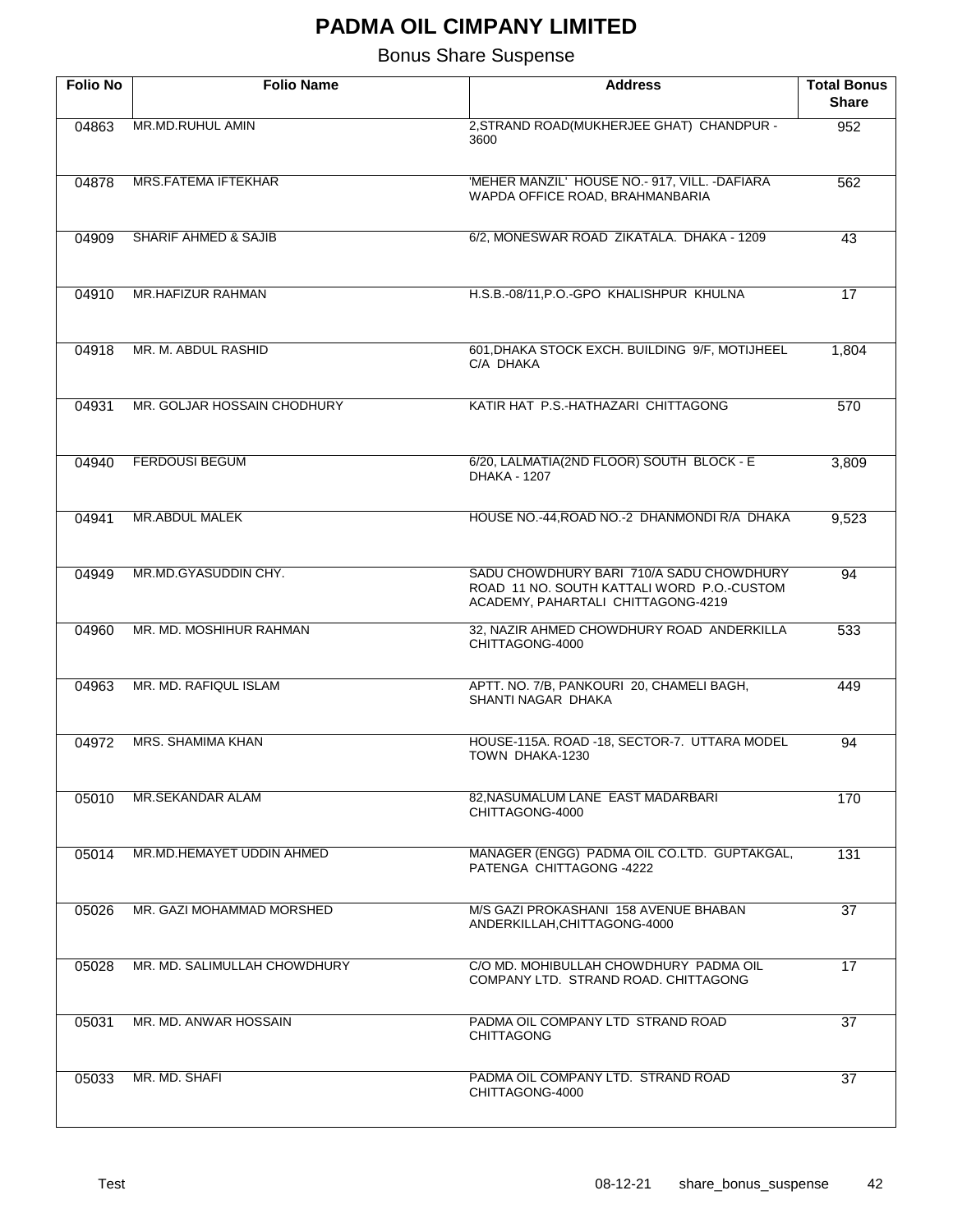# PADMA OIL CIMPANY LIMITED

## Bonus Share Suspense

| Folio No | Folio Name | Address | Total Bonus Share |
|---|---|---|---|
| 04863 | MR.MD.RUHUL AMIN | 2,STRAND ROAD(MUKHERJEE GHAT) CHANDPUR - 3600 | 952 |
| 04878 | MRS.FATEMA IFTEKHAR | 'MEHER MANZIL' HOUSE NO.- 917, VILL. -DAFIARA WAPDA OFFICE ROAD, BRAHMANBARIA | 562 |
| 04909 | SHARIF AHMED & SAJIB | 6/2, MONESWAR ROAD ZIKATALA. DHAKA - 1209 | 43 |
| 04910 | MR.HAFIZUR RAHMAN | H.S.B.-08/11,P.O.-GPO KHALISHPUR KHULNA | 17 |
| 04918 | MR. M. ABDUL RASHID | 601,DHAKA STOCK EXCH. BUILDING 9/F, MOTIJHEEL C/A DHAKA | 1,804 |
| 04931 | MR. GOLJAR HOSSAIN CHODHURY | KATIR HAT P.S.-HATHAZARI CHITTAGONG | 570 |
| 04940 | FERDOUSI BEGUM | 6/20, LALMATIA(2ND FLOOR) SOUTH BLOCK - E DHAKA - 1207 | 3,809 |
| 04941 | MR.ABDUL MALEK | HOUSE NO.-44,ROAD NO.-2 DHANMONDI R/A DHAKA | 9,523 |
| 04949 | MR.MD.GYASUDDIN CHY. | SADU CHOWDHURY BARI 710/A SADU CHOWDHURY ROAD 11 NO. SOUTH KATTALI WORD P.O.-CUSTOM ACADEMY, PAHARTALI CHITTAGONG-4219 | 94 |
| 04960 | MR. MD. MOSHIHUR RAHMAN | 32, NAZIR AHMED CHOWDHURY ROAD ANDERKILLA CHITTAGONG-4000 | 533 |
| 04963 | MR. MD. RAFIQUL ISLAM | APTT. NO. 7/B, PANKOURI 20, CHAMELI BAGH, SHANTI NAGAR DHAKA | 449 |
| 04972 | MRS. SHAMIMA KHAN | HOUSE-115A. ROAD -18, SECTOR-7. UTTARA MODEL TOWN DHAKA-1230 | 94 |
| 05010 | MR.SEKANDAR ALAM | 82,NASUMALUM LANE EAST MADARBARI CHITTAGONG-4000 | 170 |
| 05014 | MR.MD.HEMAYET UDDIN AHMED | MANAGER (ENGG) PADMA OIL CO.LTD. GUPTAKGAL, PATENGA CHITTAGONG -4222 | 131 |
| 05026 | MR. GAZI MOHAMMAD MORSHED | M/S GAZI PROKASHANI 158 AVENUE BHABAN ANDERKILLAH,CHITTAGONG-4000 | 37 |
| 05028 | MR. MD. SALIMULLAH CHOWDHURY | C/O MD. MOHIBULLAH CHOWDHURY PADMA OIL COMPANY LTD. STRAND ROAD. CHITTAGONG | 17 |
| 05031 | MR. MD. ANWAR HOSSAIN | PADMA OIL COMPANY LTD STRAND ROAD CHITTAGONG | 37 |
| 05033 | MR. MD. SHAFI | PADMA OIL COMPANY LTD. STRAND ROAD CHITTAGONG-4000 | 37 |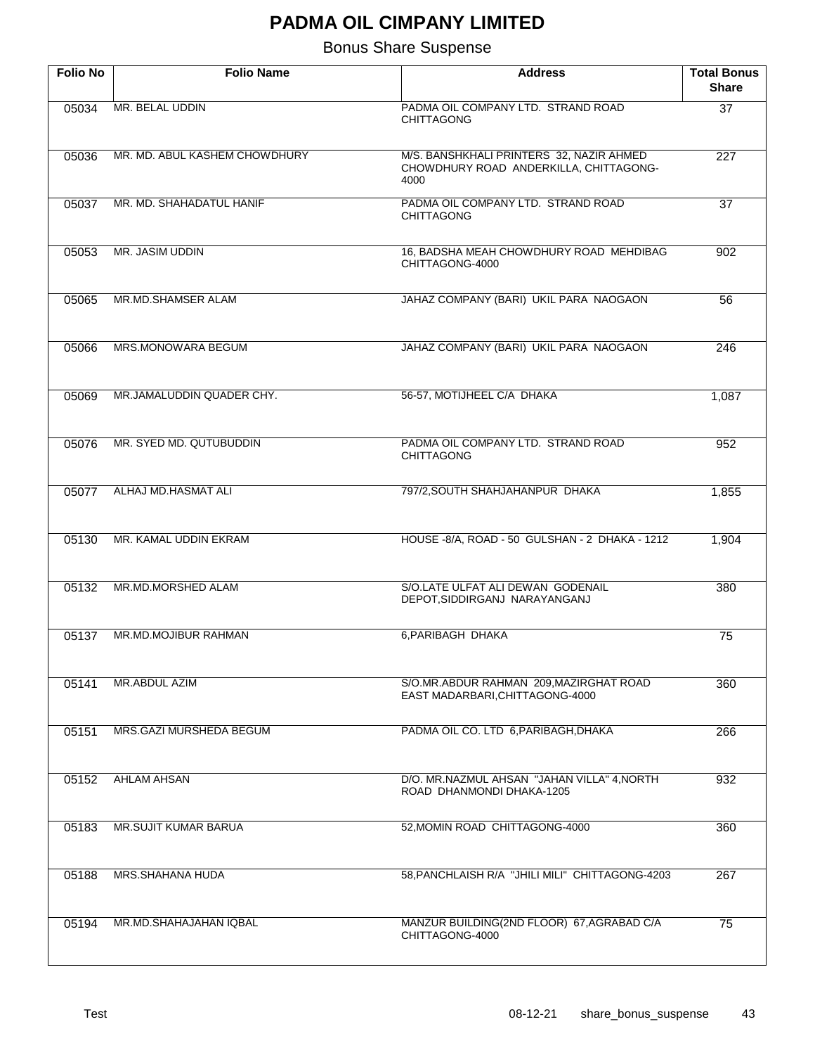# PADMA OIL CIMPANY LIMITED

## Bonus Share Suspense

| Folio No | Folio Name | Address | Total Bonus Share |
|---|---|---|---|
| 05034 | MR. BELAL UDDIN | PADMA OIL COMPANY LTD. STRAND ROAD CHITTAGONG | 37 |
| 05036 | MR. MD. ABUL KASHEM CHOWDHURY | M/S. BANSHKHALI PRINTERS 32, NAZIR AHMED CHOWDHURY ROAD ANDERKILLA, CHITTAGONG-4000 | 227 |
| 05037 | MR. MD. SHAHADATUL HANIF | PADMA OIL COMPANY LTD. STRAND ROAD CHITTAGONG | 37 |
| 05053 | MR. JASIM UDDIN | 16, BADSHA MEAH CHOWDHURY ROAD MEHDIBAG CHITTAGONG-4000 | 902 |
| 05065 | MR.MD.SHAMSER ALAM | JAHAZ COMPANY (BARI) UKIL PARA NAOGAON | 56 |
| 05066 | MRS.MONOWARA BEGUM | JAHAZ COMPANY (BARI) UKIL PARA NAOGAON | 246 |
| 05069 | MR.JAMALUDDIN QUADER CHY. | 56-57, MOTIJHEEL C/A DHAKA | 1,087 |
| 05076 | MR. SYED MD. QUTUBUDDIN | PADMA OIL COMPANY LTD. STRAND ROAD CHITTAGONG | 952 |
| 05077 | ALHAJ MD.HASMAT ALI | 797/2,SOUTH SHAHJAHANPUR DHAKA | 1,855 |
| 05130 | MR. KAMAL UDDIN EKRAM | HOUSE -8/A, ROAD - 50 GULSHAN - 2 DHAKA - 1212 | 1,904 |
| 05132 | MR.MD.MORSHED ALAM | S/O.LATE ULFAT ALI DEWAN GODENAIL DEPOT,SIDDIRGANJ NARAYANGANJ | 380 |
| 05137 | MR.MD.MOJIBUR RAHMAN | 6,PARIBAGH DHAKA | 75 |
| 05141 | MR.ABDUL AZIM | S/O.MR.ABDUR RAHMAN 209,MAZIRGHAT ROAD EAST MADARBARI,CHITTAGONG-4000 | 360 |
| 05151 | MRS.GAZI MURSHEDA BEGUM | PADMA OIL CO. LTD 6,PARIBAGH,DHAKA | 266 |
| 05152 | AHLAM AHSAN | D/O. MR.NAZMUL AHSAN "JAHAN VILLA" 4,NORTH ROAD DHANMONDI DHAKA-1205 | 932 |
| 05183 | MR.SUJIT KUMAR BARUA | 52,MOMIN ROAD CHITTAGONG-4000 | 360 |
| 05188 | MRS.SHAHANA HUDA | 58,PANCHLAISH R/A "JHILI MILI" CHITTAGONG-4203 | 267 |
| 05194 | MR.MD.SHAHAJAHAN IQBAL | MANZUR BUILDING(2ND FLOOR) 67,AGRABAD C/A CHITTAGONG-4000 | 75 |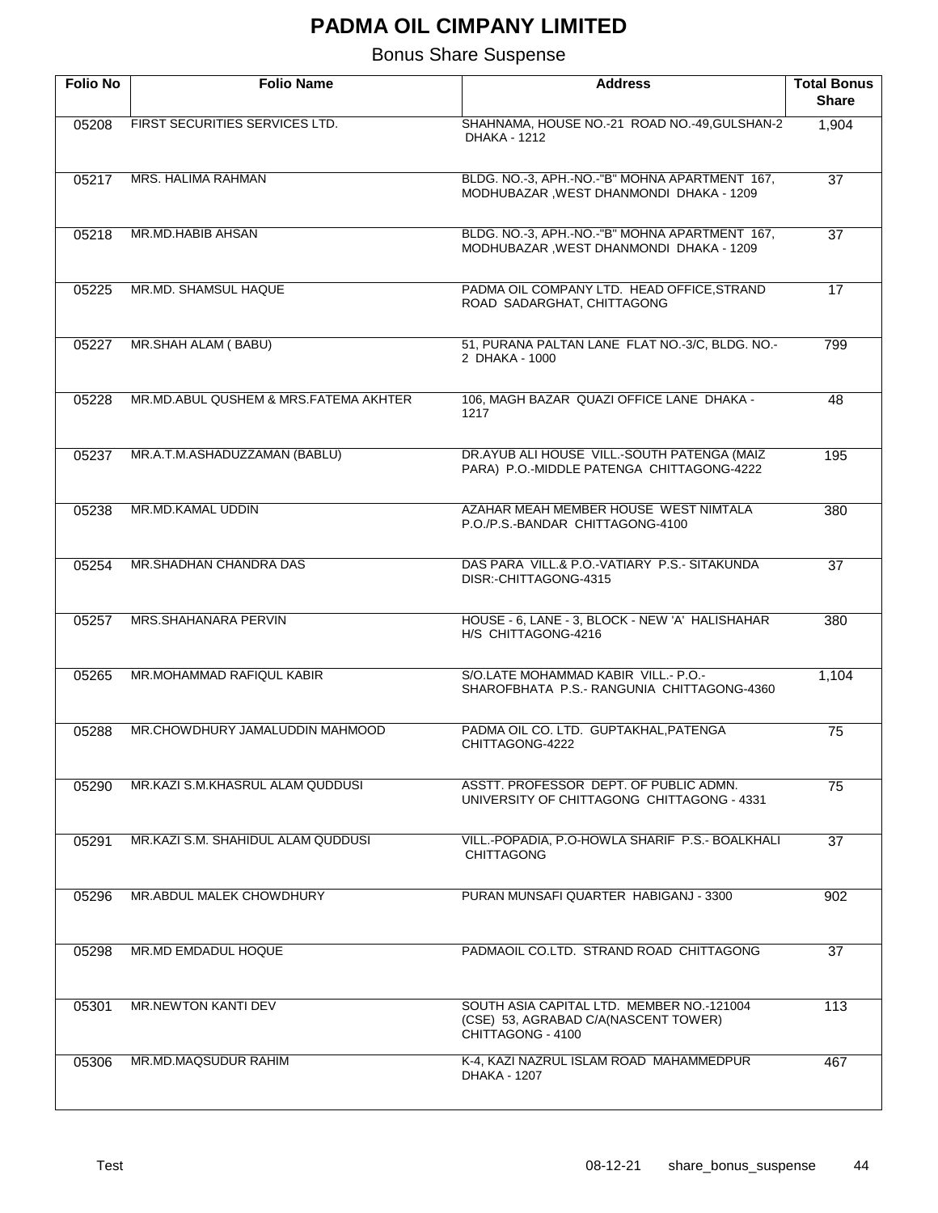# PADMA OIL CIMPANY LIMITED

## Bonus Share Suspense

| Folio No | Folio Name | Address | Total Bonus Share |
|---|---|---|---|
| 05208 | FIRST SECURITIES SERVICES LTD. | SHAHNAMA, HOUSE NO.-21 ROAD NO.-49,GULSHAN-2 DHAKA - 1212 | 1,904 |
| 05217 | MRS. HALIMA RAHMAN | BLDG. NO.-3, APH.-NO.-"B" MOHNA APARTMENT 167, MODHUBAZAR ,WEST DHANMONDI DHAKA - 1209 | 37 |
| 05218 | MR.MD.HABIB AHSAN | BLDG. NO.-3, APH.-NO.-"B" MOHNA APARTMENT 167, MODHUBAZAR ,WEST DHANMONDI DHAKA - 1209 | 37 |
| 05225 | MR.MD. SHAMSUL HAQUE | PADMA OIL COMPANY LTD. HEAD OFFICE,STRAND ROAD SADARGHAT, CHITTAGONG | 17 |
| 05227 | MR.SHAH ALAM ( BABU) | 51, PURANA PALTAN LANE FLAT NO.-3/C, BLDG. NO.-2 DHAKA - 1000 | 799 |
| 05228 | MR.MD.ABUL QUSHEM & MRS.FATEMA AKHTER | 106, MAGH BAZAR QUAZI OFFICE LANE DHAKA - 1217 | 48 |
| 05237 | MR.A.T.M.ASHADUZZAMAN (BABLU) | DR.AYUB ALI HOUSE VILL.-SOUTH PATENGA (MAIZ PARA) P.O.-MIDDLE PATENGA CHITTAGONG-4222 | 195 |
| 05238 | MR.MD.KAMAL UDDIN | AZAHAR MEAH MEMBER HOUSE WEST NIMTALA P.O./P.S.-BANDAR CHITTAGONG-4100 | 380 |
| 05254 | MR.SHADHAN CHANDRA DAS | DAS PARA VILL.& P.O.-VATIARY P.S.- SITAKUNDA DISR:-CHITTAGONG-4315 | 37 |
| 05257 | MRS.SHAHANARA PERVIN | HOUSE - 6, LANE - 3, BLOCK - NEW 'A' HALISHAHAR H/S CHITTAGONG-4216 | 380 |
| 05265 | MR.MOHAMMAD RAFIQUL KABIR | S/O.LATE MOHAMMAD KABIR VILL.- P.O.- SHAROFBHATA P.S.- RANGUNIA CHITTAGONG-4360 | 1,104 |
| 05288 | MR.CHOWDHURY JAMALUDDIN MAHMOOD | PADMA OIL CO. LTD. GUPTAKHAL,PATENGA CHITTAGONG-4222 | 75 |
| 05290 | MR.KAZI S.M.KHASRUL ALAM QUDDUSI | ASSTT. PROFESSOR DEPT. OF PUBLIC ADMN. UNIVERSITY OF CHITTAGONG CHITTAGONG - 4331 | 75 |
| 05291 | MR.KAZI S.M. SHAHIDUL ALAM QUDDUSI | VILL.-POPADIA, P.O-HOWLA SHARIF P.S.- BOALKHALI CHITTAGONG | 37 |
| 05296 | MR.ABDUL MALEK CHOWDHURY | PURAN MUNSAFI QUARTER HABIGANJ - 3300 | 902 |
| 05298 | MR.MD EMDADUL HOQUE | PADMAOIL CO.LTD. STRAND ROAD CHITTAGONG | 37 |
| 05301 | MR.NEWTON KANTI DEV | SOUTH ASIA CAPITAL LTD. MEMBER NO.-121004 (CSE) 53, AGRABAD C/A(NASCENT TOWER) CHITTAGONG - 4100 | 113 |
| 05306 | MR.MD.MAQSUDUR RAHIM | K-4, KAZI NAZRUL ISLAM ROAD MAHAMMEDPUR DHAKA - 1207 | 467 |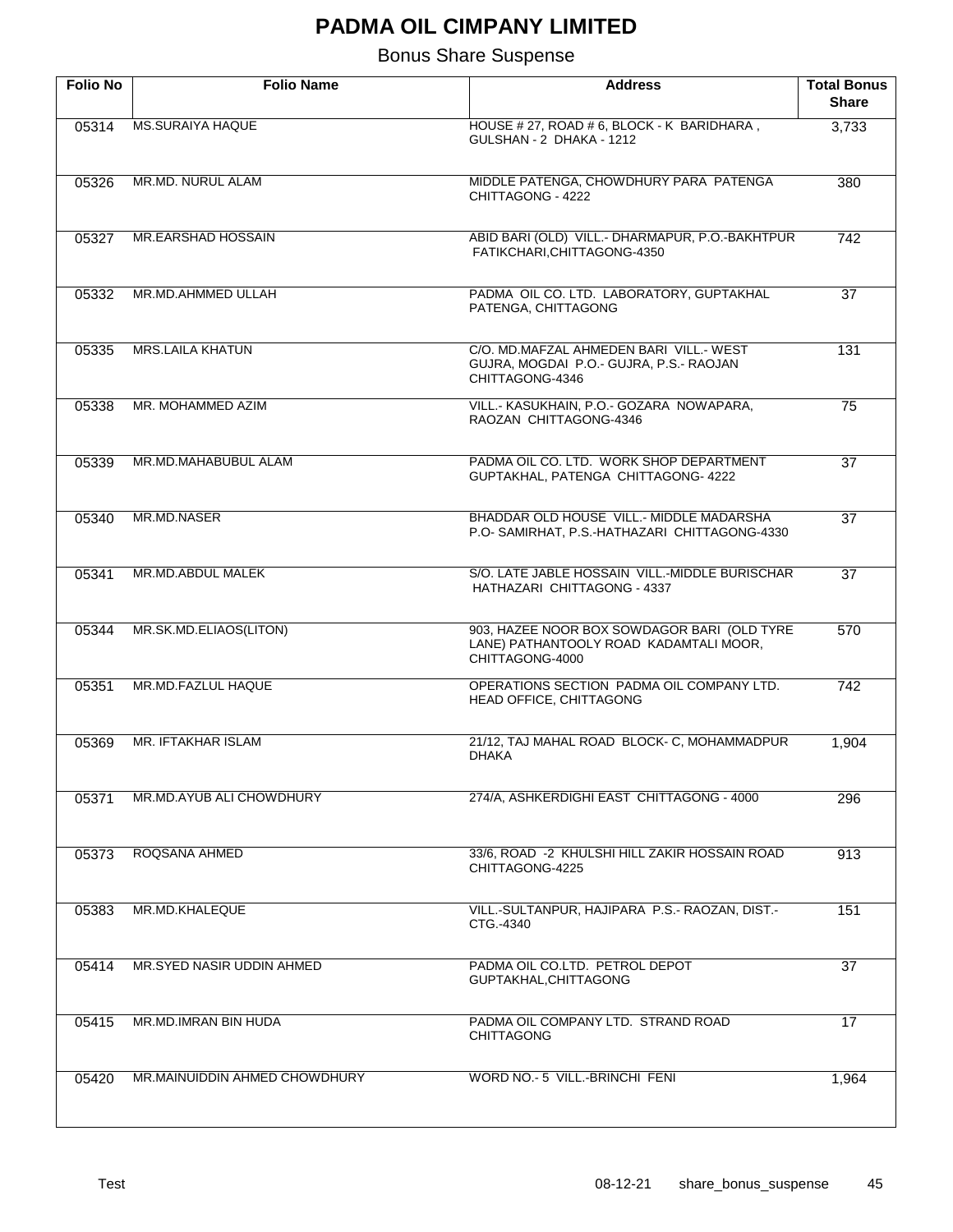# PADMA OIL CIMPANY LIMITED

Bonus Share Suspense

| Folio No | Folio Name | Address | Total Bonus Share |
|---|---|---|---|
| 05314 | MS.SURAIYA HAQUE | HOUSE # 27, ROAD # 6, BLOCK - K BARIDHARA , GULSHAN - 2 DHAKA - 1212 | 3,733 |
| 05326 | MR.MD. NURUL ALAM | MIDDLE PATENGA, CHOWDHURY PARA PATENGA CHITTAGONG - 4222 | 380 |
| 05327 | MR.EARSHAD HOSSAIN | ABID BARI (OLD) VILL.- DHARMAPUR, P.O.-BAKHTPUR FATIKCHARI,CHITTAGONG-4350 | 742 |
| 05332 | MR.MD.AHMMED ULLAH | PADMA OIL CO. LTD. LABORATORY, GUPTAKHAL PATENGA, CHITTAGONG | 37 |
| 05335 | MRS.LAILA KHATUN | C/O. MD.MAFZAL AHMEDEN BARI VILL.- WEST GUJRA, MOGDAI P.O.- GUJRA, P.S.- RAOJAN CHITTAGONG-4346 | 131 |
| 05338 | MR. MOHAMMED AZIM | VILL.- KASUKHAIN, P.O.- GOZARA NOWAPARA, RAOZAN CHITTAGONG-4346 | 75 |
| 05339 | MR.MD.MAHABUBUL ALAM | PADMA OIL CO. LTD. WORK SHOP DEPARTMENT GUPTAKHAL, PATENGA CHITTAGONG- 4222 | 37 |
| 05340 | MR.MD.NASER | BHADDAR OLD HOUSE VILL.- MIDDLE MADARSHA P.O- SAMIRHAT, P.S.-HATHAZARI CHITTAGONG-4330 | 37 |
| 05341 | MR.MD.ABDUL MALEK | S/O. LATE JABLE HOSSAIN VILL.-MIDDLE BURISCHAR HATHAZARI CHITTAGONG - 4337 | 37 |
| 05344 | MR.SK.MD.ELIAOS(LITON) | 903, HAZEE NOOR BOX SOWDAGOR BARI (OLD TYRE LANE) PATHANTOOLY ROAD KADAMTALI MOOR, CHITTAGONG-4000 | 570 |
| 05351 | MR.MD.FAZLUL HAQUE | OPERATIONS SECTION PADMA OIL COMPANY LTD. HEAD OFFICE, CHITTAGONG | 742 |
| 05369 | MR. IFTAKHAR ISLAM | 21/12, TAJ MAHAL ROAD BLOCK- C, MOHAMMADPUR DHAKA | 1,904 |
| 05371 | MR.MD.AYUB ALI CHOWDHURY | 274/A, ASHKERDIGHI EAST CHITTAGONG - 4000 | 296 |
| 05373 | ROQSANA AHMED | 33/6, ROAD -2 KHULSHI HILL ZAKIR HOSSAIN ROAD CHITTAGONG-4225 | 913 |
| 05383 | MR.MD.KHALEQUE | VILL.-SULTANPUR, HAJIPARA P.S.- RAOZAN, DIST.- CTG.-4340 | 151 |
| 05414 | MR.SYED NASIR UDDIN AHMED | PADMA OIL CO.LTD. PETROL DEPOT GUPTAKHAL,CHITTAGONG | 37 |
| 05415 | MR.MD.IMRAN BIN HUDA | PADMA OIL COMPANY LTD. STRAND ROAD CHITTAGONG | 17 |
| 05420 | MR.MAINUIDDIN AHMED CHOWDHURY | WORD NO.- 5 VILL.-BRINCHI FENI | 1,964 |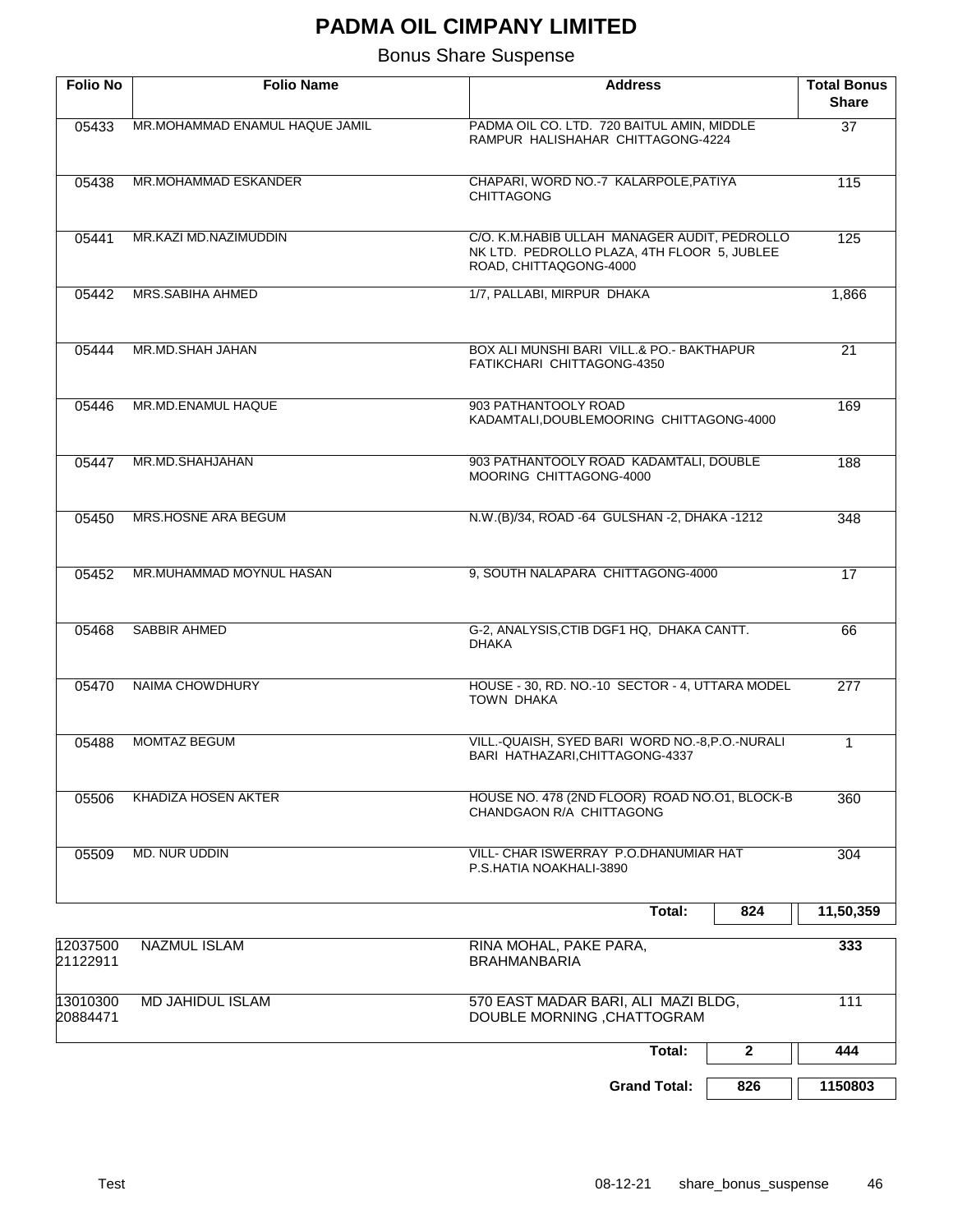# PADMA OIL CIMPANY LIMITED

Bonus Share Suspense

| Folio No | Folio Name | Address | | Total Bonus Share |
|---|---|---|---|---|
| 05433 | MR.MOHAMMAD ENAMUL HAQUE JAMIL | PADMA OIL CO. LTD. 720 BAITUL AMIN, MIDDLE RAMPUR HALISHAHAR CHITTAGONG-4224 | | 37 |
| 05438 | MR.MOHAMMAD ESKANDER | CHAPARI, WORD NO.-7 KALARPOLE,PATIYA CHITTAGONG | | 115 |
| 05441 | MR.KAZI MD.NAZIMUDDIN | C/O. K.M.HABIB ULLAH MANAGER AUDIT, PEDROLLO NK LTD. PEDROLLO PLAZA, 4TH FLOOR 5, JUBLEE ROAD, CHITTAQGONG-4000 | | 125 |
| 05442 | MRS.SABIHA AHMED | 1/7, PALLABI, MIRPUR DHAKA | | 1,866 |
| 05444 | MR.MD.SHAH JAHAN | BOX ALI MUNSHI BARI VILL.& PO.- BAKTHAPUR FATIKCHARI CHITTAGONG-4350 | | 21 |
| 05446 | MR.MD.ENAMUL HAQUE | 903 PATHANTOOLY ROAD KADAMTALI,DOUBLEMOORING CHITTAGONG-4000 | | 169 |
| 05447 | MR.MD.SHAHJAHAN | 903 PATHANTOOLY ROAD KADAMTALI, DOUBLE MOORING CHITTAGONG-4000 | | 188 |
| 05450 | MRS.HOSNE ARA BEGUM | N.W.(B)/34, ROAD -64 GULSHAN -2, DHAKA -1212 | | 348 |
| 05452 | MR.MUHAMMAD MOYNUL HASAN | 9, SOUTH NALAPARA CHITTAGONG-4000 | | 17 |
| 05468 | SABBIR AHMED | G-2, ANALYSIS,CTIB DGF1 HQ, DHAKA CANTT. DHAKA | | 66 |
| 05470 | NAIMA CHOWDHURY | HOUSE - 30, RD. NO.-10 SECTOR - 4, UTTARA MODEL TOWN DHAKA | | 277 |
| 05488 | MOMTAZ BEGUM | VILL.-QUAISH, SYED BARI WORD NO.-8,P.O.-NURALI BARI HATHAZARI,CHITTAGONG-4337 | | 1 |
| 05506 | KHADIZA HOSEN AKTER | HOUSE NO. 478 (2ND FLOOR) ROAD NO.O1, BLOCK-B CHANDGAON R/A CHITTAGONG | | 360 |
| 05509 | MD. NUR UDDIN | VILL- CHAR ISWERRAY P.O.DHANUMIAR HAT P.S.HATIA NOAKHALI-3890 | | 304 |
| | | **Total:** | **824** | **11,50,359** |
| 12037500 21122911 | NAZMUL ISLAM | RINA MOHAL, PAKE PARA, BRAHMANBARIA | | **333** |
| 13010300 20884471 | MD JAHIDUL ISLAM | 570 EAST MADAR BARI, ALI MAZI BLDG, DOUBLE MORNING ,CHATTOGRAM | | 111 |
| | | **Total:** | **2** | **444** |
| | | **Grand Total:** | **826** | **1150803** |

Test 08-12-21 share_bonus_suspense